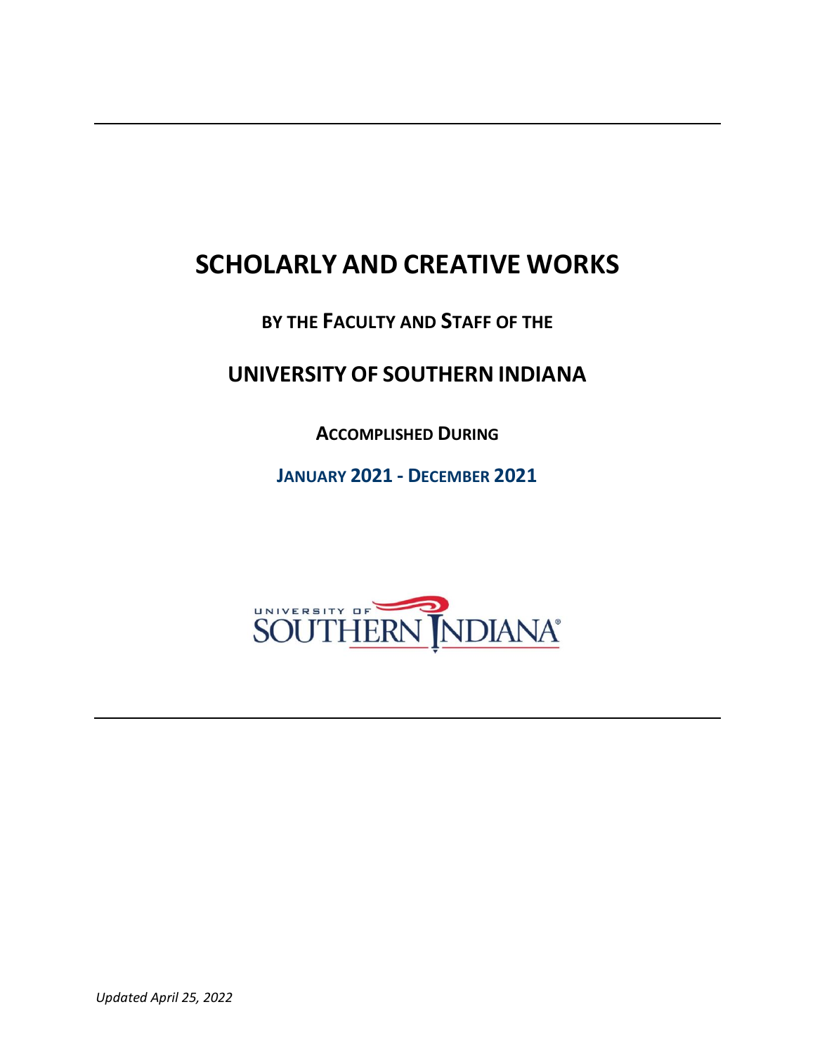# SCHOLARLY AND CREATIVE WORKS

## BY THE FACULTY AND STAFF OF THE

## UNIVERSITY OF SOUTHERN INDIANA

### ACCOMPLISHED DURING

### JANUARY 2021 - DECEMBER 2021

*Updated April 25, 2022*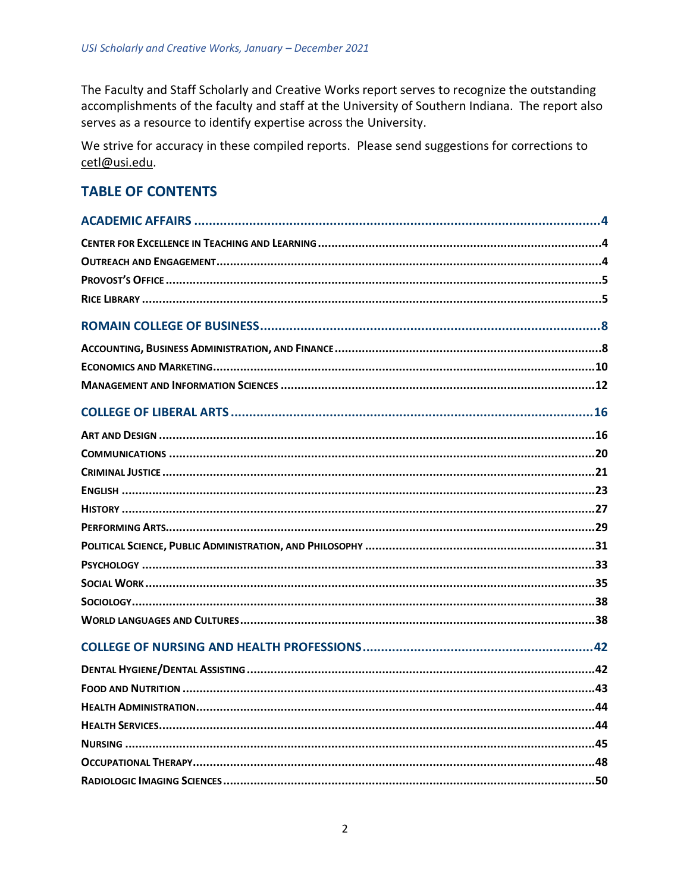The Faculty and Staff Scholarly and Creative Works report serves to recognize the outstanding accomplishments of the faculty and staff at the University of Southern Indiana. The report also serves as a resource to identify expertise across the University.

We strive for accuracy in these compiled reports. Please send suggestions for corrections to cetl@usi.edu.

## TABLE OF CONTENTS

**ACADEMIC AFFAIRS** .......... 4

- CENTER FOR EXCELLENCE IN TEACHING AND LEARNING .......... 4
- OUTREACH AND ENGAGEMENT .......... 4
- PROVOST'S OFFICE .......... 5
- RICE LIBRARY .......... 5

**ROMAIN COLLEGE OF BUSINESS** .......... 8

- ACCOUNTING, BUSINESS ADMINISTRATION, AND FINANCE .......... 8
- ECONOMICS AND MARKETING .......... 10
- MANAGEMENT AND INFORMATION SCIENCES .......... 12

**COLLEGE OF LIBERAL ARTS** .......... 16

- ART AND DESIGN .......... 16
- COMMUNICATIONS .......... 20
- CRIMINAL JUSTICE .......... 21
- ENGLISH .......... 23
- HISTORY .......... 27
- PERFORMING ARTS .......... 29
- POLITICAL SCIENCE, PUBLIC ADMINISTRATION, AND PHILOSOPHY .......... 31
- PSYCHOLOGY .......... 33
- SOCIAL WORK .......... 35
- SOCIOLOGY .......... 38
- WORLD LANGUAGES AND CULTURES .......... 38

**COLLEGE OF NURSING AND HEALTH PROFESSIONS** .......... 42

- DENTAL HYGIENE/DENTAL ASSISTING .......... 42
- FOOD AND NUTRITION .......... 43
- HEALTH ADMINISTRATION .......... 44
- HEALTH SERVICES .......... 44
- NURSING .......... 45
- OCCUPATIONAL THERAPY .......... 48
- RADIOLOGIC IMAGING SCIENCES .......... 50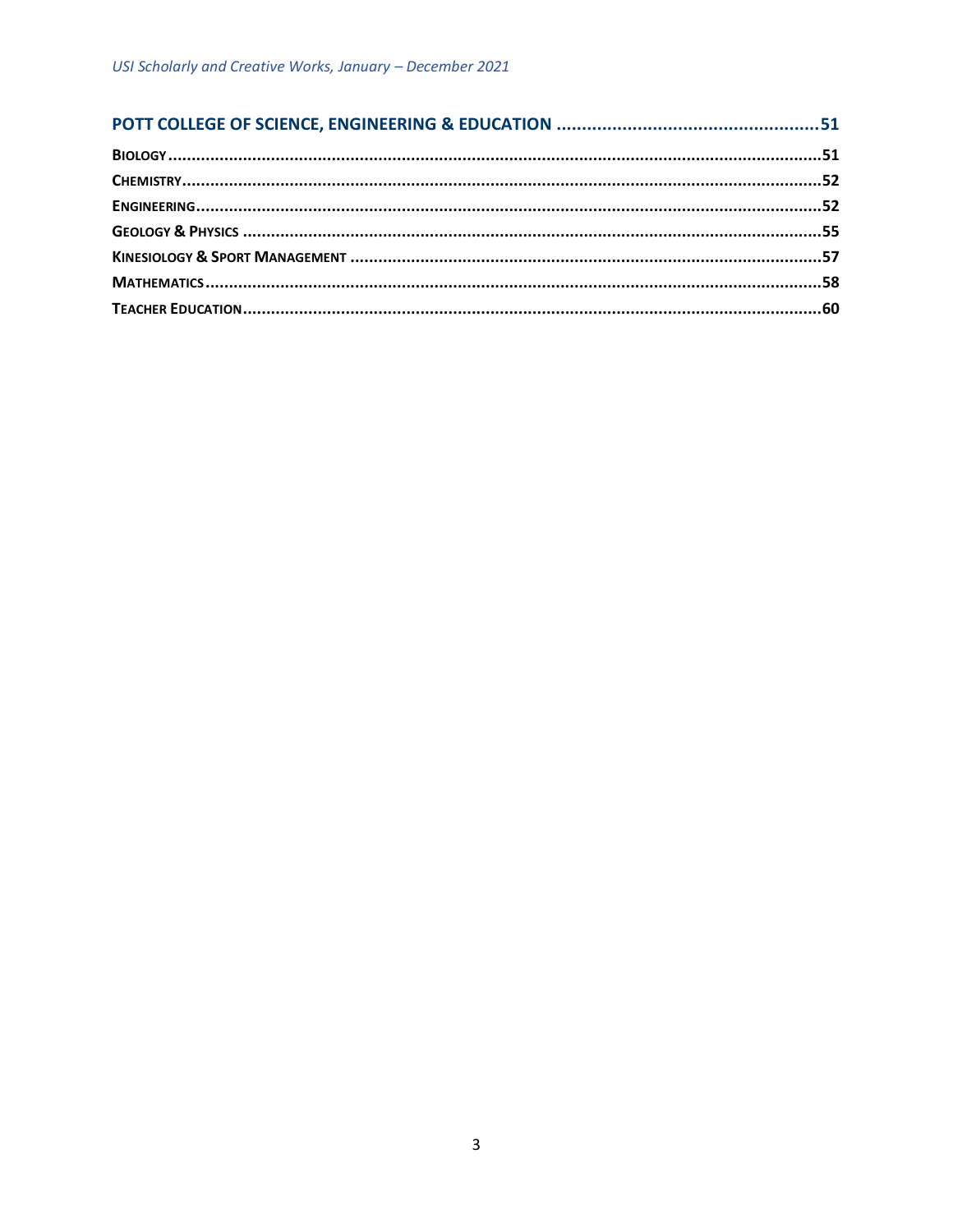**POTT COLLEGE OF SCIENCE, ENGINEERING & EDUCATION .................................................... 51**

**BIOLOGY ........................................................................................................................................ 51**

**CHEMISTRY..................................................................................................................................... 52**

**ENGINEERING.................................................................................................................................. 52**

**GEOLOGY & PHYSICS ...................................................................................................................... 55**

**KINESIOLOGY & SPORT MANAGEMENT ............................................................................................ 57**

**MATHEMATICS................................................................................................................................ 58**

**TEACHER EDUCATION...................................................................................................................... 60**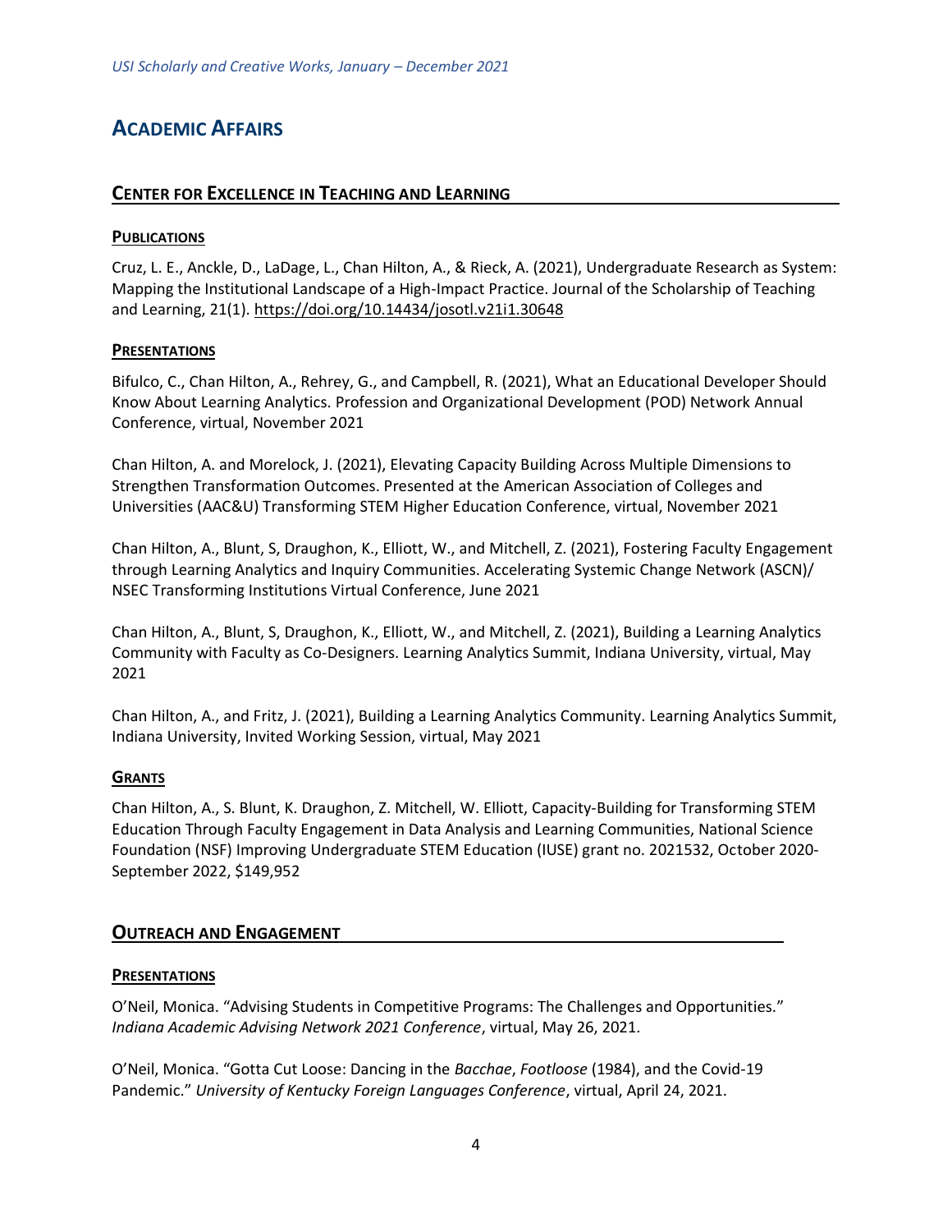# ACADEMIC AFFAIRS

## CENTER FOR EXCELLENCE IN TEACHING AND LEARNING

### PUBLICATIONS

Cruz, L. E., Anckle, D., LaDage, L., Chan Hilton, A., & Rieck, A. (2021), Undergraduate Research as System: Mapping the Institutional Landscape of a High-Impact Practice. Journal of the Scholarship of Teaching and Learning, 21(1). https://doi.org/10.14434/josotl.v21i1.30648

### PRESENTATIONS

Bifulco, C., Chan Hilton, A., Rehrey, G., and Campbell, R. (2021), What an Educational Developer Should Know About Learning Analytics. Profession and Organizational Development (POD) Network Annual Conference, virtual, November 2021

Chan Hilton, A. and Morelock, J. (2021), Elevating Capacity Building Across Multiple Dimensions to Strengthen Transformation Outcomes. Presented at the American Association of Colleges and Universities (AAC&U) Transforming STEM Higher Education Conference, virtual, November 2021

Chan Hilton, A., Blunt, S, Draughon, K., Elliott, W., and Mitchell, Z. (2021), Fostering Faculty Engagement through Learning Analytics and Inquiry Communities. Accelerating Systemic Change Network (ASCN)/ NSEC Transforming Institutions Virtual Conference, June 2021

Chan Hilton, A., Blunt, S, Draughon, K., Elliott, W., and Mitchell, Z. (2021), Building a Learning Analytics Community with Faculty as Co-Designers. Learning Analytics Summit, Indiana University, virtual, May 2021

Chan Hilton, A., and Fritz, J. (2021), Building a Learning Analytics Community. Learning Analytics Summit, Indiana University, Invited Working Session, virtual, May 2021

### GRANTS

Chan Hilton, A., S. Blunt, K. Draughon, Z. Mitchell, W. Elliott, Capacity-Building for Transforming STEM Education Through Faculty Engagement in Data Analysis and Learning Communities, National Science Foundation (NSF) Improving Undergraduate STEM Education (IUSE) grant no. 2021532, October 2020-September 2022, $149,952

## OUTREACH AND ENGAGEMENT

### PRESENTATIONS

O'Neil, Monica. "Advising Students in Competitive Programs: The Challenges and Opportunities." *Indiana Academic Advising Network 2021 Conference*, virtual, May 26, 2021.

O'Neil, Monica. "Gotta Cut Loose: Dancing in the *Bacchae*, *Footloose* (1984), and the Covid-19 Pandemic." *University of Kentucky Foreign Languages Conference*, virtual, April 24, 2021.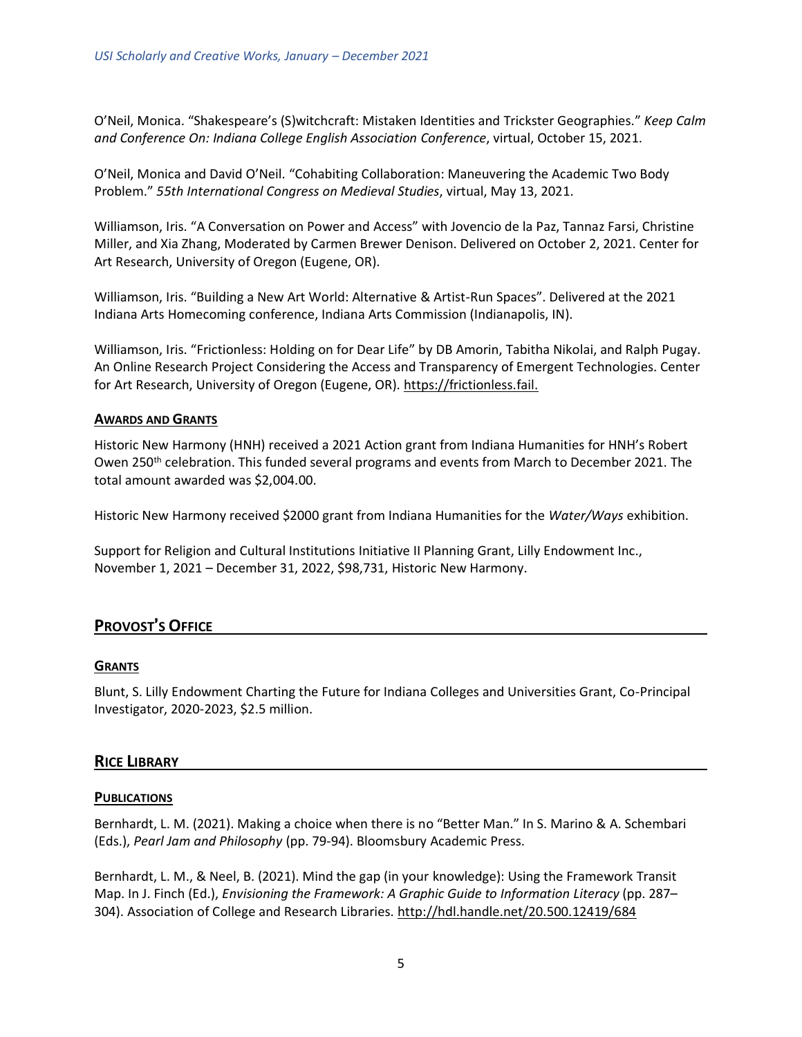O'Neil, Monica. "Shakespeare's (S)witchcraft: Mistaken Identities and Trickster Geographies." *Keep Calm and Conference On: Indiana College English Association Conference*, virtual, October 15, 2021.

O'Neil, Monica and David O'Neil. "Cohabiting Collaboration: Maneuvering the Academic Two Body Problem." *55th International Congress on Medieval Studies*, virtual, May 13, 2021.

Williamson, Iris. "A Conversation on Power and Access" with Jovencio de la Paz, Tannaz Farsi, Christine Miller, and Xia Zhang, Moderated by Carmen Brewer Denison. Delivered on October 2, 2021. Center for Art Research, University of Oregon (Eugene, OR).

Williamson, Iris. "Building a New Art World: Alternative & Artist-Run Spaces". Delivered at the 2021 Indiana Arts Homecoming conference, Indiana Arts Commission (Indianapolis, IN).

Williamson, Iris. "Frictionless: Holding on for Dear Life" by DB Amorin, Tabitha Nikolai, and Ralph Pugay. An Online Research Project Considering the Access and Transparency of Emergent Technologies. Center for Art Research, University of Oregon (Eugene, OR). https://frictionless.fail.

### AWARDS AND GRANTS

Historic New Harmony (HNH) received a 2021 Action grant from Indiana Humanities for HNH's Robert Owen 250th celebration. This funded several programs and events from March to December 2021. The total amount awarded was $2,004.00.

Historic New Harmony received $2000 grant from Indiana Humanities for the *Water/Ways* exhibition.

Support for Religion and Cultural Institutions Initiative II Planning Grant, Lilly Endowment Inc., November 1, 2021 – December 31, 2022, $98,731, Historic New Harmony.

## PROVOST'S OFFICE

### GRANTS

Blunt, S. Lilly Endowment Charting the Future for Indiana Colleges and Universities Grant, Co-Principal Investigator, 2020-2023, $2.5 million.

## RICE LIBRARY

### PUBLICATIONS

Bernhardt, L. M. (2021). Making a choice when there is no "Better Man." In S. Marino & A. Schembari (Eds.), *Pearl Jam and Philosophy* (pp. 79-94). Bloomsbury Academic Press.

Bernhardt, L. M., & Neel, B. (2021). Mind the gap (in your knowledge): Using the Framework Transit Map. In J. Finch (Ed.), *Envisioning the Framework: A Graphic Guide to Information Literacy* (pp. 287–304). Association of College and Research Libraries. http://hdl.handle.net/20.500.12419/684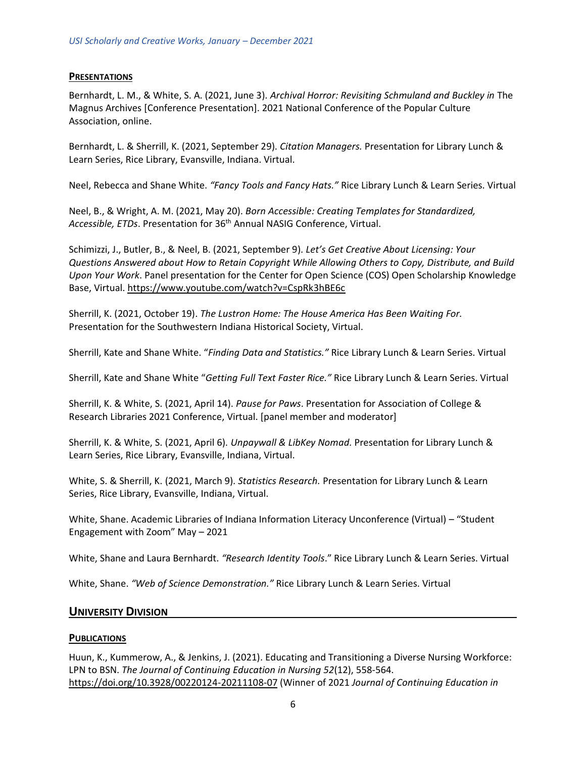### PRESENTATIONS

Bernhardt, L. M., & White, S. A. (2021, June 3). *Archival Horror: Revisiting Schmuland and Buckley in* The Magnus Archives [Conference Presentation]. 2021 National Conference of the Popular Culture Association, online.

Bernhardt, L. & Sherrill, K. (2021, September 29). *Citation Managers.* Presentation for Library Lunch & Learn Series, Rice Library, Evansville, Indiana. Virtual.

Neel, Rebecca and Shane White. *"Fancy Tools and Fancy Hats."* Rice Library Lunch & Learn Series. Virtual

Neel, B., & Wright, A. M. (2021, May 20). *Born Accessible: Creating Templates for Standardized, Accessible, ETDs*. Presentation for 36th Annual NASIG Conference, Virtual.

Schimizzi, J., Butler, B., & Neel, B. (2021, September 9). *Let's Get Creative About Licensing: Your Questions Answered about How to Retain Copyright While Allowing Others to Copy, Distribute, and Build Upon Your Work*. Panel presentation for the Center for Open Science (COS) Open Scholarship Knowledge Base, Virtual. https://www.youtube.com/watch?v=CspRk3hBE6c

Sherrill, K. (2021, October 19). *The Lustron Home: The House America Has Been Waiting For.* Presentation for the Southwestern Indiana Historical Society, Virtual.

Sherrill, Kate and Shane White. "*Finding Data and Statistics."* Rice Library Lunch & Learn Series. Virtual

Sherrill, Kate and Shane White "*Getting Full Text Faster Rice."* Rice Library Lunch & Learn Series. Virtual

Sherrill, K. & White, S. (2021, April 14). *Pause for Paws*. Presentation for Association of College & Research Libraries 2021 Conference, Virtual. [panel member and moderator]

Sherrill, K. & White, S. (2021, April 6). *Unpaywall & LibKey Nomad.* Presentation for Library Lunch & Learn Series, Rice Library, Evansville, Indiana, Virtual.

White, S. & Sherrill, K. (2021, March 9). *Statistics Research.* Presentation for Library Lunch & Learn Series, Rice Library, Evansville, Indiana, Virtual.

White, Shane. Academic Libraries of Indiana Information Literacy Unconference (Virtual) – "Student Engagement with Zoom" May – 2021

White, Shane and Laura Bernhardt. *"Research Identity Tools*." Rice Library Lunch & Learn Series. Virtual

White, Shane. *"Web of Science Demonstration."* Rice Library Lunch & Learn Series. Virtual

## UNIVERSITY DIVISION

### PUBLICATIONS

Huun, K., Kummerow, A., & Jenkins, J. (2021). Educating and Transitioning a Diverse Nursing Workforce: LPN to BSN. *The Journal of Continuing Education in Nursing 52*(12), 558-564. https://doi.org/10.3928/00220124-20211108-07 (Winner of 2021 *Journal of Continuing Education in*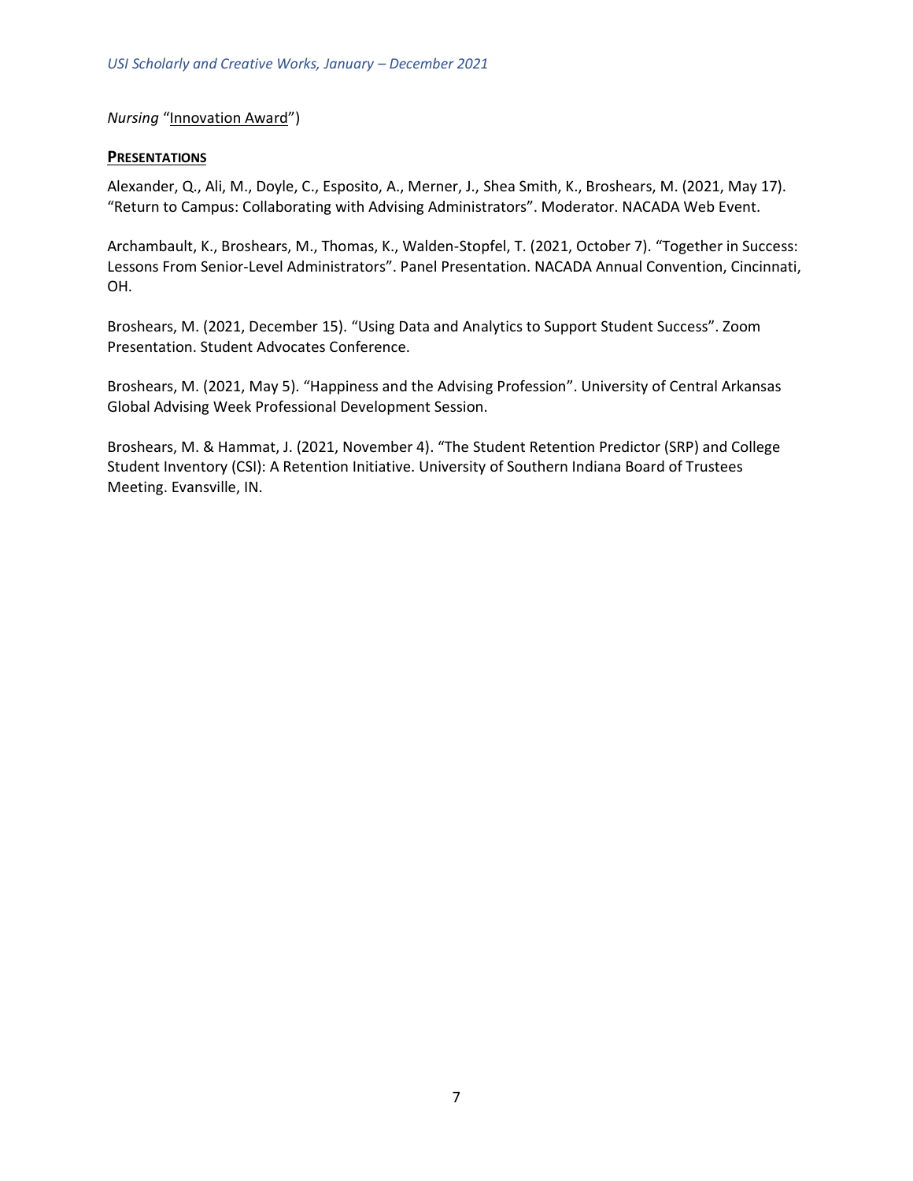*Nursing* "Innovation Award")

## **PRESENTATIONS**

Alexander, Q., Ali, M., Doyle, C., Esposito, A., Merner, J., Shea Smith, K., Broshears, M. (2021, May 17). "Return to Campus: Collaborating with Advising Administrators". Moderator. NACADA Web Event.

Archambault, K., Broshears, M., Thomas, K., Walden-Stopfel, T. (2021, October 7). "Together in Success: Lessons From Senior-Level Administrators". Panel Presentation. NACADA Annual Convention, Cincinnati, OH.

Broshears, M. (2021, December 15). "Using Data and Analytics to Support Student Success". Zoom Presentation. Student Advocates Conference.

Broshears, M. (2021, May 5). "Happiness and the Advising Profession". University of Central Arkansas Global Advising Week Professional Development Session.

Broshears, M. & Hammat, J. (2021, November 4). "The Student Retention Predictor (SRP) and College Student Inventory (CSI): A Retention Initiative. University of Southern Indiana Board of Trustees Meeting. Evansville, IN.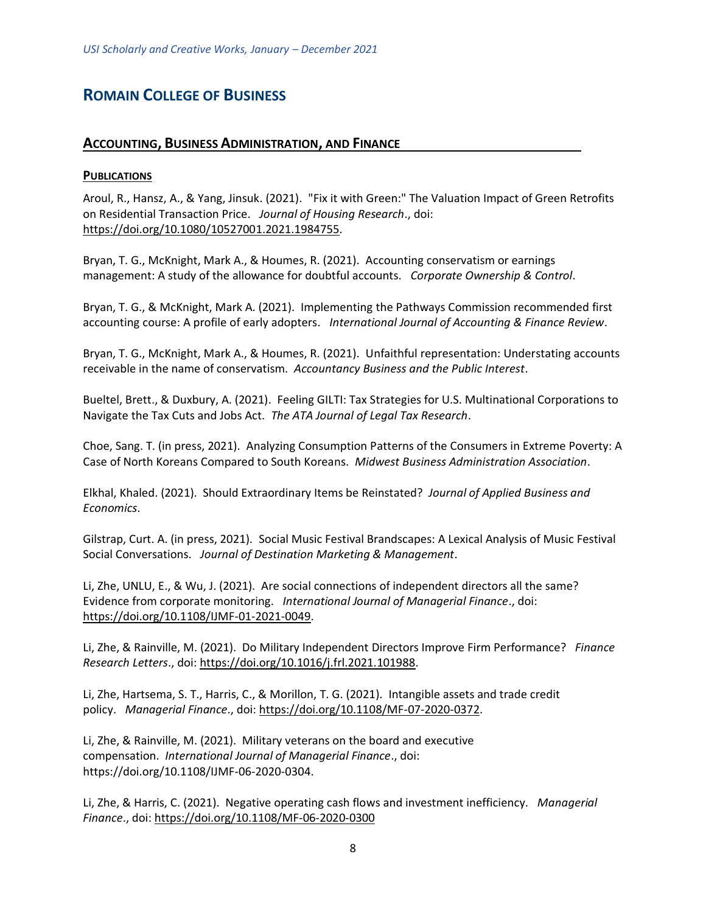# ROMAIN COLLEGE OF BUSINESS

## ACCOUNTING, BUSINESS ADMINISTRATION, AND FINANCE

### PUBLICATIONS

Aroul, R., Hansz, A., & Yang, Jinsuk. (2021). "Fix it with Green:" The Valuation Impact of Green Retrofits on Residential Transaction Price. *Journal of Housing Research*., doi: https://doi.org/10.1080/10527001.2021.1984755.

Bryan, T. G., McKnight, Mark A., & Houmes, R. (2021). Accounting conservatism or earnings management: A study of the allowance for doubtful accounts. *Corporate Ownership & Control*.

Bryan, T. G., & McKnight, Mark A. (2021). Implementing the Pathways Commission recommended first accounting course: A profile of early adopters. *International Journal of Accounting & Finance Review*.

Bryan, T. G., McKnight, Mark A., & Houmes, R. (2021). Unfaithful representation: Understating accounts receivable in the name of conservatism. *Accountancy Business and the Public Interest*.

Bueltel, Brett., & Duxbury, A. (2021). Feeling GILTI: Tax Strategies for U.S. Multinational Corporations to Navigate the Tax Cuts and Jobs Act. *The ATA Journal of Legal Tax Research*.

Choe, Sang. T. (in press, 2021). Analyzing Consumption Patterns of the Consumers in Extreme Poverty: A Case of North Koreans Compared to South Koreans. *Midwest Business Administration Association*.

Elkhal, Khaled. (2021). Should Extraordinary Items be Reinstated? *Journal of Applied Business and Economics*.

Gilstrap, Curt. A. (in press, 2021). Social Music Festival Brandscapes: A Lexical Analysis of Music Festival Social Conversations. *Journal of Destination Marketing & Management*.

Li, Zhe, UNLU, E., & Wu, J. (2021). Are social connections of independent directors all the same? Evidence from corporate monitoring. *International Journal of Managerial Finance*., doi: https://doi.org/10.1108/IJMF-01-2021-0049.

Li, Zhe, & Rainville, M. (2021). Do Military Independent Directors Improve Firm Performance? *Finance Research Letters*., doi: https://doi.org/10.1016/j.frl.2021.101988.

Li, Zhe, Hartsema, S. T., Harris, C., & Morillon, T. G. (2021). Intangible assets and trade credit policy. *Managerial Finance*., doi: https://doi.org/10.1108/MF-07-2020-0372.

Li, Zhe, & Rainville, M. (2021). Military veterans on the board and executive compensation. *International Journal of Managerial Finance*., doi: https://doi.org/10.1108/IJMF-06-2020-0304.

Li, Zhe, & Harris, C. (2021). Negative operating cash flows and investment inefficiency. *Managerial Finance*., doi: https://doi.org/10.1108/MF-06-2020-0300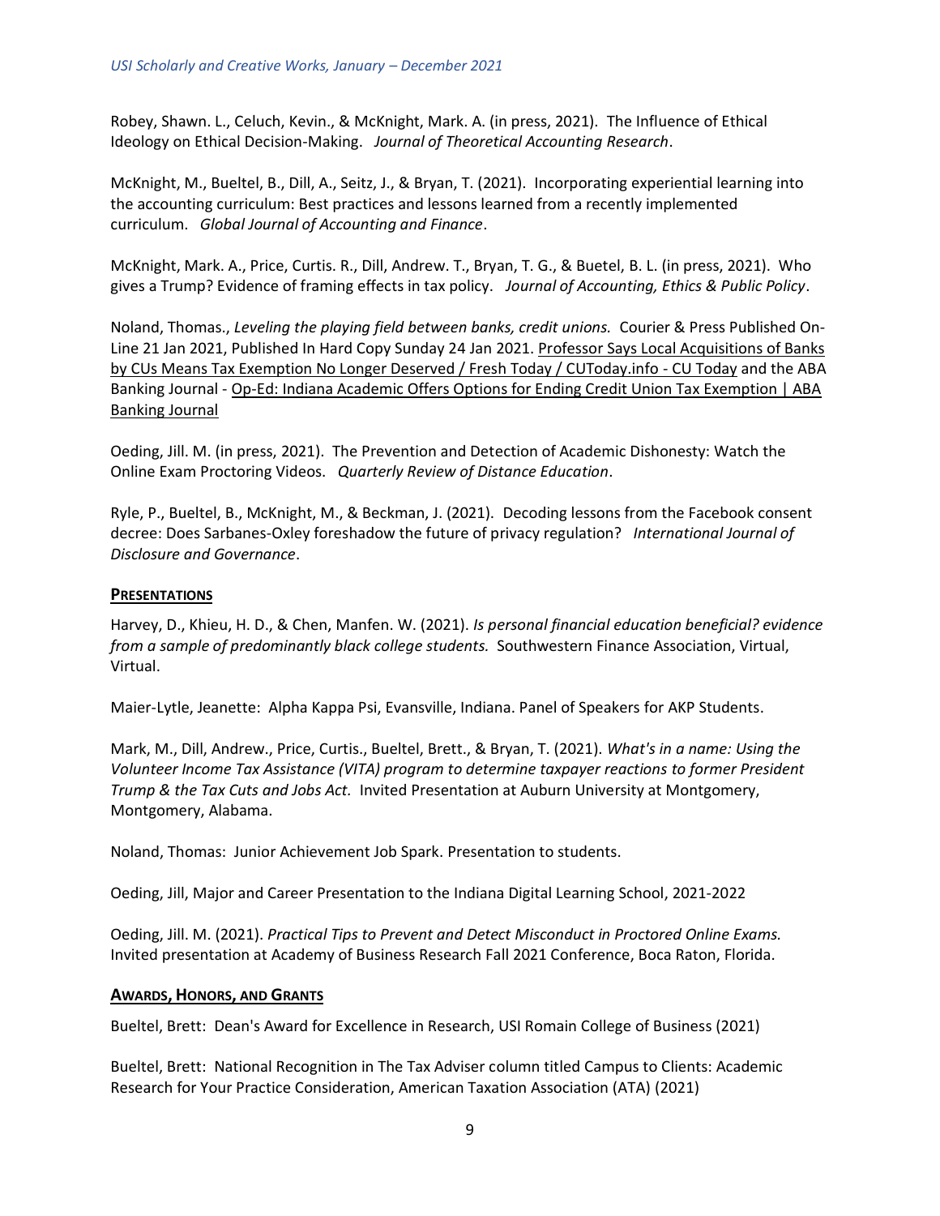Robey, Shawn. L., Celuch, Kevin., & McKnight, Mark. A. (in press, 2021). The Influence of Ethical Ideology on Ethical Decision-Making. *Journal of Theoretical Accounting Research*.

McKnight, M., Bueltel, B., Dill, A., Seitz, J., & Bryan, T. (2021). Incorporating experiential learning into the accounting curriculum: Best practices and lessons learned from a recently implemented curriculum. *Global Journal of Accounting and Finance*.

McKnight, Mark. A., Price, Curtis. R., Dill, Andrew. T., Bryan, T. G., & Buetel, B. L. (in press, 2021). Who gives a Trump? Evidence of framing effects in tax policy. *Journal of Accounting, Ethics & Public Policy*.

Noland, Thomas., *Leveling the playing field between banks, credit unions.* Courier & Press Published On-Line 21 Jan 2021, Published In Hard Copy Sunday 24 Jan 2021. Professor Says Local Acquisitions of Banks by CUs Means Tax Exemption No Longer Deserved / Fresh Today / CUToday.info - CU Today and the ABA Banking Journal - Op-Ed: Indiana Academic Offers Options for Ending Credit Union Tax Exemption | ABA Banking Journal

Oeding, Jill. M. (in press, 2021). The Prevention and Detection of Academic Dishonesty: Watch the Online Exam Proctoring Videos. *Quarterly Review of Distance Education*.

Ryle, P., Bueltel, B., McKnight, M., & Beckman, J. (2021). Decoding lessons from the Facebook consent decree: Does Sarbanes-Oxley foreshadow the future of privacy regulation? *International Journal of Disclosure and Governance*.

## PRESENTATIONS

Harvey, D., Khieu, H. D., & Chen, Manfen. W. (2021). *Is personal financial education beneficial? evidence from a sample of predominantly black college students.* Southwestern Finance Association, Virtual, Virtual.

Maier-Lytle, Jeanette: Alpha Kappa Psi, Evansville, Indiana. Panel of Speakers for AKP Students.

Mark, M., Dill, Andrew., Price, Curtis., Bueltel, Brett., & Bryan, T. (2021). *What's in a name: Using the Volunteer Income Tax Assistance (VITA) program to determine taxpayer reactions to former President Trump & the Tax Cuts and Jobs Act.* Invited Presentation at Auburn University at Montgomery, Montgomery, Alabama.

Noland, Thomas: Junior Achievement Job Spark. Presentation to students.

Oeding, Jill, Major and Career Presentation to the Indiana Digital Learning School, 2021-2022

Oeding, Jill. M. (2021). *Practical Tips to Prevent and Detect Misconduct in Proctored Online Exams.* Invited presentation at Academy of Business Research Fall 2021 Conference, Boca Raton, Florida.

## AWARDS, HONORS, AND GRANTS

Bueltel, Brett: Dean's Award for Excellence in Research, USI Romain College of Business (2021)

Bueltel, Brett: National Recognition in The Tax Adviser column titled Campus to Clients: Academic Research for Your Practice Consideration, American Taxation Association (ATA) (2021)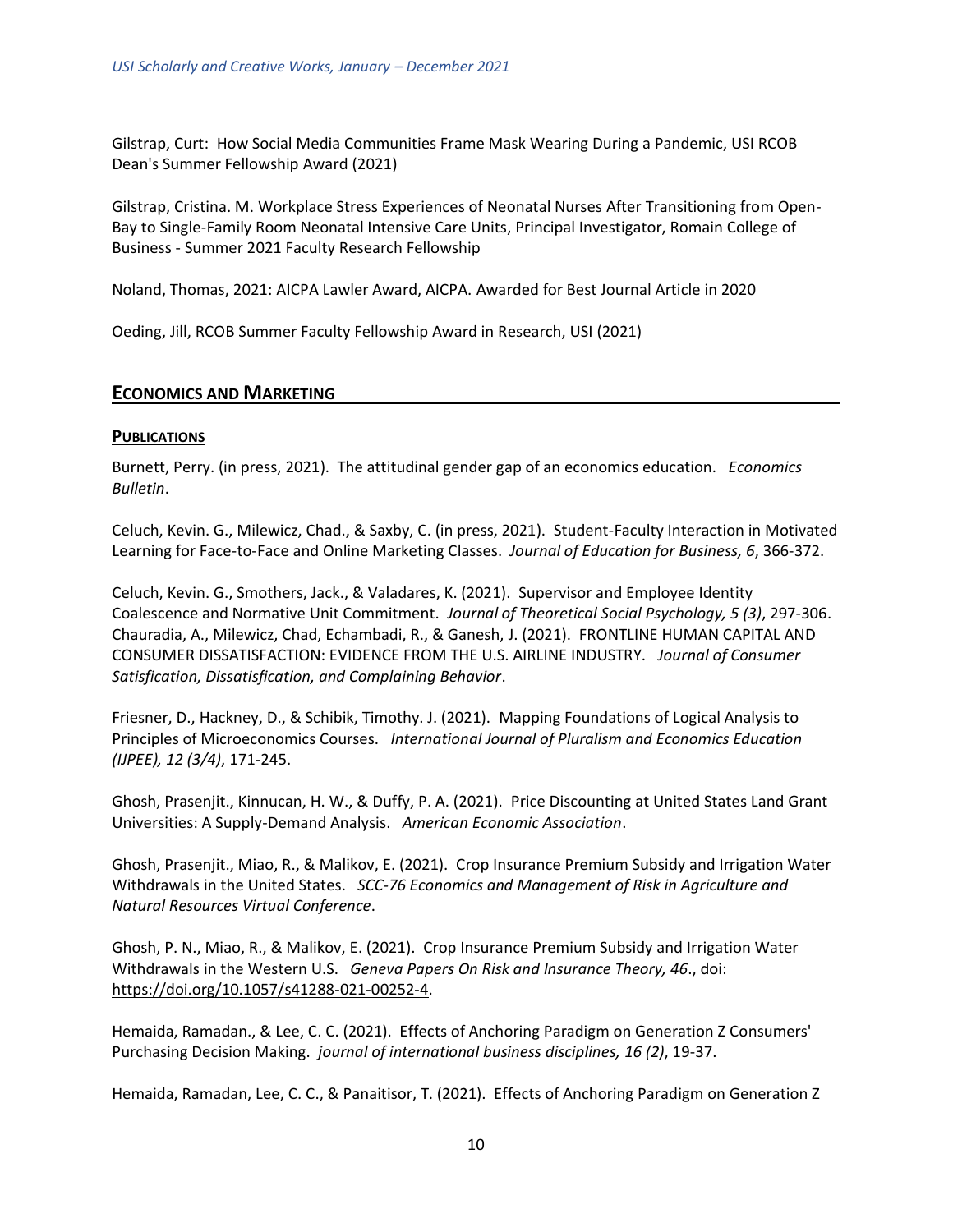Gilstrap, Curt: How Social Media Communities Frame Mask Wearing During a Pandemic, USI RCOB Dean's Summer Fellowship Award (2021)

Gilstrap, Cristina. M. Workplace Stress Experiences of Neonatal Nurses After Transitioning from Open-Bay to Single-Family Room Neonatal Intensive Care Units, Principal Investigator, Romain College of Business - Summer 2021 Faculty Research Fellowship

Noland, Thomas, 2021: AICPA Lawler Award, AICPA. Awarded for Best Journal Article in 2020

Oeding, Jill, RCOB Summer Faculty Fellowship Award in Research, USI (2021)

## ECONOMICS AND MARKETING

### PUBLICATIONS

Burnett, Perry. (in press, 2021). The attitudinal gender gap of an economics education. *Economics Bulletin*.

Celuch, Kevin. G., Milewicz, Chad., & Saxby, C. (in press, 2021). Student-Faculty Interaction in Motivated Learning for Face-to-Face and Online Marketing Classes. *Journal of Education for Business, 6*, 366-372.

Celuch, Kevin. G., Smothers, Jack., & Valadares, K. (2021). Supervisor and Employee Identity Coalescence and Normative Unit Commitment. *Journal of Theoretical Social Psychology, 5 (3)*, 297-306.
Chauradia, A., Milewicz, Chad, Echambadi, R., & Ganesh, J. (2021). FRONTLINE HUMAN CAPITAL AND CONSUMER DISSATISFACTION: EVIDENCE FROM THE U.S. AIRLINE INDUSTRY. *Journal of Consumer Satisfaction, Dissatisfaction, and Complaining Behavior*.

Friesner, D., Hackney, D., & Schibik, Timothy. J. (2021). Mapping Foundations of Logical Analysis to Principles of Microeconomics Courses. *International Journal of Pluralism and Economics Education (IJPEE), 12 (3/4)*, 171-245.

Ghosh, Prasenjit., Kinnucan, H. W., & Duffy, P. A. (2021). Price Discounting at United States Land Grant Universities: A Supply-Demand Analysis. *American Economic Association*.

Ghosh, Prasenjit., Miao, R., & Malikov, E. (2021). Crop Insurance Premium Subsidy and Irrigation Water Withdrawals in the United States. *SCC-76 Economics and Management of Risk in Agriculture and Natural Resources Virtual Conference*.

Ghosh, P. N., Miao, R., & Malikov, E. (2021). Crop Insurance Premium Subsidy and Irrigation Water Withdrawals in the Western U.S. *Geneva Papers On Risk and Insurance Theory, 46*., doi: https://doi.org/10.1057/s41288-021-00252-4.

Hemaida, Ramadan., & Lee, C. C. (2021). Effects of Anchoring Paradigm on Generation Z Consumers' Purchasing Decision Making. *journal of international business disciplines, 16 (2)*, 19-37.

Hemaida, Ramadan, Lee, C. C., & Panaitisor, T. (2021). Effects of Anchoring Paradigm on Generation Z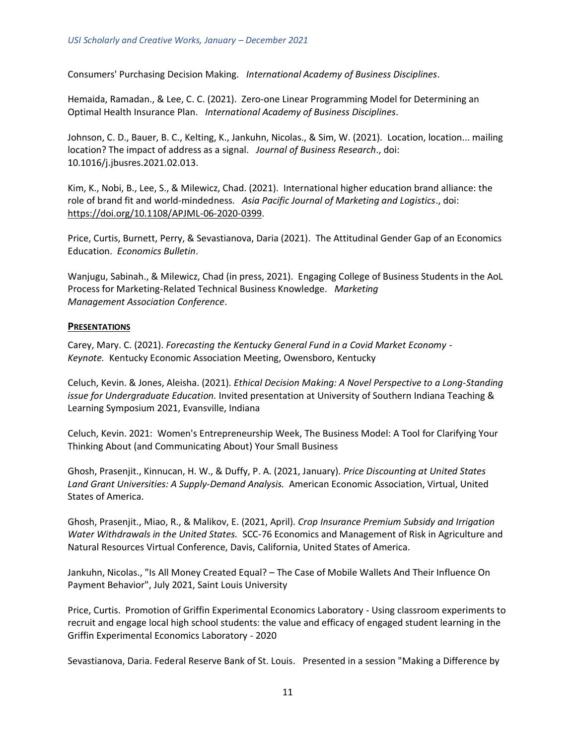Consumers' Purchasing Decision Making. *International Academy of Business Disciplines*.

Hemaida, Ramadan., & Lee, C. C. (2021). Zero-one Linear Programming Model for Determining an Optimal Health Insurance Plan. *International Academy of Business Disciplines*.

Johnson, C. D., Bauer, B. C., Kelting, K., Jankuhn, Nicolas., & Sim, W. (2021). Location, location... mailing location? The impact of address as a signal. *Journal of Business Research*., doi: 10.1016/j.jbusres.2021.02.013.

Kim, K., Nobi, B., Lee, S., & Milewicz, Chad. (2021). International higher education brand alliance: the role of brand fit and world-mindedness. *Asia Pacific Journal of Marketing and Logistics*., doi: https://doi.org/10.1108/APJML-06-2020-0399.

Price, Curtis, Burnett, Perry, & Sevastianova, Daria (2021). The Attitudinal Gender Gap of an Economics Education. *Economics Bulletin*.

Wanjugu, Sabinah., & Milewicz, Chad (in press, 2021). Engaging College of Business Students in the AoL Process for Marketing-Related Technical Business Knowledge. *Marketing Management Association Conference*.

## PRESENTATIONS

Carey, Mary. C. (2021). *Forecasting the Kentucky General Fund in a Covid Market Economy - Keynote.* Kentucky Economic Association Meeting, Owensboro, Kentucky

Celuch, Kevin. & Jones, Aleisha. (2021). *Ethical Decision Making: A Novel Perspective to a Long-Standing issue for Undergraduate Education.* Invited presentation at University of Southern Indiana Teaching & Learning Symposium 2021, Evansville, Indiana

Celuch, Kevin. 2021: Women's Entrepreneurship Week, The Business Model: A Tool for Clarifying Your Thinking About (and Communicating About) Your Small Business

Ghosh, Prasenjit., Kinnucan, H. W., & Duffy, P. A. (2021, January). *Price Discounting at United States Land Grant Universities: A Supply-Demand Analysis.* American Economic Association, Virtual, United States of America.

Ghosh, Prasenjit., Miao, R., & Malikov, E. (2021, April). *Crop Insurance Premium Subsidy and Irrigation Water Withdrawals in the United States.* SCC-76 Economics and Management of Risk in Agriculture and Natural Resources Virtual Conference, Davis, California, United States of America.

Jankuhn, Nicolas., "Is All Money Created Equal? – The Case of Mobile Wallets And Their Influence On Payment Behavior", July 2021, Saint Louis University

Price, Curtis. Promotion of Griffin Experimental Economics Laboratory - Using classroom experiments to recruit and engage local high school students: the value and efficacy of engaged student learning in the Griffin Experimental Economics Laboratory - 2020

Sevastianova, Daria. Federal Reserve Bank of St. Louis. Presented in a session "Making a Difference by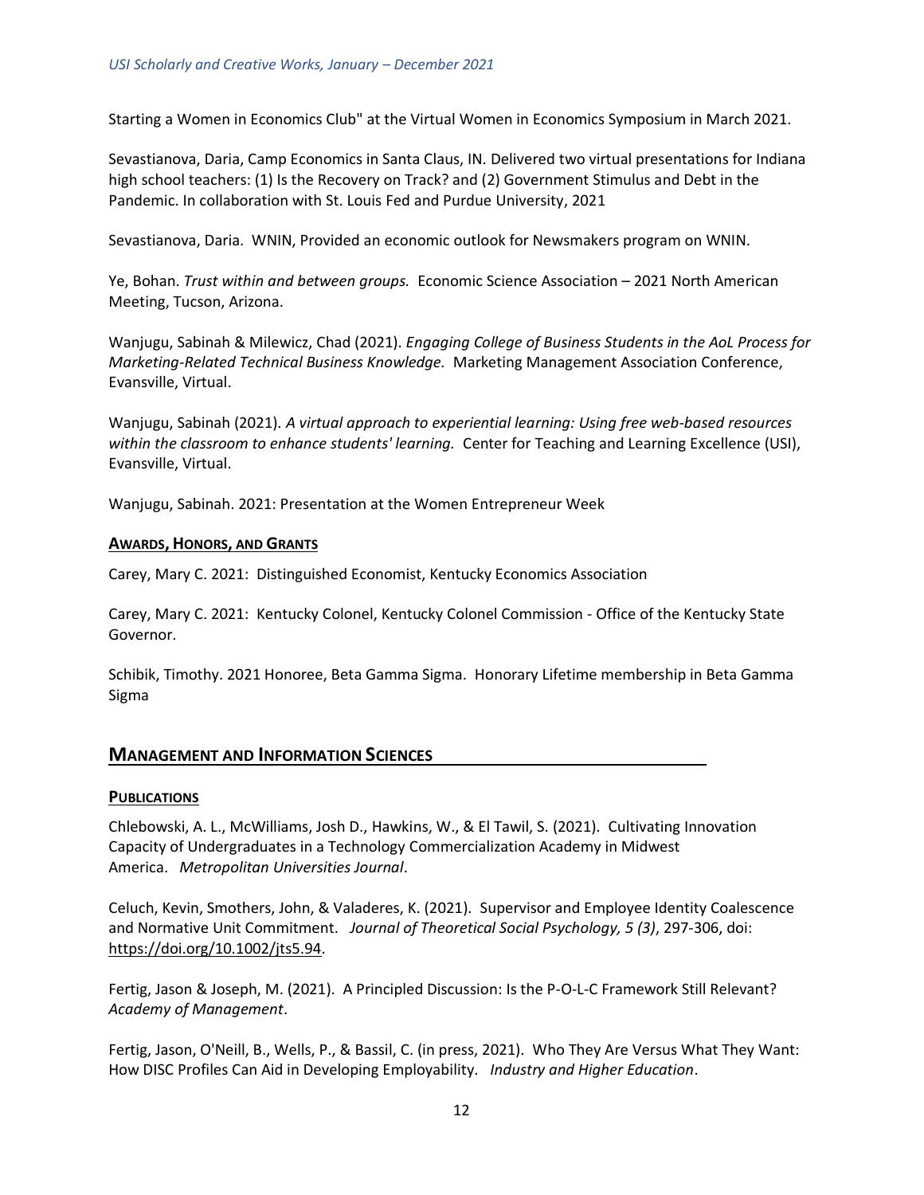Starting a Women in Economics Club" at the Virtual Women in Economics Symposium in March 2021.

Sevastianova, Daria, Camp Economics in Santa Claus, IN. Delivered two virtual presentations for Indiana high school teachers: (1) Is the Recovery on Track? and (2) Government Stimulus and Debt in the Pandemic. In collaboration with St. Louis Fed and Purdue University, 2021

Sevastianova, Daria. WNIN, Provided an economic outlook for Newsmakers program on WNIN.

Ye, Bohan. *Trust within and between groups.* Economic Science Association – 2021 North American Meeting, Tucson, Arizona.

Wanjugu, Sabinah & Milewicz, Chad (2021). *Engaging College of Business Students in the AoL Process for Marketing-Related Technical Business Knowledge.* Marketing Management Association Conference, Evansville, Virtual.

Wanjugu, Sabinah (2021). *A virtual approach to experiential learning: Using free web-based resources within the classroom to enhance students' learning.* Center for Teaching and Learning Excellence (USI), Evansville, Virtual.

Wanjugu, Sabinah. 2021: Presentation at the Women Entrepreneur Week

#### AWARDS, HONORS, AND GRANTS

Carey, Mary C. 2021: Distinguished Economist, Kentucky Economics Association

Carey, Mary C. 2021: Kentucky Colonel, Kentucky Colonel Commission - Office of the Kentucky State Governor.

Schibik, Timothy. 2021 Honoree, Beta Gamma Sigma. Honorary Lifetime membership in Beta Gamma Sigma

## MANAGEMENT AND INFORMATION SCIENCES

#### PUBLICATIONS

Chlebowski, A. L., McWilliams, Josh D., Hawkins, W., & El Tawil, S. (2021). Cultivating Innovation Capacity of Undergraduates in a Technology Commercialization Academy in Midwest America. *Metropolitan Universities Journal*.

Celuch, Kevin, Smothers, John, & Valaderes, K. (2021). Supervisor and Employee Identity Coalescence and Normative Unit Commitment. *Journal of Theoretical Social Psychology, 5 (3)*, 297-306, doi: https://doi.org/10.1002/jts5.94.

Fertig, Jason & Joseph, M. (2021). A Principled Discussion: Is the P-O-L-C Framework Still Relevant? *Academy of Management*.

Fertig, Jason, O'Neill, B., Wells, P., & Bassil, C. (in press, 2021). Who They Are Versus What They Want: How DISC Profiles Can Aid in Developing Employability. *Industry and Higher Education*.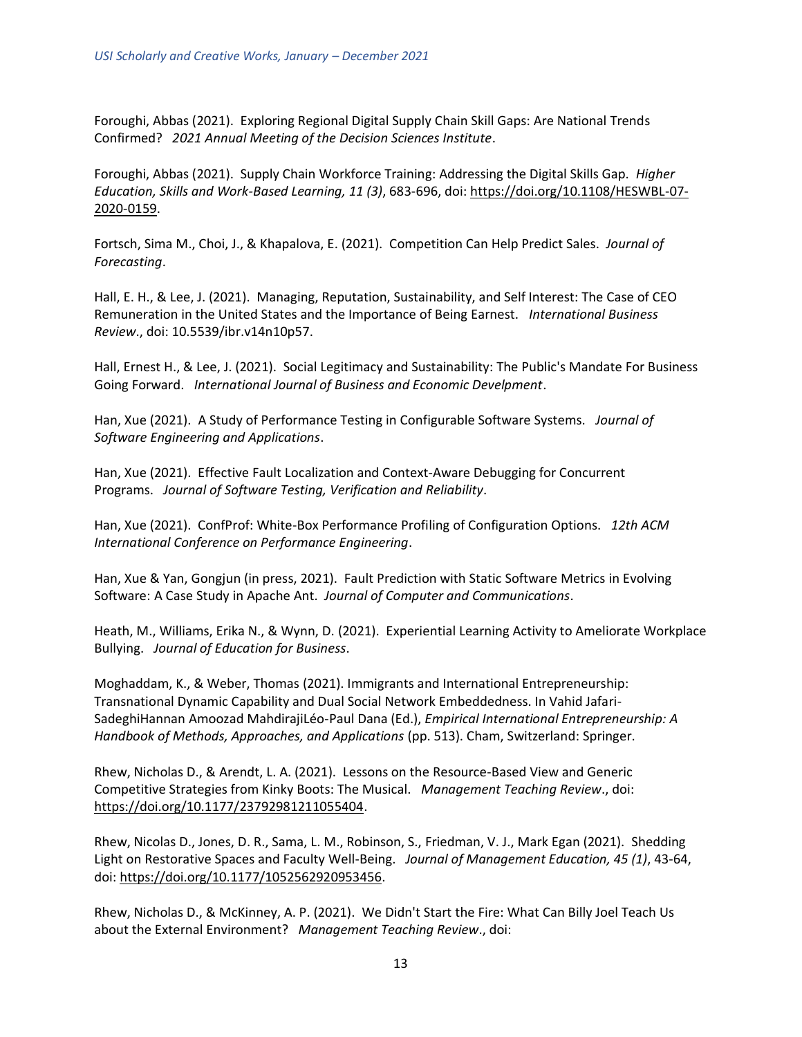Foroughi, Abbas (2021). Exploring Regional Digital Supply Chain Skill Gaps: Are National Trends Confirmed? *2021 Annual Meeting of the Decision Sciences Institute*.

Foroughi, Abbas (2021). Supply Chain Workforce Training: Addressing the Digital Skills Gap. *Higher Education, Skills and Work-Based Learning, 11 (3)*, 683-696, doi: https://doi.org/10.1108/HESWBL-07-2020-0159.

Fortsch, Sima M., Choi, J., & Khapalova, E. (2021). Competition Can Help Predict Sales. *Journal of Forecasting*.

Hall, E. H., & Lee, J. (2021). Managing, Reputation, Sustainability, and Self Interest: The Case of CEO Remuneration in the United States and the Importance of Being Earnest. *International Business Review*., doi: 10.5539/ibr.v14n10p57.

Hall, Ernest H., & Lee, J. (2021). Social Legitimacy and Sustainability: The Public's Mandate For Business Going Forward. *International Journal of Business and Economic Develpment*.

Han, Xue (2021). A Study of Performance Testing in Configurable Software Systems. *Journal of Software Engineering and Applications*.

Han, Xue (2021). Effective Fault Localization and Context-Aware Debugging for Concurrent Programs. *Journal of Software Testing, Verification and Reliability*.

Han, Xue (2021). ConfProf: White-Box Performance Profiling of Configuration Options. *12th ACM International Conference on Performance Engineering*.

Han, Xue & Yan, Gongjun (in press, 2021). Fault Prediction with Static Software Metrics in Evolving Software: A Case Study in Apache Ant. *Journal of Computer and Communications*.

Heath, M., Williams, Erika N., & Wynn, D. (2021). Experiential Learning Activity to Ameliorate Workplace Bullying. *Journal of Education for Business*.

Moghaddam, K., & Weber, Thomas (2021). Immigrants and International Entrepreneurship: Transnational Dynamic Capability and Dual Social Network Embeddedness. In Vahid Jafari-SadeghiHannan Amoozad MahdirajiLéo-Paul Dana (Ed.), *Empirical International Entrepreneurship: A Handbook of Methods, Approaches, and Applications* (pp. 513). Cham, Switzerland: Springer.

Rhew, Nicholas D., & Arendt, L. A. (2021). Lessons on the Resource-Based View and Generic Competitive Strategies from Kinky Boots: The Musical. *Management Teaching Review*., doi: https://doi.org/10.1177/23792981211055404.

Rhew, Nicolas D., Jones, D. R., Sama, L. M., Robinson, S., Friedman, V. J., Mark Egan (2021). Shedding Light on Restorative Spaces and Faculty Well-Being. *Journal of Management Education, 45 (1)*, 43-64, doi: https://doi.org/10.1177/1052562920953456.

Rhew, Nicholas D., & McKinney, A. P. (2021). We Didn't Start the Fire: What Can Billy Joel Teach Us about the External Environment? *Management Teaching Review*., doi: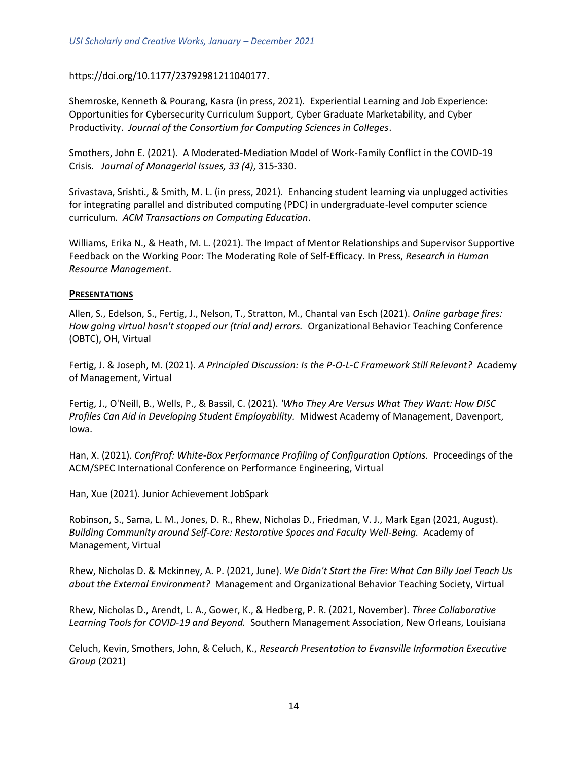https://doi.org/10.1177/23792981211040177.

Shemroske, Kenneth & Pourang, Kasra (in press, 2021). Experiential Learning and Job Experience: Opportunities for Cybersecurity Curriculum Support, Cyber Graduate Marketability, and Cyber Productivity. *Journal of the Consortium for Computing Sciences in Colleges*.

Smothers, John E. (2021). A Moderated-Mediation Model of Work-Family Conflict in the COVID-19 Crisis. *Journal of Managerial Issues, 33 (4)*, 315-330.

Srivastava, Srishti., & Smith, M. L. (in press, 2021). Enhancing student learning via unplugged activities for integrating parallel and distributed computing (PDC) in undergraduate-level computer science curriculum. *ACM Transactions on Computing Education*.

Williams, Erika N., & Heath, M. L. (2021). The Impact of Mentor Relationships and Supervisor Supportive Feedback on the Working Poor: The Moderating Role of Self-Efficacy. In Press, *Research in Human Resource Management*.

## PRESENTATIONS

Allen, S., Edelson, S., Fertig, J., Nelson, T., Stratton, M., Chantal van Esch (2021). *Online garbage fires: How going virtual hasn't stopped our (trial and) errors.* Organizational Behavior Teaching Conference (OBTC), OH, Virtual

Fertig, J. & Joseph, M. (2021). *A Principled Discussion: Is the P-O-L-C Framework Still Relevant?* Academy of Management, Virtual

Fertig, J., O'Neill, B., Wells, P., & Bassil, C. (2021). *'Who They Are Versus What They Want: How DISC Profiles Can Aid in Developing Student Employability.* Midwest Academy of Management, Davenport, Iowa.

Han, X. (2021). *ConfProf: White-Box Performance Profiling of Configuration Options.* Proceedings of the ACM/SPEC International Conference on Performance Engineering, Virtual

Han, Xue (2021). Junior Achievement JobSpark

Robinson, S., Sama, L. M., Jones, D. R., Rhew, Nicholas D., Friedman, V. J., Mark Egan (2021, August). *Building Community around Self-Care: Restorative Spaces and Faculty Well-Being.* Academy of Management, Virtual

Rhew, Nicholas D. & Mckinney, A. P. (2021, June). *We Didn't Start the Fire: What Can Billy Joel Teach Us about the External Environment?* Management and Organizational Behavior Teaching Society, Virtual

Rhew, Nicholas D., Arendt, L. A., Gower, K., & Hedberg, P. R. (2021, November). *Three Collaborative Learning Tools for COVID-19 and Beyond.* Southern Management Association, New Orleans, Louisiana

Celuch, Kevin, Smothers, John, & Celuch, K., *Research Presentation to Evansville Information Executive Group* (2021)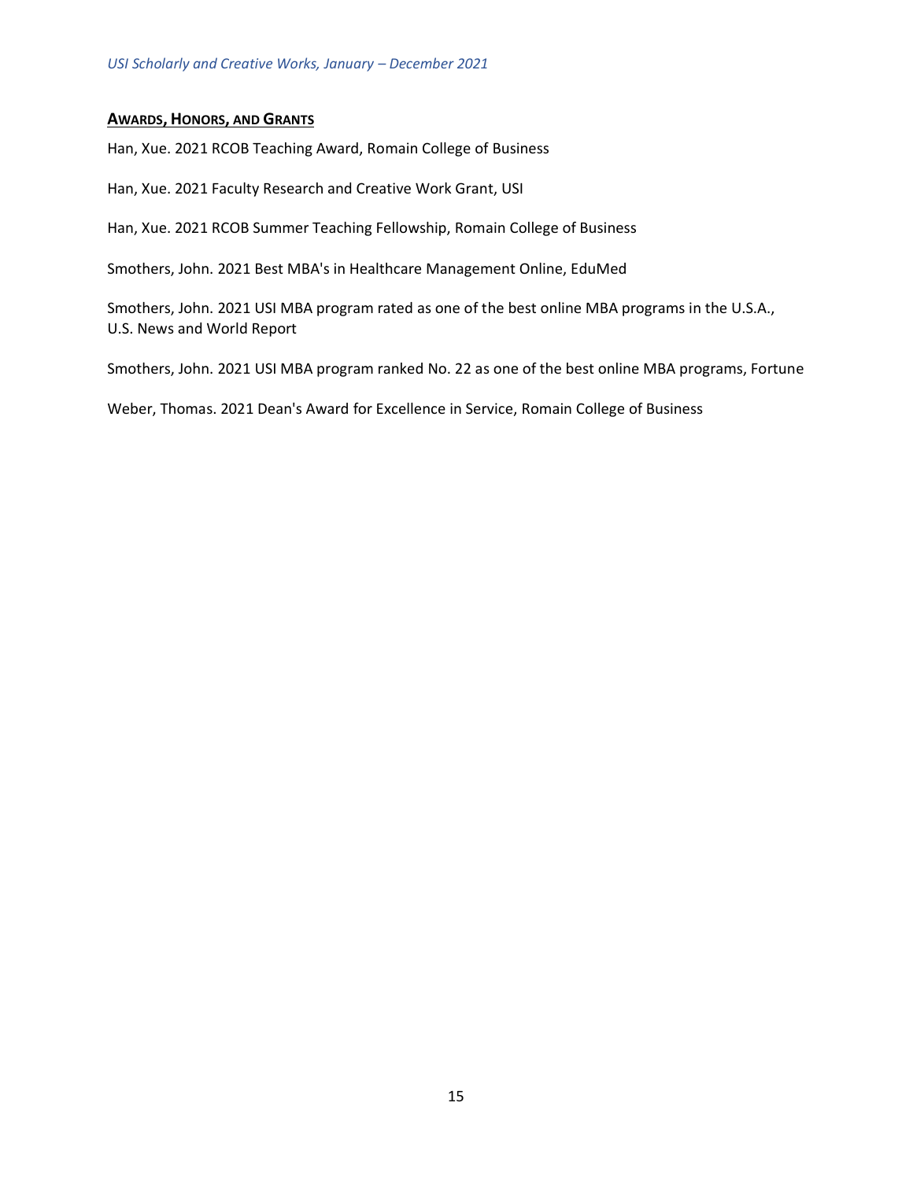## AWARDS, HONORS, AND GRANTS

Han, Xue. 2021 RCOB Teaching Award, Romain College of Business

Han, Xue. 2021 Faculty Research and Creative Work Grant, USI

Han, Xue. 2021 RCOB Summer Teaching Fellowship, Romain College of Business

Smothers, John. 2021 Best MBA's in Healthcare Management Online, EduMed

Smothers, John. 2021 USI MBA program rated as one of the best online MBA programs in the U.S.A., U.S. News and World Report

Smothers, John. 2021 USI MBA program ranked No. 22 as one of the best online MBA programs, Fortune

Weber, Thomas. 2021 Dean's Award for Excellence in Service, Romain College of Business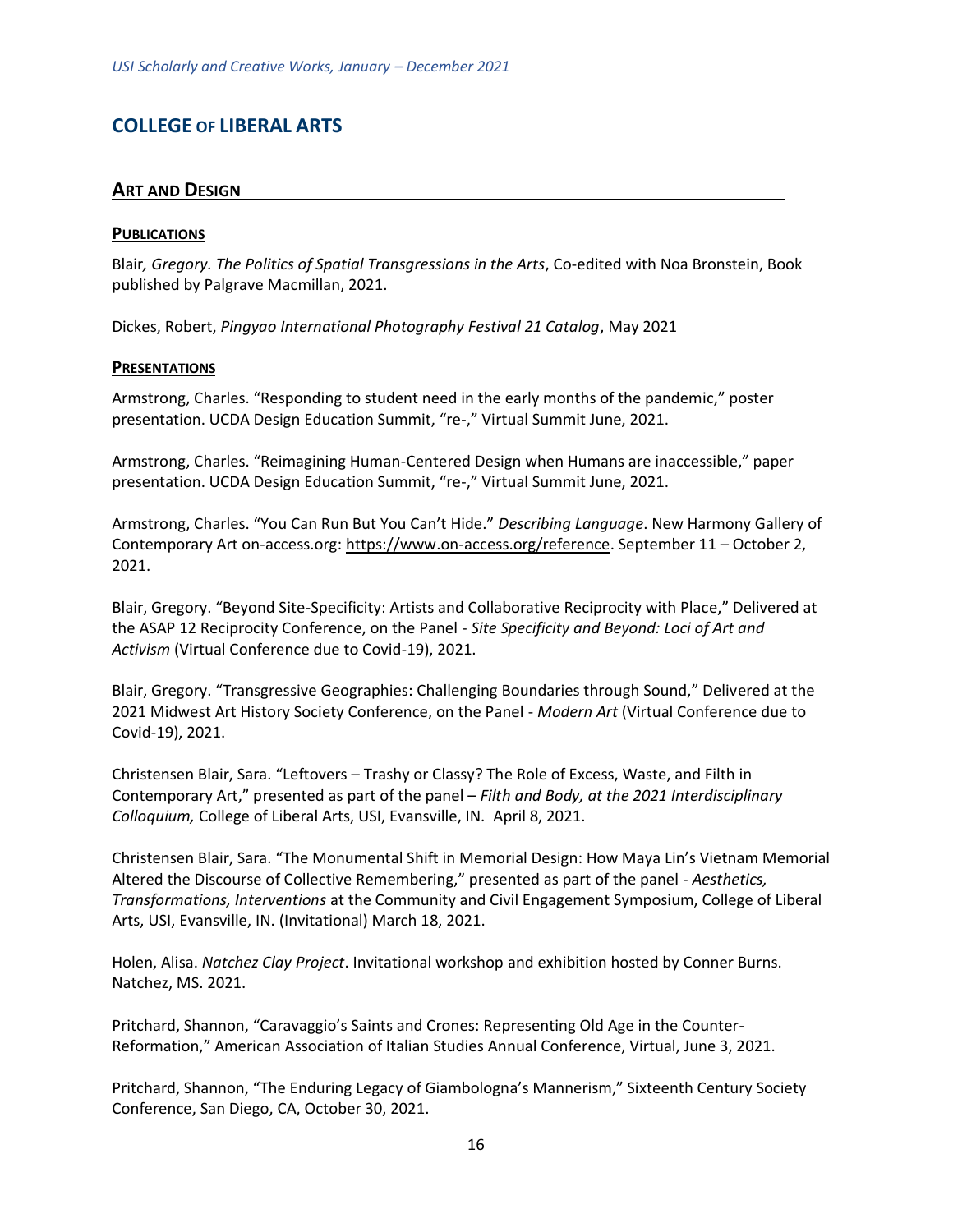# COLLEGE OF LIBERAL ARTS

## ART AND DESIGN

### PUBLICATIONS

Blair*, Gregory. The Politics of Spatial Transgressions in the Arts*, Co-edited with Noa Bronstein, Book published by Palgrave Macmillan, 2021.

Dickes, Robert, *Pingyao International Photography Festival 21 Catalog*, May 2021

### PRESENTATIONS

Armstrong, Charles. "Responding to student need in the early months of the pandemic," poster presentation. UCDA Design Education Summit, "re-," Virtual Summit June, 2021.

Armstrong, Charles. "Reimagining Human-Centered Design when Humans are inaccessible," paper presentation. UCDA Design Education Summit, "re-," Virtual Summit June, 2021.

Armstrong, Charles. "You Can Run But You Can't Hide." *Describing Language*. New Harmony Gallery of Contemporary Art on-access.org: https://www.on-access.org/reference. September 11 – October 2, 2021.

Blair, Gregory. "Beyond Site-Specificity: Artists and Collaborative Reciprocity with Place," Delivered at the ASAP 12 Reciprocity Conference, on the Panel - *Site Specificity and Beyond: Loci of Art and Activism* (Virtual Conference due to Covid-19), 2021.

Blair, Gregory. "Transgressive Geographies: Challenging Boundaries through Sound," Delivered at the 2021 Midwest Art History Society Conference, on the Panel - *Modern Art* (Virtual Conference due to Covid-19), 2021.

Christensen Blair, Sara. "Leftovers – Trashy or Classy? The Role of Excess, Waste, and Filth in Contemporary Art," presented as part of the panel – *Filth and Body, at the 2021 Interdisciplinary Colloquium,* College of Liberal Arts, USI, Evansville, IN. April 8, 2021.

Christensen Blair, Sara. "The Monumental Shift in Memorial Design: How Maya Lin's Vietnam Memorial Altered the Discourse of Collective Remembering," presented as part of the panel - *Aesthetics, Transformations, Interventions* at the Community and Civil Engagement Symposium, College of Liberal Arts, USI, Evansville, IN. (Invitational) March 18, 2021.

Holen, Alisa. *Natchez Clay Project*. Invitational workshop and exhibition hosted by Conner Burns. Natchez, MS. 2021.

Pritchard, Shannon, "Caravaggio's Saints and Crones: Representing Old Age in the Counter-Reformation," American Association of Italian Studies Annual Conference, Virtual, June 3, 2021.

Pritchard, Shannon, "The Enduring Legacy of Giambologna's Mannerism," Sixteenth Century Society Conference, San Diego, CA, October 30, 2021.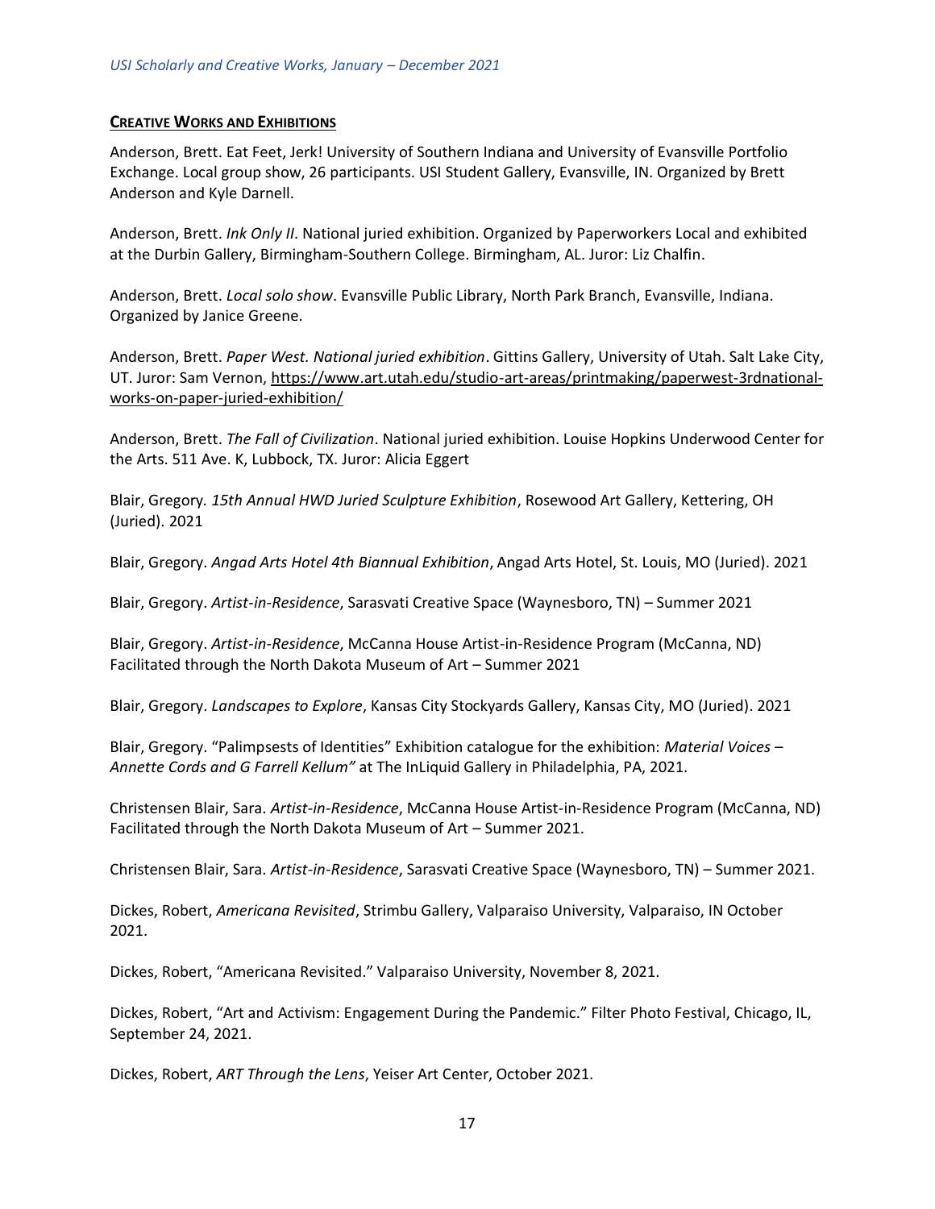## CREATIVE WORKS AND EXHIBITIONS

Anderson, Brett. Eat Feet, Jerk! University of Southern Indiana and University of Evansville Portfolio Exchange. Local group show, 26 participants. USI Student Gallery, Evansville, IN. Organized by Brett Anderson and Kyle Darnell.

Anderson, Brett. *Ink Only II*. National juried exhibition. Organized by Paperworkers Local and exhibited at the Durbin Gallery, Birmingham-Southern College. Birmingham, AL. Juror: Liz Chalfin.

Anderson, Brett. *Local solo show*. Evansville Public Library, North Park Branch, Evansville, Indiana. Organized by Janice Greene.

Anderson, Brett. *Paper West. National juried exhibition*. Gittins Gallery, University of Utah. Salt Lake City, UT. Juror: Sam Vernon, https://www.art.utah.edu/studio-art-areas/printmaking/paperwest-3rdnational-works-on-paper-juried-exhibition/

Anderson, Brett. *The Fall of Civilization*. National juried exhibition. Louise Hopkins Underwood Center for the Arts. 511 Ave. K, Lubbock, TX. Juror: Alicia Eggert

Blair, Gregory. *15th Annual HWD Juried Sculpture Exhibition*, Rosewood Art Gallery, Kettering, OH (Juried). 2021

Blair, Gregory. *Angad Arts Hotel 4th Biannual Exhibition*, Angad Arts Hotel, St. Louis, MO (Juried). 2021

Blair, Gregory. *Artist-in-Residence*, Sarasvati Creative Space (Waynesboro, TN) – Summer 2021

Blair, Gregory. *Artist-in-Residence*, McCanna House Artist-in-Residence Program (McCanna, ND) Facilitated through the North Dakota Museum of Art – Summer 2021

Blair, Gregory. *Landscapes to Explore*, Kansas City Stockyards Gallery, Kansas City, MO (Juried). 2021

Blair, Gregory. "Palimpsests of Identities" Exhibition catalogue for the exhibition: *Material Voices – Annette Cords and G Farrell Kellum"* at The InLiquid Gallery in Philadelphia, PA, 2021.

Christensen Blair, Sara. *Artist-in-Residence*, McCanna House Artist-in-Residence Program (McCanna, ND) Facilitated through the North Dakota Museum of Art – Summer 2021.

Christensen Blair, Sara. *Artist-in-Residence*, Sarasvati Creative Space (Waynesboro, TN) – Summer 2021.

Dickes, Robert, *Americana Revisited*, Strimbu Gallery, Valparaiso University, Valparaiso, IN October 2021.

Dickes, Robert, "Americana Revisited." Valparaiso University, November 8, 2021.

Dickes, Robert, "Art and Activism: Engagement During the Pandemic." Filter Photo Festival, Chicago, IL, September 24, 2021.

Dickes, Robert, *ART Through the Lens*, Yeiser Art Center, October 2021.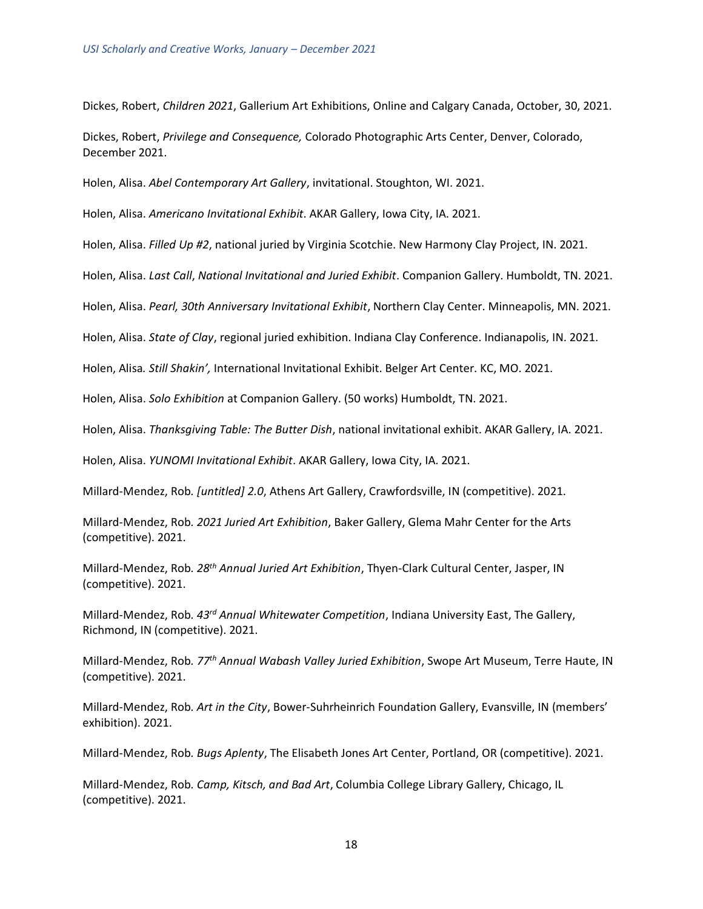Dickes, Robert, *Children 2021*, Gallerium Art Exhibitions, Online and Calgary Canada, October, 30, 2021.

Dickes, Robert, *Privilege and Consequence,* Colorado Photographic Arts Center, Denver, Colorado, December 2021.

Holen, Alisa. *Abel Contemporary Art Gallery*, invitational. Stoughton, WI. 2021.

Holen, Alisa. *Americano Invitational Exhibit*. AKAR Gallery, Iowa City, IA. 2021.

Holen, Alisa. *Filled Up #2*, national juried by Virginia Scotchie. New Harmony Clay Project, IN. 2021.

Holen, Alisa. *Last Call*, *National Invitational and Juried Exhibit*. Companion Gallery. Humboldt, TN. 2021.

Holen, Alisa. *Pearl, 30th Anniversary Invitational Exhibit*, Northern Clay Center. Minneapolis, MN. 2021.

Holen, Alisa. *State of Clay*, regional juried exhibition. Indiana Clay Conference. Indianapolis, IN. 2021.

Holen, Alisa*. Still Shakin',* International Invitational Exhibit. Belger Art Center. KC, MO. 2021.

Holen, Alisa. *Solo Exhibition* at Companion Gallery. (50 works) Humboldt, TN. 2021.

Holen, Alisa. *Thanksgiving Table: The Butter Dish*, national invitational exhibit. AKAR Gallery, IA. 2021.

Holen, Alisa. *YUNOMI Invitational Exhibit*. AKAR Gallery, Iowa City, IA. 2021.

Millard-Mendez, Rob*. [untitled] 2.0*, Athens Art Gallery, Crawfordsville, IN (competitive). 2021.

Millard-Mendez, Rob*. 2021 Juried Art Exhibition*, Baker Gallery, Glema Mahr Center for the Arts (competitive). 2021.

Millard-Mendez, Rob*. 28th Annual Juried Art Exhibition*, Thyen-Clark Cultural Center, Jasper, IN (competitive). 2021.

Millard-Mendez, Rob*. 43rd Annual Whitewater Competition*, Indiana University East, The Gallery, Richmond, IN (competitive). 2021.

Millard-Mendez, Rob*. 77th Annual Wabash Valley Juried Exhibition*, Swope Art Museum, Terre Haute, IN (competitive). 2021.

Millard-Mendez, Rob*. Art in the City*, Bower-Suhrheinrich Foundation Gallery, Evansville, IN (members' exhibition). 2021.

Millard-Mendez, Rob*. Bugs Aplenty*, The Elisabeth Jones Art Center, Portland, OR (competitive). 2021.

Millard-Mendez, Rob*. Camp, Kitsch, and Bad Art*, Columbia College Library Gallery, Chicago, IL (competitive). 2021.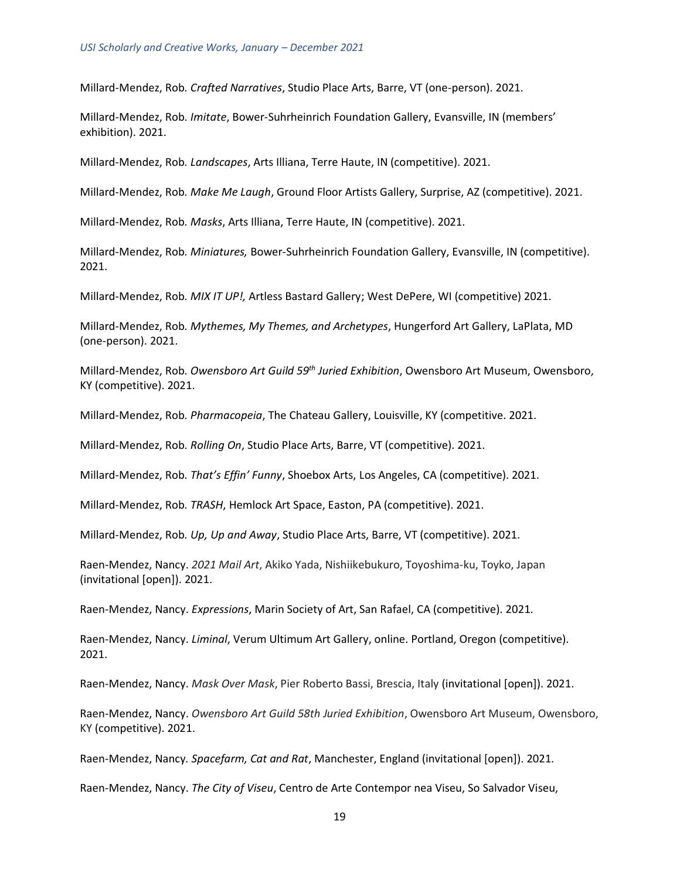Millard-Mendez, Rob. *Crafted Narratives*, Studio Place Arts, Barre, VT (one-person). 2021.

Millard-Mendez, Rob. *Imitate*, Bower-Suhrheinrich Foundation Gallery, Evansville, IN (members' exhibition). 2021.

Millard-Mendez, Rob. *Landscapes*, Arts Illiana, Terre Haute, IN (competitive). 2021.

Millard-Mendez, Rob. *Make Me Laugh*, Ground Floor Artists Gallery, Surprise, AZ (competitive). 2021.

Millard-Mendez, Rob. *Masks*, Arts Illiana, Terre Haute, IN (competitive). 2021.

Millard-Mendez, Rob. *Miniatures,* Bower-Suhrheinrich Foundation Gallery, Evansville, IN (competitive). 2021.

Millard-Mendez, Rob. *MIX IT UP!,* Artless Bastard Gallery; West DePere, WI (competitive) 2021.

Millard-Mendez, Rob. *Mythemes, My Themes, and Archetypes*, Hungerford Art Gallery, LaPlata, MD (one-person). 2021.

Millard-Mendez, Rob. *Owensboro Art Guild 59th Juried Exhibition*, Owensboro Art Museum, Owensboro, KY (competitive). 2021.

Millard-Mendez, Rob. *Pharmacopeia*, The Chateau Gallery, Louisville, KY (competitive. 2021.

Millard-Mendez, Rob. *Rolling On*, Studio Place Arts, Barre, VT (competitive). 2021.

Millard-Mendez, Rob. *That's Effin' Funny*, Shoebox Arts, Los Angeles, CA (competitive). 2021.

Millard-Mendez, Rob. *TRASH*, Hemlock Art Space, Easton, PA (competitive). 2021.

Millard-Mendez, Rob. *Up, Up and Away*, Studio Place Arts, Barre, VT (competitive). 2021.

Raen-Mendez, Nancy. *2021 Mail Art*, Akiko Yada, Nishiikebukuro, Toyoshima-ku, Toyko, Japan (invitational [open]). 2021.

Raen-Mendez, Nancy. *Expressions*, Marin Society of Art, San Rafael, CA (competitive). 2021.

Raen-Mendez, Nancy. *Liminal*, Verum Ultimum Art Gallery, online. Portland, Oregon (competitive). 2021.

Raen-Mendez, Nancy. *Mask Over Mask*, Pier Roberto Bassi, Brescia, Italy (invitational [open]). 2021.

Raen-Mendez, Nancy. *Owensboro Art Guild 58th Juried Exhibition*, Owensboro Art Museum, Owensboro, KY (competitive). 2021.

Raen-Mendez, Nancy. *Spacefarm, Cat and Rat*, Manchester, England (invitational [open]). 2021.

Raen-Mendez, Nancy. *The City of Viseu*, Centro de Arte Contempor nea Viseu, So Salvador Viseu,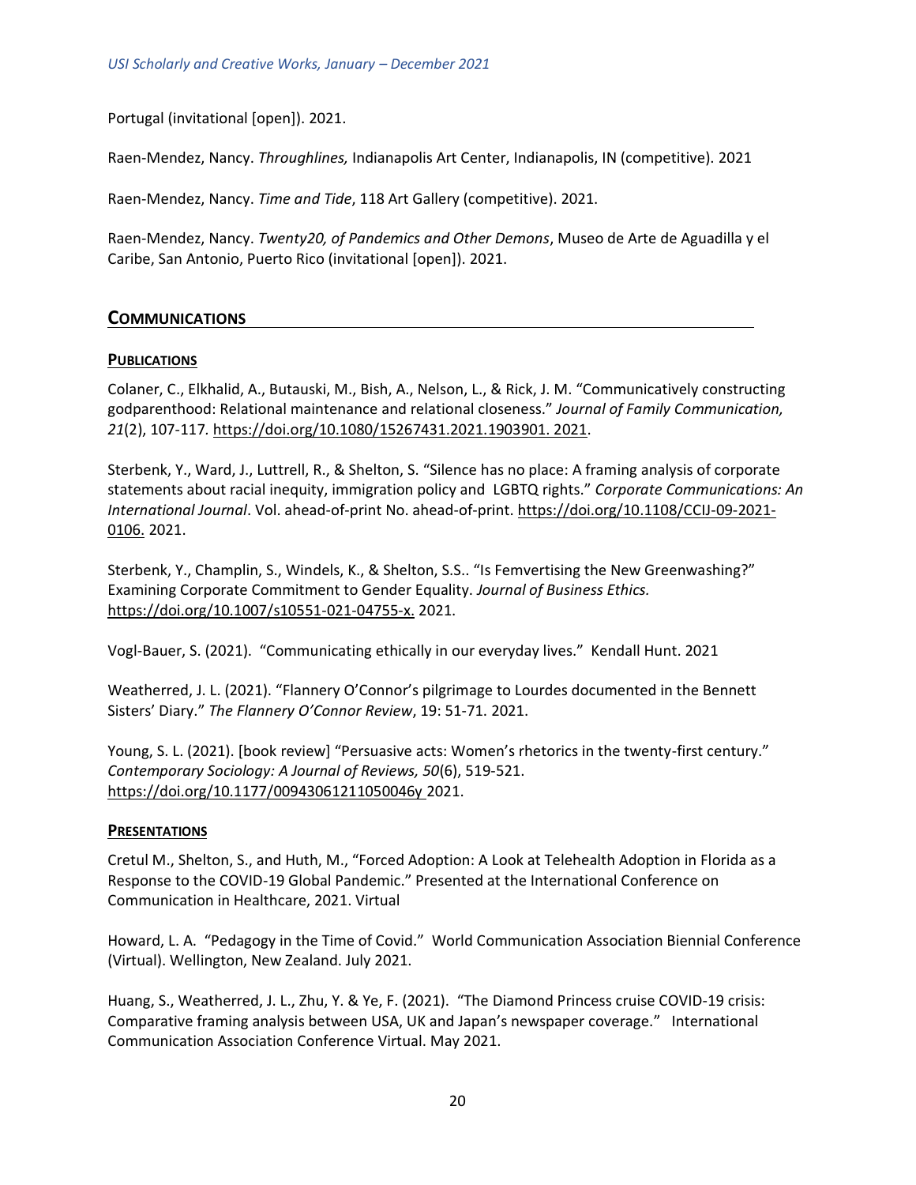Portugal (invitational [open]). 2021.

Raen-Mendez, Nancy. *Throughlines,* Indianapolis Art Center, Indianapolis, IN (competitive). 2021

Raen-Mendez, Nancy. *Time and Tide*, 118 Art Gallery (competitive). 2021.

Raen-Mendez, Nancy. *Twenty20, of Pandemics and Other Demons*, Museo de Arte de Aguadilla y el Caribe, San Antonio, Puerto Rico (invitational [open]). 2021.

## COMMUNICATIONS

### PUBLICATIONS

Colaner, C., Elkhalid, A., Butauski, M., Bish, A., Nelson, L., & Rick, J. M. "Communicatively constructing godparenthood: Relational maintenance and relational closeness." *Journal of Family Communication, 21*(2), 107-117. https://doi.org/10.1080/15267431.2021.1903901. 2021.

Sterbenk, Y., Ward, J., Luttrell, R., & Shelton, S. "Silence has no place: A framing analysis of corporate statements about racial inequity, immigration policy and LGBTQ rights." *Corporate Communications: An International Journal*. Vol. ahead-of-print No. ahead-of-print. https://doi.org/10.1108/CCIJ-09-2021-0106. 2021.

Sterbenk, Y., Champlin, S., Windels, K., & Shelton, S.S.. "Is Femvertising the New Greenwashing?" Examining Corporate Commitment to Gender Equality. *Journal of Business Ethics.* https://doi.org/10.1007/s10551-021-04755-x. 2021.

Vogl-Bauer, S. (2021). "Communicating ethically in our everyday lives." Kendall Hunt. 2021

Weatherred, J. L. (2021). "Flannery O'Connor's pilgrimage to Lourdes documented in the Bennett Sisters' Diary." *The Flannery O'Connor Review*, 19: 51-71. 2021.

Young, S. L. (2021). [book review] "Persuasive acts: Women's rhetorics in the twenty-first century." *Contemporary Sociology: A Journal of Reviews, 50*(6), 519-521. https://doi.org/10.1177/00943061211050046y 2021.

### PRESENTATIONS

Cretul M., Shelton, S., and Huth, M., "Forced Adoption: A Look at Telehealth Adoption in Florida as a Response to the COVID-19 Global Pandemic." Presented at the International Conference on Communication in Healthcare, 2021. Virtual

Howard, L. A. "Pedagogy in the Time of Covid." World Communication Association Biennial Conference (Virtual). Wellington, New Zealand. July 2021.

Huang, S., Weatherred, J. L., Zhu, Y. & Ye, F. (2021). "The Diamond Princess cruise COVID-19 crisis: Comparative framing analysis between USA, UK and Japan's newspaper coverage." International Communication Association Conference Virtual. May 2021.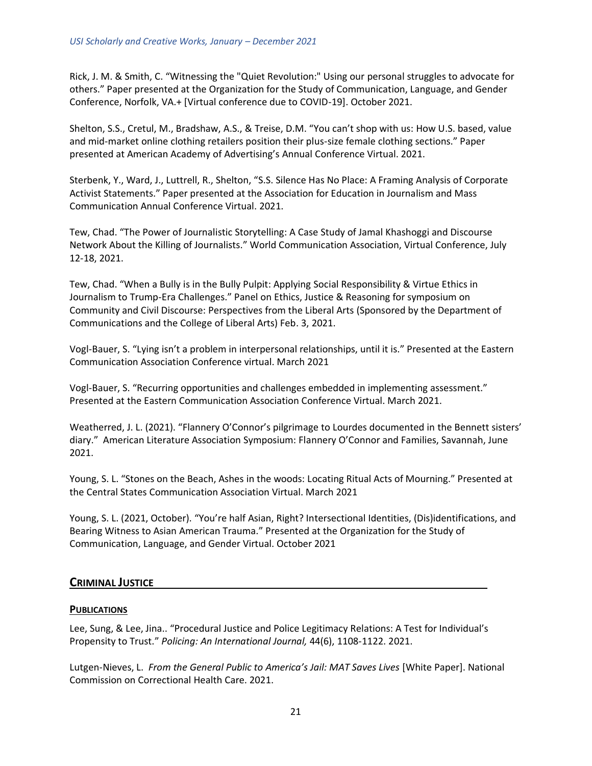Rick, J. M. & Smith, C. “Witnessing the "Quiet Revolution:" Using our personal struggles to advocate for others.” Paper presented at the Organization for the Study of Communication, Language, and Gender Conference, Norfolk, VA.+ [Virtual conference due to COVID-19]. October 2021.

Shelton, S.S., Cretul, M., Bradshaw, A.S., & Treise, D.M. “You can’t shop with us: How U.S. based, value and mid-market online clothing retailers position their plus-size female clothing sections.” Paper presented at American Academy of Advertising’s Annual Conference Virtual. 2021.

Sterbenk, Y., Ward, J., Luttrell, R., Shelton, “S.S. Silence Has No Place: A Framing Analysis of Corporate Activist Statements.” Paper presented at the Association for Education in Journalism and Mass Communication Annual Conference Virtual. 2021.

Tew, Chad. “The Power of Journalistic Storytelling: A Case Study of Jamal Khashoggi and Discourse Network About the Killing of Journalists.” World Communication Association, Virtual Conference, July 12-18, 2021.

Tew, Chad. “When a Bully is in the Bully Pulpit: Applying Social Responsibility & Virtue Ethics in Journalism to Trump-Era Challenges.” Panel on Ethics, Justice & Reasoning for symposium on Community and Civil Discourse: Perspectives from the Liberal Arts (Sponsored by the Department of Communications and the College of Liberal Arts) Feb. 3, 2021.

Vogl-Bauer, S. “Lying isn’t a problem in interpersonal relationships, until it is.” Presented at the Eastern Communication Association Conference virtual. March 2021

Vogl-Bauer, S. “Recurring opportunities and challenges embedded in implementing assessment.” Presented at the Eastern Communication Association Conference Virtual. March 2021.

Weatherred, J. L. (2021). “Flannery O’Connor’s pilgrimage to Lourdes documented in the Bennett sisters’ diary.” American Literature Association Symposium: Flannery O’Connor and Families, Savannah, June 2021.

Young, S. L. “Stones on the Beach, Ashes in the woods: Locating Ritual Acts of Mourning.” Presented at the Central States Communication Association Virtual. March 2021

Young, S. L. (2021, October). “You’re half Asian, Right? Intersectional Identities, (Dis)identifications, and Bearing Witness to Asian American Trauma.” Presented at the Organization for the Study of Communication, Language, and Gender Virtual. October 2021

## CRIMINAL JUSTICE

### PUBLICATIONS

Lee, Sung, & Lee, Jina.. “Procedural Justice and Police Legitimacy Relations: A Test for Individual’s Propensity to Trust.” *Policing: An International Journal,* 44(6), 1108-1122. 2021.

Lutgen-Nieves, L. *From the General Public to America’s Jail: MAT Saves Lives* [White Paper]. National Commission on Correctional Health Care. 2021.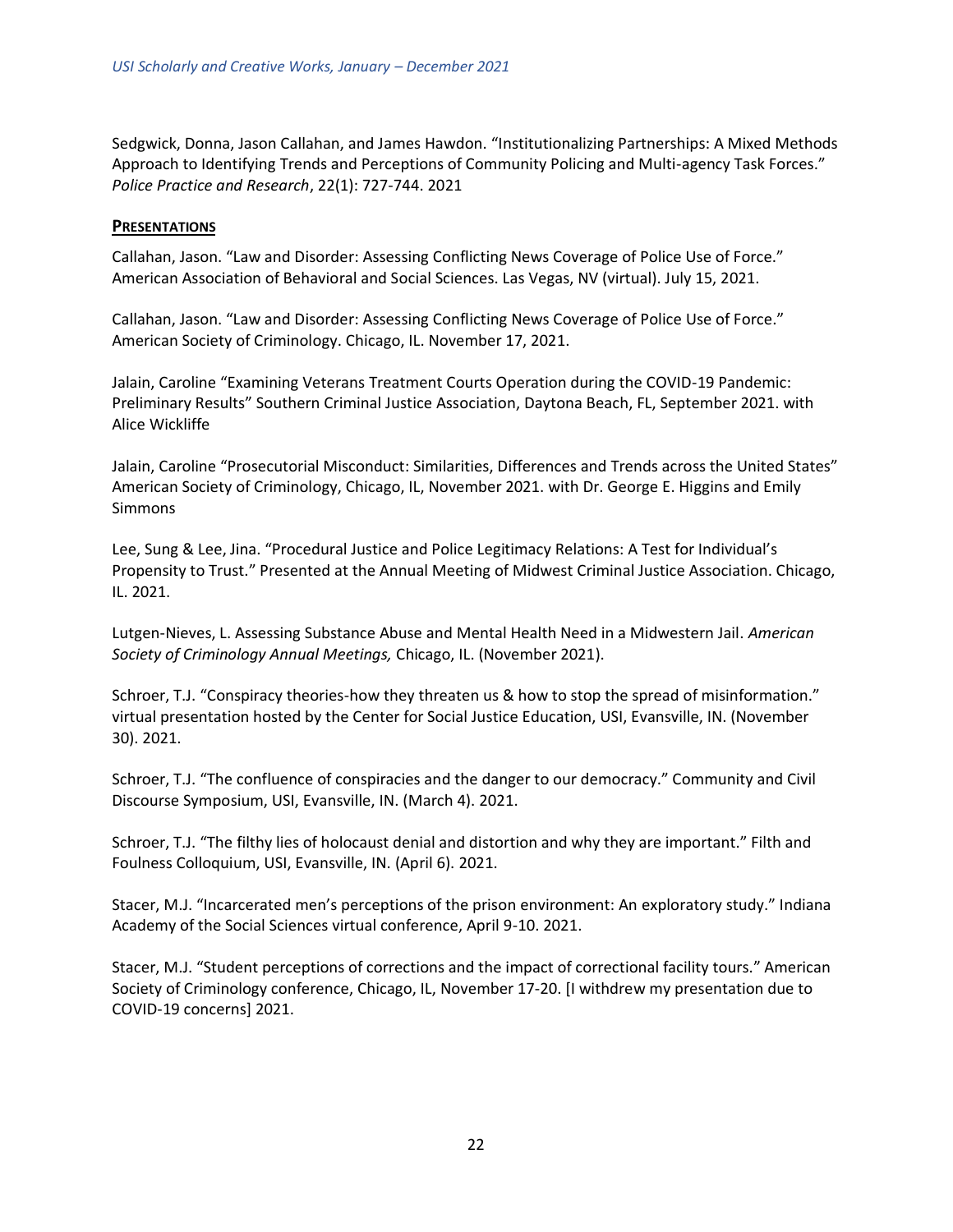Sedgwick, Donna, Jason Callahan, and James Hawdon. "Institutionalizing Partnerships: A Mixed Methods Approach to Identifying Trends and Perceptions of Community Policing and Multi-agency Task Forces." *Police Practice and Research*, 22(1): 727-744. 2021

**PRESENTATIONS**

Callahan, Jason. "Law and Disorder: Assessing Conflicting News Coverage of Police Use of Force." American Association of Behavioral and Social Sciences. Las Vegas, NV (virtual). July 15, 2021.

Callahan, Jason. "Law and Disorder: Assessing Conflicting News Coverage of Police Use of Force." American Society of Criminology. Chicago, IL. November 17, 2021.

Jalain, Caroline "Examining Veterans Treatment Courts Operation during the COVID-19 Pandemic: Preliminary Results" Southern Criminal Justice Association, Daytona Beach, FL, September 2021. with Alice Wickliffe

Jalain, Caroline "Prosecutorial Misconduct: Similarities, Differences and Trends across the United States" American Society of Criminology, Chicago, IL, November 2021. with Dr. George E. Higgins and Emily Simmons

Lee, Sung & Lee, Jina. "Procedural Justice and Police Legitimacy Relations: A Test for Individual's Propensity to Trust." Presented at the Annual Meeting of Midwest Criminal Justice Association. Chicago, IL. 2021.

Lutgen-Nieves, L. Assessing Substance Abuse and Mental Health Need in a Midwestern Jail. *American Society of Criminology Annual Meetings,* Chicago, IL. (November 2021).

Schroer, T.J. "Conspiracy theories-how they threaten us & how to stop the spread of misinformation." virtual presentation hosted by the Center for Social Justice Education, USI, Evansville, IN. (November 30). 2021.

Schroer, T.J. "The confluence of conspiracies and the danger to our democracy." Community and Civil Discourse Symposium, USI, Evansville, IN. (March 4). 2021.

Schroer, T.J. "The filthy lies of holocaust denial and distortion and why they are important." Filth and Foulness Colloquium, USI, Evansville, IN. (April 6). 2021.

Stacer, M.J. "Incarcerated men's perceptions of the prison environment: An exploratory study." Indiana Academy of the Social Sciences virtual conference, April 9-10. 2021.

Stacer, M.J. "Student perceptions of corrections and the impact of correctional facility tours." American Society of Criminology conference, Chicago, IL, November 17-20. [I withdrew my presentation due to COVID-19 concerns] 2021.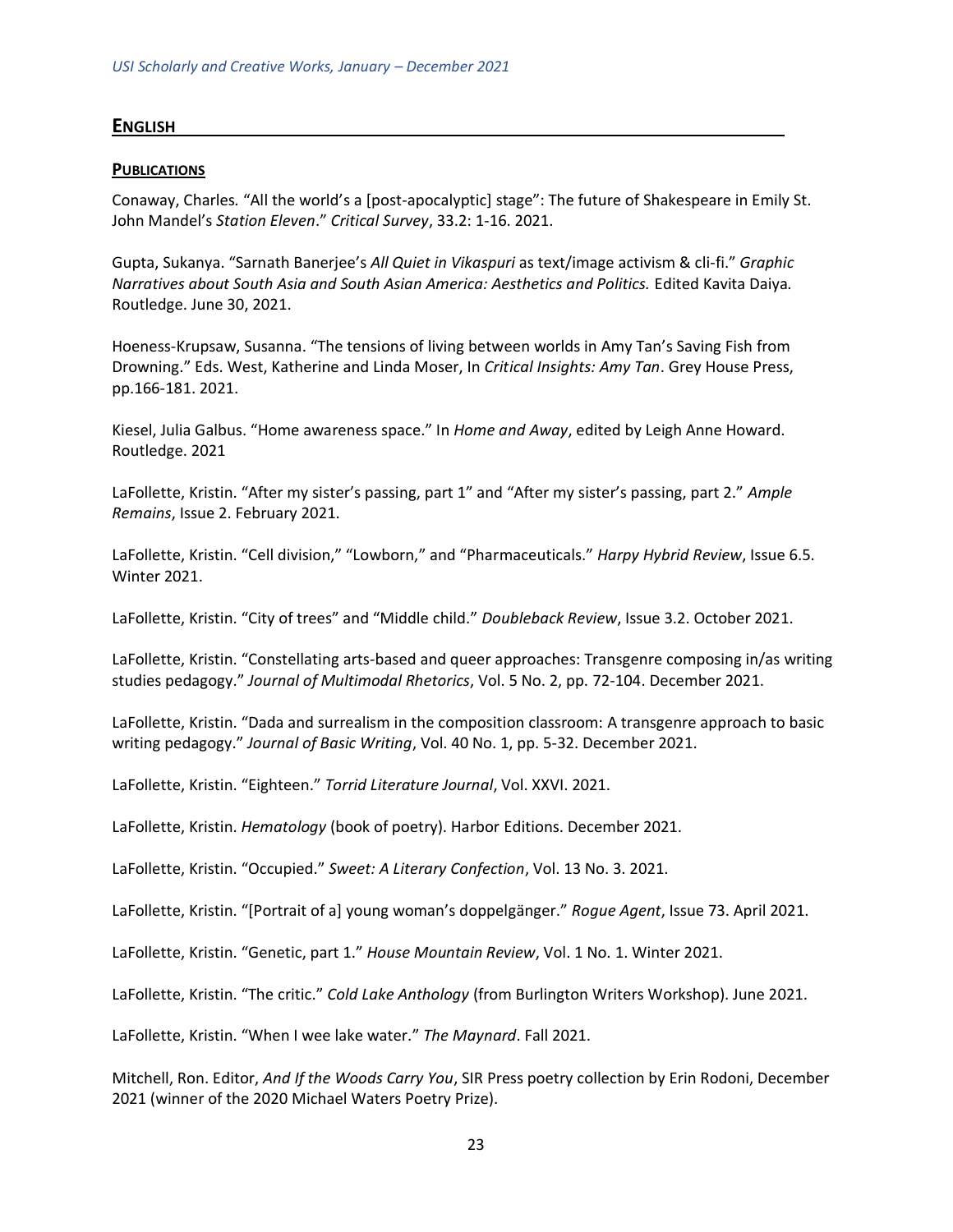## ENGLISH

### PUBLICATIONS

Conaway, Charles. "All the world's a [post-apocalyptic] stage": The future of Shakespeare in Emily St. John Mandel's *Station Eleven*." *Critical Survey*, 33.2: 1-16. 2021.

Gupta, Sukanya. "Sarnath Banerjee's *All Quiet in Vikaspuri* as text/image activism & cli-fi." *Graphic Narratives about South Asia and South Asian America: Aesthetics and Politics.* Edited Kavita Daiya. Routledge. June 30, 2021.

Hoeness-Krupsaw, Susanna. "The tensions of living between worlds in Amy Tan's Saving Fish from Drowning." Eds. West, Katherine and Linda Moser, In *Critical Insights: Amy Tan*. Grey House Press, pp.166-181. 2021.

Kiesel, Julia Galbus. "Home awareness space." In *Home and Away*, edited by Leigh Anne Howard. Routledge. 2021

LaFollette, Kristin. "After my sister's passing, part 1" and "After my sister's passing, part 2." *Ample Remains*, Issue 2. February 2021.

LaFollette, Kristin. "Cell division," "Lowborn," and "Pharmaceuticals." *Harpy Hybrid Review*, Issue 6.5. Winter 2021.

LaFollette, Kristin. "City of trees" and "Middle child." *Doubleback Review*, Issue 3.2. October 2021.

LaFollette, Kristin. "Constellating arts-based and queer approaches: Transgenre composing in/as writing studies pedagogy." *Journal of Multimodal Rhetorics*, Vol. 5 No. 2, pp. 72-104. December 2021.

LaFollette, Kristin. "Dada and surrealism in the composition classroom: A transgenre approach to basic writing pedagogy." *Journal of Basic Writing*, Vol. 40 No. 1, pp. 5-32. December 2021.

LaFollette, Kristin. "Eighteen." *Torrid Literature Journal*, Vol. XXVI. 2021.

LaFollette, Kristin. *Hematology* (book of poetry). Harbor Editions. December 2021.

LaFollette, Kristin. "Occupied." *Sweet: A Literary Confection*, Vol. 13 No. 3. 2021.

LaFollette, Kristin. "[Portrait of a] young woman's doppelgänger." *Rogue Agent*, Issue 73. April 2021.

LaFollette, Kristin. "Genetic, part 1." *House Mountain Review*, Vol. 1 No. 1. Winter 2021.

LaFollette, Kristin. "The critic." *Cold Lake Anthology* (from Burlington Writers Workshop). June 2021.

LaFollette, Kristin. "When I wee lake water." *The Maynard*. Fall 2021.

Mitchell, Ron. Editor, *And If the Woods Carry You*, SIR Press poetry collection by Erin Rodoni, December 2021 (winner of the 2020 Michael Waters Poetry Prize).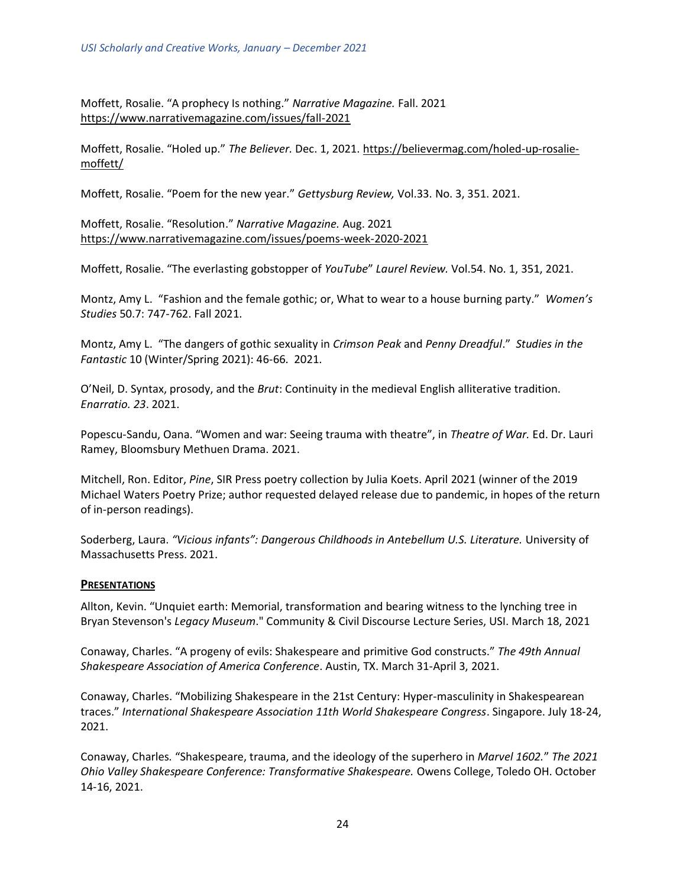Moffett, Rosalie. “A prophecy Is nothing.” *Narrative Magazine.* Fall. 2021 https://www.narrativemagazine.com/issues/fall-2021

Moffett, Rosalie. “Holed up.” *The Believer.* Dec. 1, 2021. https://believermag.com/holed-up-rosalie-moffett/

Moffett, Rosalie. “Poem for the new year.” *Gettysburg Review,* Vol.33. No. 3, 351. 2021.

Moffett, Rosalie. “Resolution.” *Narrative Magazine.* Aug. 2021 https://www.narrativemagazine.com/issues/poems-week-2020-2021

Moffett, Rosalie. “The everlasting gobstopper of *YouTube*” *Laurel Review.* Vol.54. No. 1, 351, 2021.

Montz, Amy L. “Fashion and the female gothic; or, What to wear to a house burning party.” *Women’s Studies* 50.7: 747-762. Fall 2021.

Montz, Amy L. “The dangers of gothic sexuality in *Crimson Peak* and *Penny Dreadful*.” *Studies in the Fantastic* 10 (Winter/Spring 2021): 46-66. 2021.

O’Neil, D. Syntax, prosody, and the *Brut*: Continuity in the medieval English alliterative tradition. *Enarratio. 23*. 2021.

Popescu-Sandu, Oana. “Women and war: Seeing trauma with theatre”, in *Theatre of War.* Ed. Dr. Lauri Ramey, Bloomsbury Methuen Drama. 2021.

Mitchell, Ron. Editor, *Pine*, SIR Press poetry collection by Julia Koets. April 2021 (winner of the 2019 Michael Waters Poetry Prize; author requested delayed release due to pandemic, in hopes of the return of in-person readings).

Soderberg, Laura. *“Vicious infants”: Dangerous Childhoods in Antebellum U.S. Literature.* University of Massachusetts Press. 2021.

## PRESENTATIONS

Allton, Kevin. “Unquiet earth: Memorial, transformation and bearing witness to the lynching tree in Bryan Stevenson's *Legacy Museum*." Community & Civil Discourse Lecture Series, USI. March 18, 2021

Conaway, Charles. “A progeny of evils: Shakespeare and primitive God constructs.” *The 49th Annual Shakespeare Association of America Conference*. Austin, TX. March 31-April 3, 2021.

Conaway, Charles. “Mobilizing Shakespeare in the 21st Century: Hyper-masculinity in Shakespearean traces.” *International Shakespeare Association 11th World Shakespeare Congress*. Singapore. July 18-24, 2021.

Conaway, Charles. “Shakespeare, trauma, and the ideology of the superhero in *Marvel 1602.*” *The 2021 Ohio Valley Shakespeare Conference: Transformative Shakespeare.* Owens College, Toledo OH. October 14-16, 2021.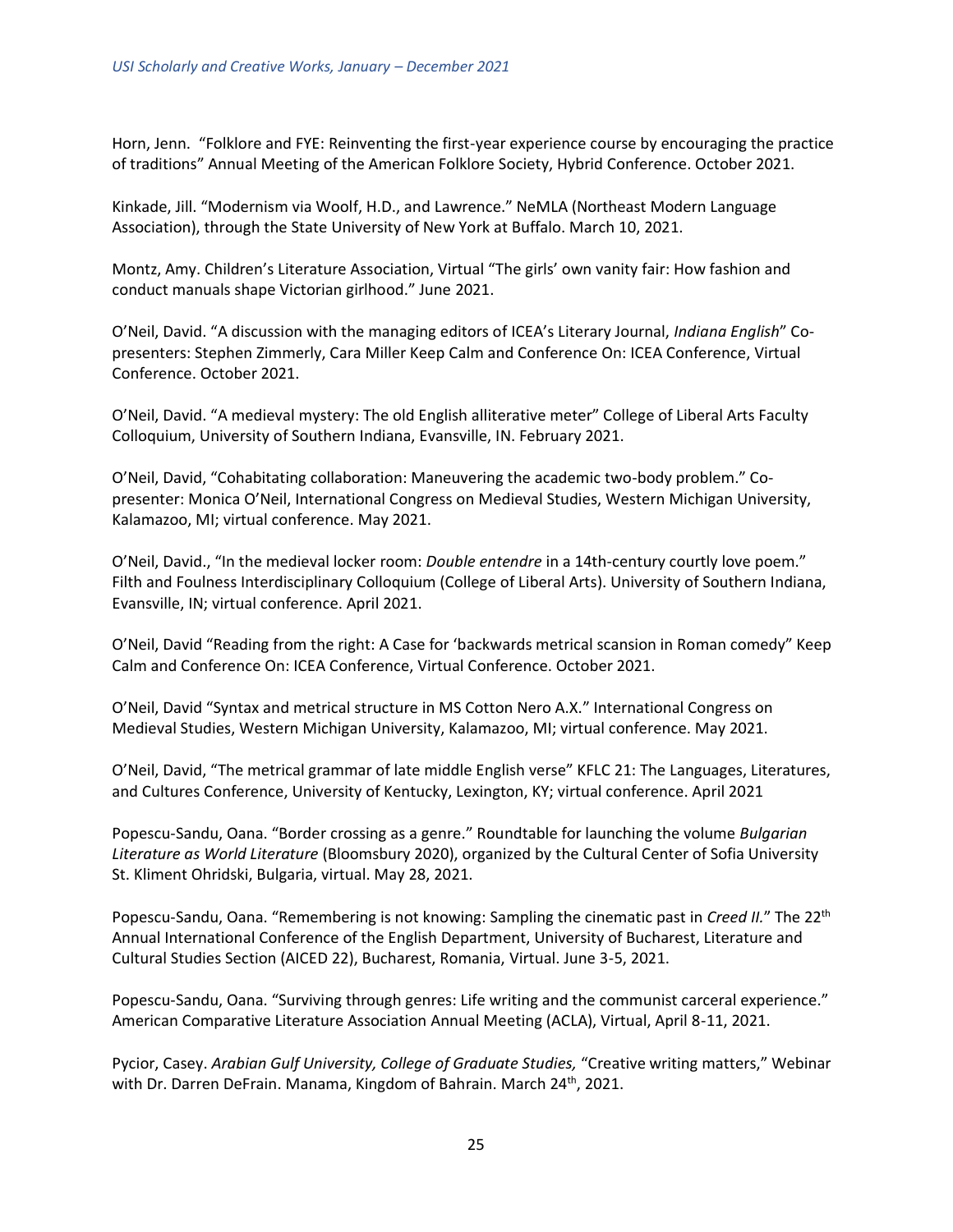Horn, Jenn. "Folklore and FYE: Reinventing the first-year experience course by encouraging the practice of traditions" Annual Meeting of the American Folklore Society, Hybrid Conference. October 2021.

Kinkade, Jill. "Modernism via Woolf, H.D., and Lawrence." NeMLA (Northeast Modern Language Association), through the State University of New York at Buffalo. March 10, 2021.

Montz, Amy. Children's Literature Association, Virtual "The girls' own vanity fair: How fashion and conduct manuals shape Victorian girlhood." June 2021.

O'Neil, David. "A discussion with the managing editors of ICEA's Literary Journal, *Indiana English*" Co-presenters: Stephen Zimmerly, Cara Miller Keep Calm and Conference On: ICEA Conference, Virtual Conference. October 2021.

O'Neil, David. "A medieval mystery: The old English alliterative meter" College of Liberal Arts Faculty Colloquium, University of Southern Indiana, Evansville, IN. February 2021.

O'Neil, David, "Cohabitating collaboration: Maneuvering the academic two-body problem." Co-presenter: Monica O'Neil, International Congress on Medieval Studies, Western Michigan University, Kalamazoo, MI; virtual conference. May 2021.

O'Neil, David., "In the medieval locker room: *Double entendre* in a 14th-century courtly love poem." Filth and Foulness Interdisciplinary Colloquium (College of Liberal Arts). University of Southern Indiana, Evansville, IN; virtual conference. April 2021.

O'Neil, David "Reading from the right: A Case for 'backwards metrical scansion in Roman comedy" Keep Calm and Conference On: ICEA Conference, Virtual Conference. October 2021.

O'Neil, David "Syntax and metrical structure in MS Cotton Nero A.X." International Congress on Medieval Studies, Western Michigan University, Kalamazoo, MI; virtual conference. May 2021.

O'Neil, David, "The metrical grammar of late middle English verse" KFLC 21: The Languages, Literatures, and Cultures Conference, University of Kentucky, Lexington, KY; virtual conference. April 2021

Popescu-Sandu, Oana. "Border crossing as a genre." Roundtable for launching the volume *Bulgarian Literature as World Literature* (Bloomsbury 2020), organized by the Cultural Center of Sofia University St. Kliment Ohridski, Bulgaria, virtual. May 28, 2021.

Popescu-Sandu, Oana. "Remembering is not knowing: Sampling the cinematic past in *Creed II.*" The 22nd Annual International Conference of the English Department, University of Bucharest, Literature and Cultural Studies Section (AICED 22), Bucharest, Romania, Virtual. June 3-5, 2021.

Popescu-Sandu, Oana. "Surviving through genres: Life writing and the communist carceral experience." American Comparative Literature Association Annual Meeting (ACLA), Virtual, April 8-11, 2021.

Pycior, Casey. *Arabian Gulf University, College of Graduate Studies,* "Creative writing matters," Webinar with Dr. Darren DeFrain. Manama, Kingdom of Bahrain. March 24th, 2021.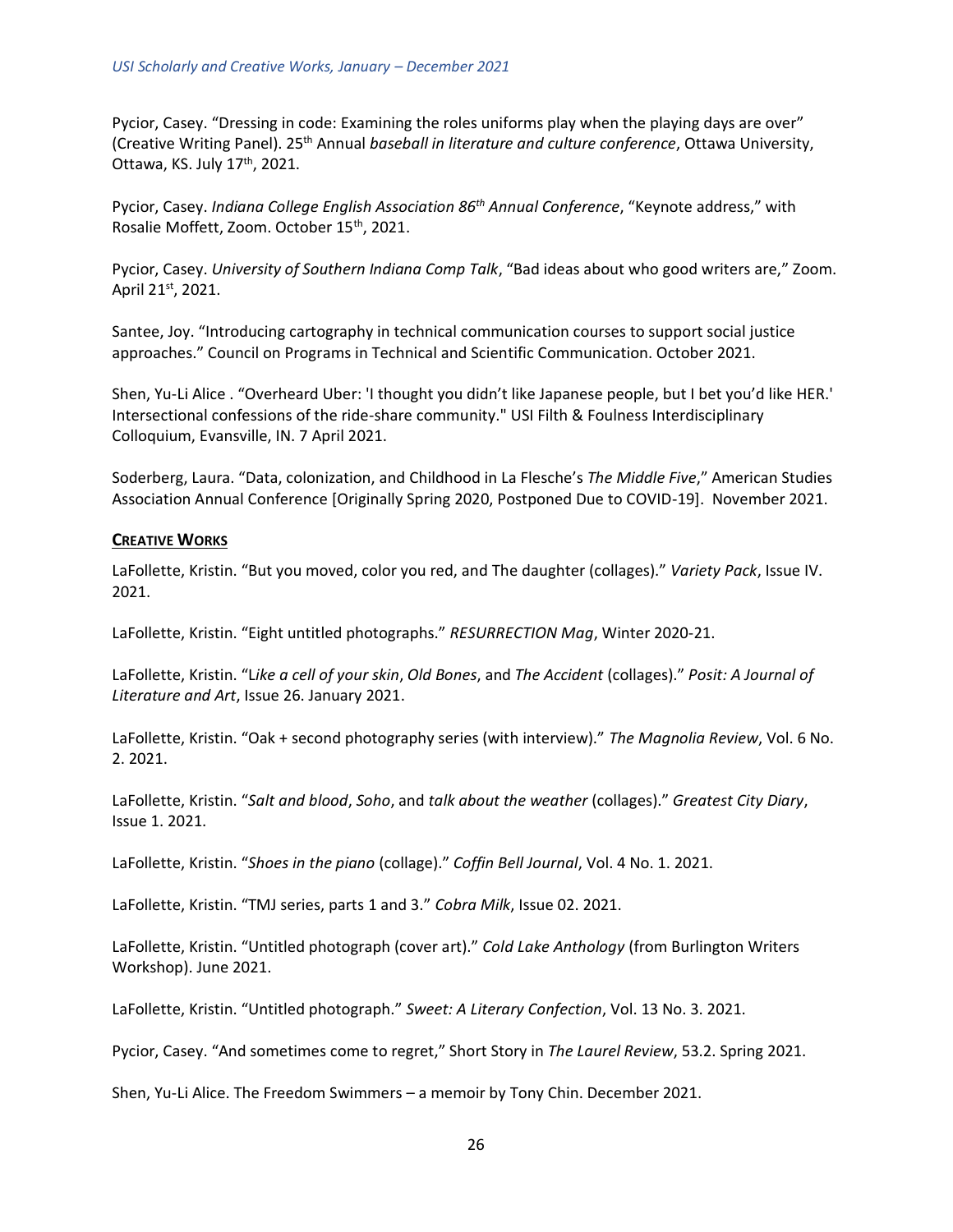Pycior, Casey. “Dressing in code: Examining the roles uniforms play when the playing days are over” (Creative Writing Panel). 25th Annual *baseball in literature and culture conference*, Ottawa University, Ottawa, KS. July 17th, 2021.

Pycior, Casey. *Indiana College English Association 86th Annual Conference*, “Keynote address,” with Rosalie Moffett, Zoom. October 15th, 2021.

Pycior, Casey. *University of Southern Indiana Comp Talk*, “Bad ideas about who good writers are,” Zoom. April 21st, 2021.

Santee, Joy. “Introducing cartography in technical communication courses to support social justice approaches.” Council on Programs in Technical and Scientific Communication. October 2021.

Shen, Yu-Li Alice . “Overheard Uber: 'I thought you didn’t like Japanese people, but I bet you’d like HER.' Intersectional confessions of the ride-share community." USI Filth & Foulness Interdisciplinary Colloquium, Evansville, IN. 7 April 2021.

Soderberg, Laura. “Data, colonization, and Childhood in La Flesche’s *The Middle Five*,” American Studies Association Annual Conference [Originally Spring 2020, Postponed Due to COVID-19]. November 2021.

## CREATIVE WORKS

LaFollette, Kristin. “But you moved, color you red, and The daughter (collages).” *Variety Pack*, Issue IV. 2021.

LaFollette, Kristin. “Eight untitled photographs.” *RESURRECTION Mag*, Winter 2020-21.

LaFollette, Kristin. “*Like a cell of your skin*, *Old Bones*, and *The Accident* (collages).” *Posit: A Journal of Literature and Art*, Issue 26. January 2021.

LaFollette, Kristin. “Oak + second photography series (with interview).” *The Magnolia Review*, Vol. 6 No. 2. 2021.

LaFollette, Kristin. “*Salt and blood*, *Soho*, and *talk about the weather* (collages).” *Greatest City Diary*, Issue 1. 2021.

LaFollette, Kristin. “*Shoes in the piano* (collage).” *Coffin Bell Journal*, Vol. 4 No. 1. 2021.

LaFollette, Kristin. “TMJ series, parts 1 and 3.” *Cobra Milk*, Issue 02. 2021.

LaFollette, Kristin. “Untitled photograph (cover art).” *Cold Lake Anthology* (from Burlington Writers Workshop). June 2021.

LaFollette, Kristin. “Untitled photograph.” *Sweet: A Literary Confection*, Vol. 13 No. 3. 2021.

Pycior, Casey. “And sometimes come to regret,” Short Story in *The Laurel Review*, 53.2. Spring 2021.

Shen, Yu-Li Alice. The Freedom Swimmers – a memoir by Tony Chin. December 2021.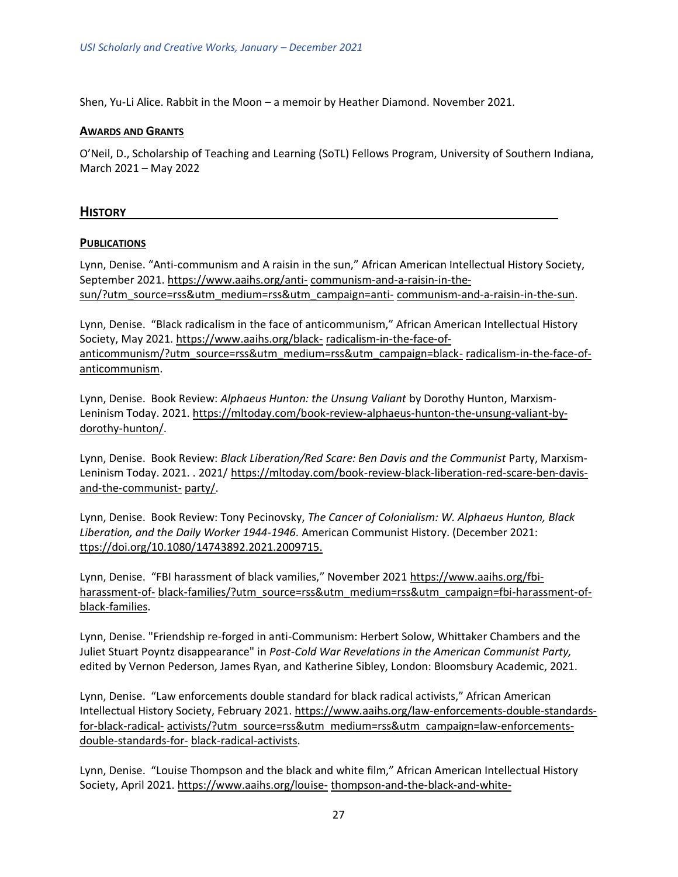Shen, Yu-Li Alice. Rabbit in the Moon – a memoir by Heather Diamond. November 2021.

### AWARDS AND GRANTS

O'Neil, D., Scholarship of Teaching and Learning (SoTL) Fellows Program, University of Southern Indiana, March 2021 – May 2022

## HISTORY

### PUBLICATIONS

Lynn, Denise. "Anti-communism and A raisin in the sun," African American Intellectual History Society, September 2021. https://www.aaihs.org/anti- communism-and-a-raisin-in-the-sun/?utm_source=rss&utm_medium=rss&utm_campaign=anti- communism-and-a-raisin-in-the-sun.

Lynn, Denise. "Black radicalism in the face of anticommunism," African American Intellectual History Society, May 2021. https://www.aaihs.org/black- radicalism-in-the-face-of-anticommunism/?utm_source=rss&utm_medium=rss&utm_campaign=black- radicalism-in-the-face-of-anticommunism.

Lynn, Denise. Book Review: *Alphaeus Hunton: the Unsung Valiant* by Dorothy Hunton, Marxism-Leninism Today. 2021. https://mltoday.com/book-review-alphaeus-hunton-the-unsung-valiant-by-dorothy-hunton/.

Lynn, Denise. Book Review: *Black Liberation/Red Scare: Ben Davis and the Communist* Party, Marxism-Leninism Today. 2021. . 2021/ https://mltoday.com/book-review-black-liberation-red-scare-ben-davis-and-the-communist- party/.

Lynn, Denise. Book Review: Tony Pecinovsky, *The Cancer of Colonialism: W. Alphaeus Hunton, Black Liberation, and the Daily Worker 1944-1946*. American Communist History. (December 2021: ttps://doi.org/10.1080/14743892.2021.2009715.

Lynn, Denise. "FBI harassment of black vamilies," November 2021 https://www.aaihs.org/fbi-harassment-of- black-families/?utm_source=rss&utm_medium=rss&utm_campaign=fbi-harassment-of-black-families.

Lynn, Denise. "Friendship re-forged in anti-Communism: Herbert Solow, Whittaker Chambers and the Juliet Stuart Poyntz disappearance" in *Post-Cold War Revelations in the American Communist Party,* edited by Vernon Pederson, James Ryan, and Katherine Sibley, London: Bloomsbury Academic, 2021.

Lynn, Denise. "Law enforcements double standard for black radical activists," African American Intellectual History Society, February 2021. https://www.aaihs.org/law-enforcements-double-standards-for-black-radical- activists/?utm_source=rss&utm_medium=rss&utm_campaign=law-enforcements-double-standards-for- black-radical-activists.

Lynn, Denise. "Louise Thompson and the black and white film," African American Intellectual History Society, April 2021. https://www.aaihs.org/louise- thompson-and-the-black-and-white-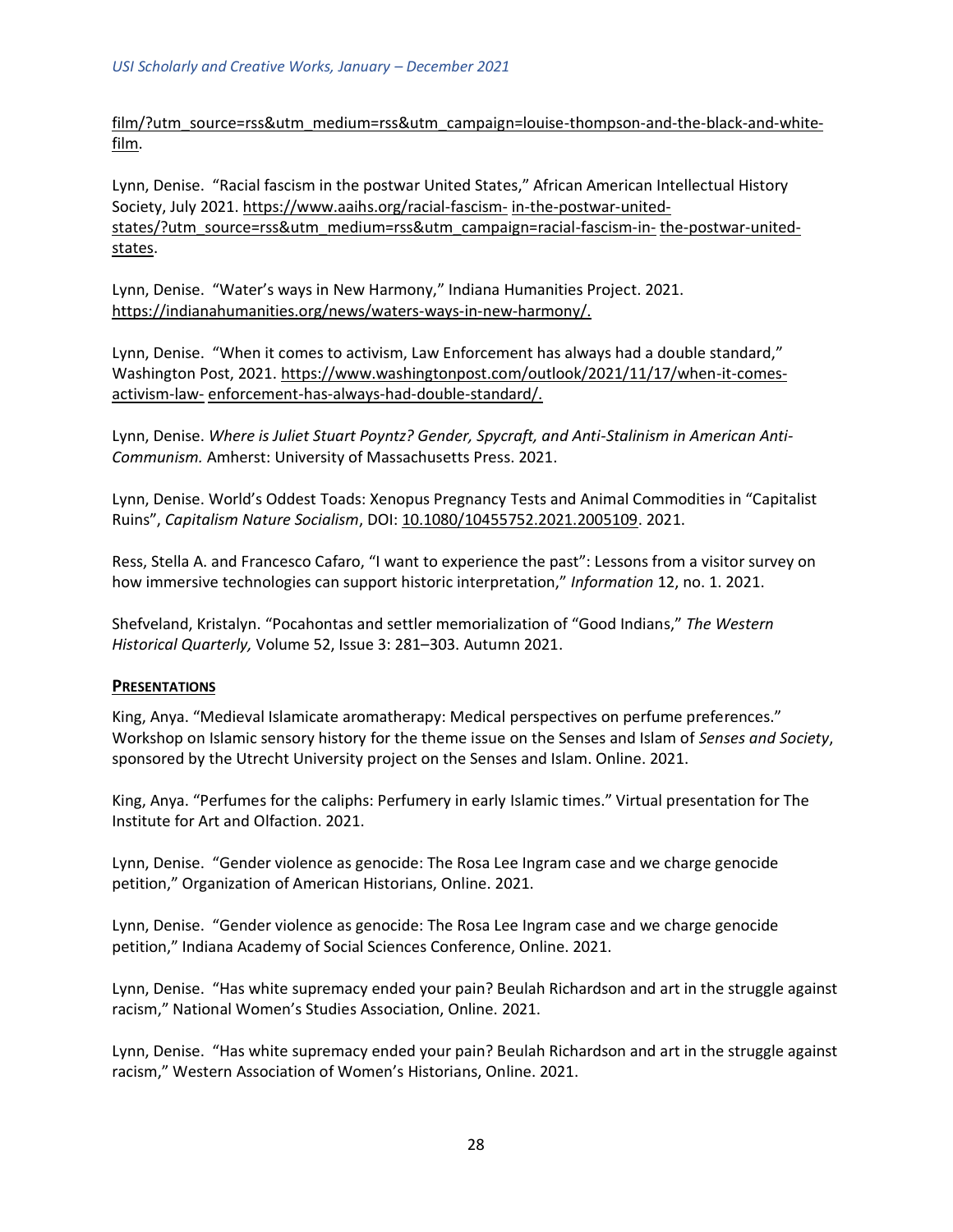film/?utm_source=rss&utm_medium=rss&utm_campaign=louise-thompson-and-the-black-and-white-film.

Lynn, Denise. "Racial fascism in the postwar United States," African American Intellectual History Society, July 2021. https://www.aaihs.org/racial-fascism- in-the-postwar-united-states/?utm_source=rss&utm_medium=rss&utm_campaign=racial-fascism-in- the-postwar-united-states.

Lynn, Denise. "Water's ways in New Harmony," Indiana Humanities Project. 2021. https://indianahumanities.org/news/waters-ways-in-new-harmony/.

Lynn, Denise. "When it comes to activism, Law Enforcement has always had a double standard," Washington Post, 2021. https://www.washingtonpost.com/outlook/2021/11/17/when-it-comes-activism-law- enforcement-has-always-had-double-standard/.

Lynn, Denise. *Where is Juliet Stuart Poyntz? Gender, Spycraft, and Anti-Stalinism in American Anti-Communism.* Amherst: University of Massachusetts Press. 2021.

Lynn, Denise. World's Oddest Toads: Xenopus Pregnancy Tests and Animal Commodities in "Capitalist Ruins", *Capitalism Nature Socialism*, DOI: 10.1080/10455752.2021.2005109. 2021.

Ress, Stella A. and Francesco Cafaro, "I want to experience the past": Lessons from a visitor survey on how immersive technologies can support historic interpretation," *Information* 12, no. 1. 2021.

Shefveland, Kristalyn. "Pocahontas and settler memorialization of "Good Indians," *The Western Historical Quarterly,* Volume 52, Issue 3: 281–303. Autumn 2021.

**PRESENTATIONS**

King, Anya. "Medieval Islamicate aromatherapy: Medical perspectives on perfume preferences." Workshop on Islamic sensory history for the theme issue on the Senses and Islam of *Senses and Society*, sponsored by the Utrecht University project on the Senses and Islam. Online. 2021.

King, Anya. "Perfumes for the caliphs: Perfumery in early Islamic times." Virtual presentation for The Institute for Art and Olfaction. 2021.

Lynn, Denise. "Gender violence as genocide: The Rosa Lee Ingram case and we charge genocide petition," Organization of American Historians, Online. 2021.

Lynn, Denise. "Gender violence as genocide: The Rosa Lee Ingram case and we charge genocide petition," Indiana Academy of Social Sciences Conference, Online. 2021.

Lynn, Denise. "Has white supremacy ended your pain? Beulah Richardson and art in the struggle against racism," National Women's Studies Association, Online. 2021.

Lynn, Denise. "Has white supremacy ended your pain? Beulah Richardson and art in the struggle against racism," Western Association of Women's Historians, Online. 2021.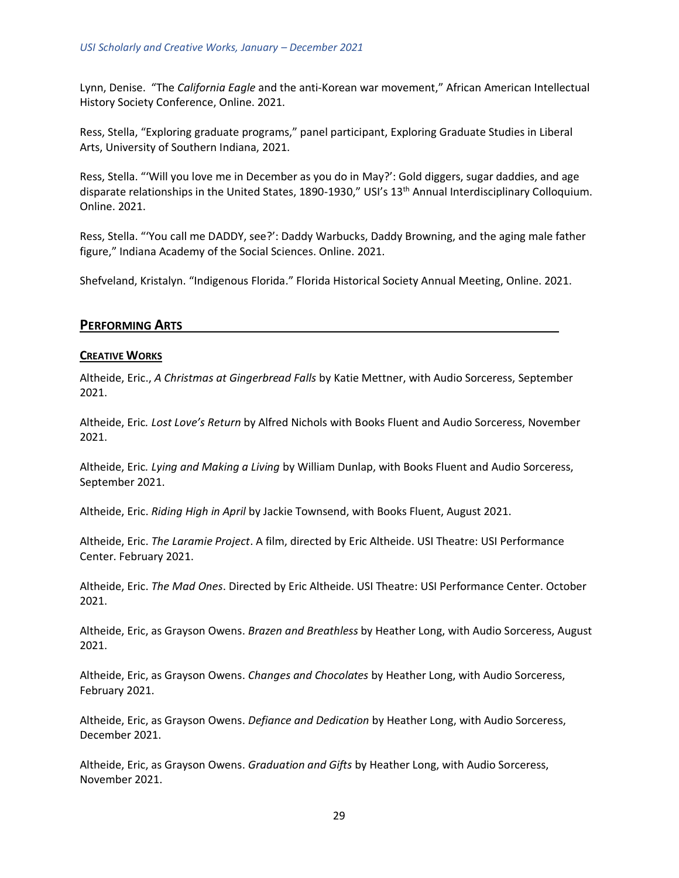Lynn, Denise. "The *California Eagle* and the anti-Korean war movement," African American Intellectual History Society Conference, Online. 2021.

Ress, Stella, "Exploring graduate programs," panel participant, Exploring Graduate Studies in Liberal Arts, University of Southern Indiana, 2021.

Ress, Stella. "'Will you love me in December as you do in May?': Gold diggers, sugar daddies, and age disparate relationships in the United States, 1890-1930," USI's 13th Annual Interdisciplinary Colloquium. Online. 2021.

Ress, Stella. "'You call me DADDY, see?': Daddy Warbucks, Daddy Browning, and the aging male father figure," Indiana Academy of the Social Sciences. Online. 2021.

Shefveland, Kristalyn. "Indigenous Florida." Florida Historical Society Annual Meeting, Online. 2021.

## PERFORMING ARTS

### CREATIVE WORKS

Altheide, Eric., *A Christmas at Gingerbread Falls* by Katie Mettner, with Audio Sorceress, September 2021.

Altheide, Eric. *Lost Love's Return* by Alfred Nichols with Books Fluent and Audio Sorceress, November 2021.

Altheide, Eric. *Lying and Making a Living* by William Dunlap, with Books Fluent and Audio Sorceress, September 2021.

Altheide, Eric. *Riding High in April* by Jackie Townsend, with Books Fluent, August 2021.

Altheide, Eric. *The Laramie Project*. A film, directed by Eric Altheide. USI Theatre: USI Performance Center. February 2021.

Altheide, Eric. *The Mad Ones*. Directed by Eric Altheide. USI Theatre: USI Performance Center. October 2021.

Altheide, Eric, as Grayson Owens. *Brazen and Breathless* by Heather Long, with Audio Sorceress, August 2021.

Altheide, Eric, as Grayson Owens. *Changes and Chocolates* by Heather Long, with Audio Sorceress, February 2021.

Altheide, Eric, as Grayson Owens. *Defiance and Dedication* by Heather Long, with Audio Sorceress, December 2021.

Altheide, Eric, as Grayson Owens. *Graduation and Gifts* by Heather Long, with Audio Sorceress, November 2021.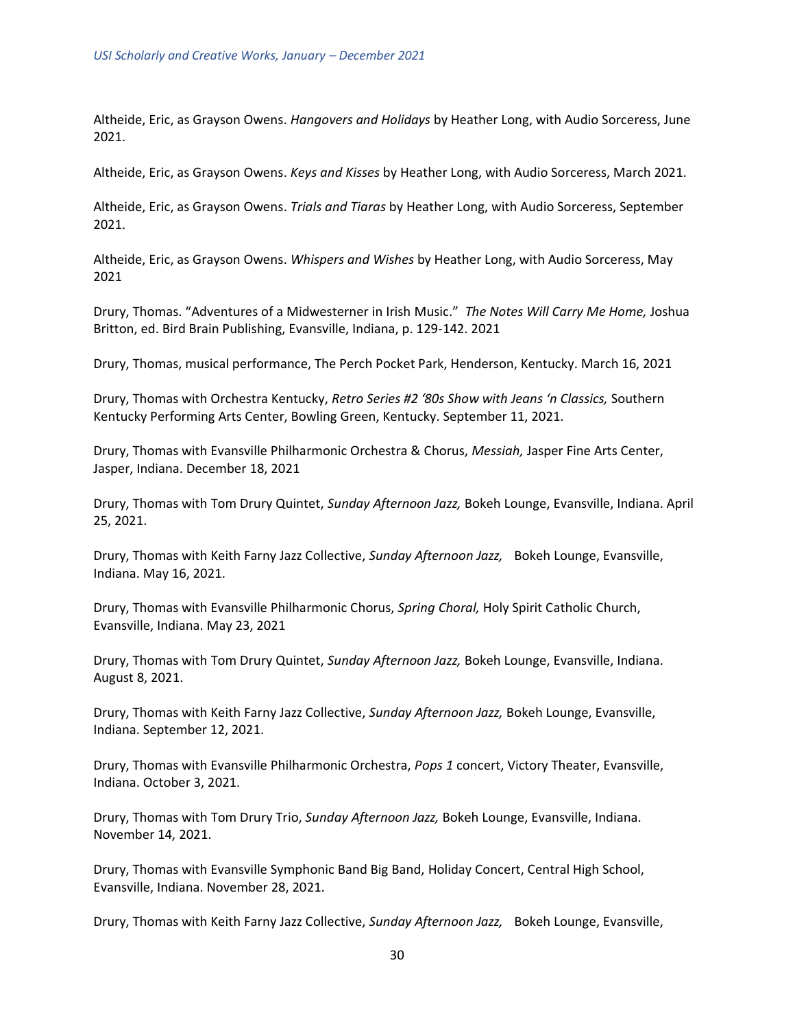Altheide, Eric, as Grayson Owens. *Hangovers and Holidays* by Heather Long, with Audio Sorceress, June 2021.

Altheide, Eric, as Grayson Owens. *Keys and Kisses* by Heather Long, with Audio Sorceress, March 2021.

Altheide, Eric, as Grayson Owens. *Trials and Tiaras* by Heather Long, with Audio Sorceress, September 2021.

Altheide, Eric, as Grayson Owens. *Whispers and Wishes* by Heather Long, with Audio Sorceress, May 2021

Drury, Thomas. "Adventures of a Midwesterner in Irish Music." *The Notes Will Carry Me Home,* Joshua Britton, ed. Bird Brain Publishing, Evansville, Indiana, p. 129-142. 2021

Drury, Thomas, musical performance, The Perch Pocket Park, Henderson, Kentucky. March 16, 2021

Drury, Thomas with Orchestra Kentucky, *Retro Series #2 '80s Show with Jeans 'n Classics,* Southern Kentucky Performing Arts Center, Bowling Green, Kentucky. September 11, 2021.

Drury, Thomas with Evansville Philharmonic Orchestra & Chorus, *Messiah,* Jasper Fine Arts Center, Jasper, Indiana. December 18, 2021

Drury, Thomas with Tom Drury Quintet, *Sunday Afternoon Jazz,* Bokeh Lounge, Evansville, Indiana. April 25, 2021.

Drury, Thomas with Keith Farny Jazz Collective, *Sunday Afternoon Jazz,* Bokeh Lounge, Evansville, Indiana. May 16, 2021.

Drury, Thomas with Evansville Philharmonic Chorus, *Spring Choral,* Holy Spirit Catholic Church, Evansville, Indiana. May 23, 2021

Drury, Thomas with Tom Drury Quintet, *Sunday Afternoon Jazz,* Bokeh Lounge, Evansville, Indiana. August 8, 2021.

Drury, Thomas with Keith Farny Jazz Collective, *Sunday Afternoon Jazz,* Bokeh Lounge, Evansville, Indiana. September 12, 2021.

Drury, Thomas with Evansville Philharmonic Orchestra, *Pops 1* concert, Victory Theater, Evansville, Indiana. October 3, 2021.

Drury, Thomas with Tom Drury Trio, *Sunday Afternoon Jazz,* Bokeh Lounge, Evansville, Indiana. November 14, 2021.

Drury, Thomas with Evansville Symphonic Band Big Band, Holiday Concert, Central High School, Evansville, Indiana. November 28, 2021.

Drury, Thomas with Keith Farny Jazz Collective, *Sunday Afternoon Jazz,* Bokeh Lounge, Evansville,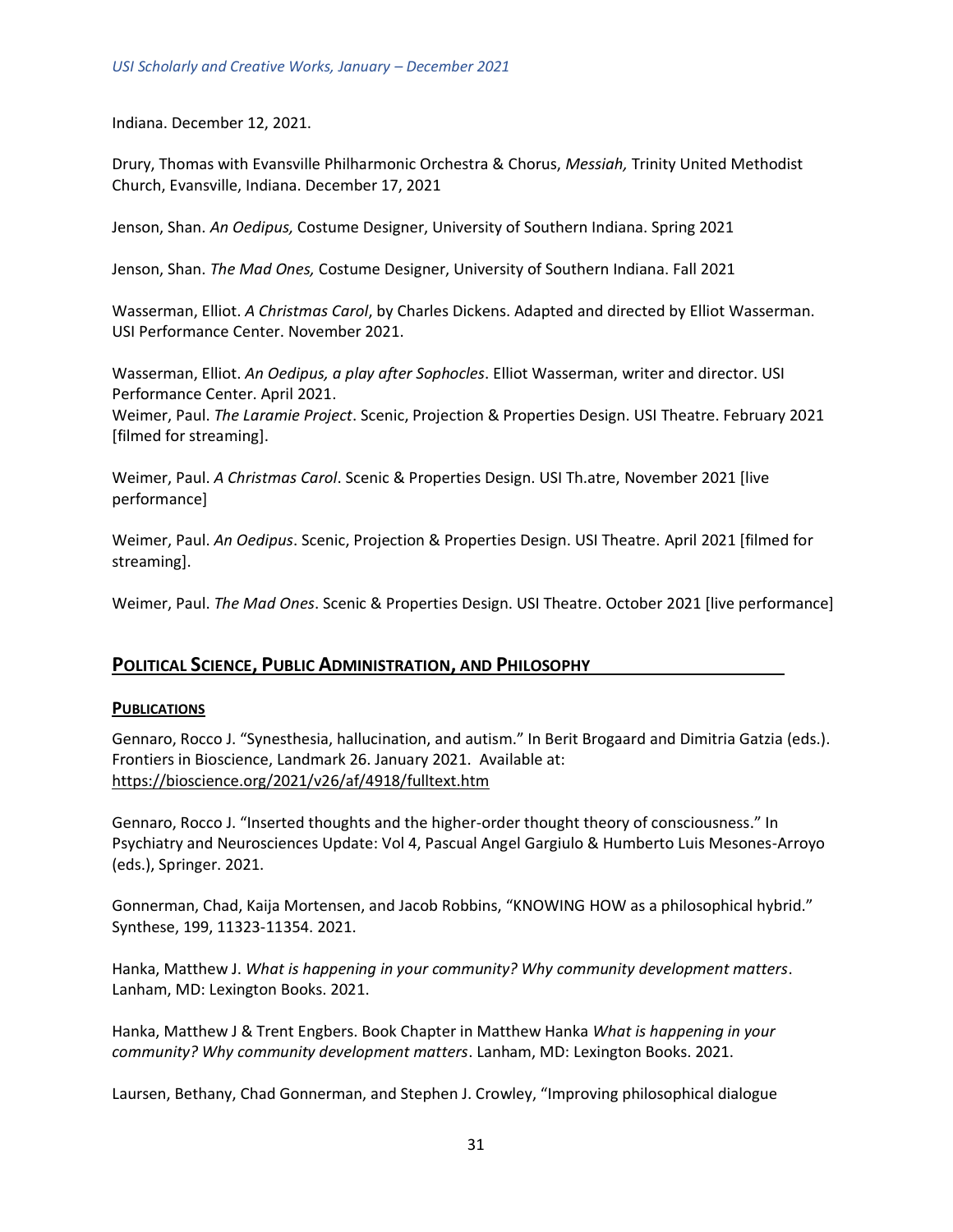Indiana. December 12, 2021.

Drury, Thomas with Evansville Philharmonic Orchestra & Chorus, *Messiah,* Trinity United Methodist Church, Evansville, Indiana. December 17, 2021

Jenson, Shan. *An Oedipus,* Costume Designer, University of Southern Indiana. Spring 2021

Jenson, Shan. *The Mad Ones,* Costume Designer, University of Southern Indiana. Fall 2021

Wasserman, Elliot. *A Christmas Carol*, by Charles Dickens. Adapted and directed by Elliot Wasserman. USI Performance Center. November 2021.

Wasserman, Elliot. *An Oedipus, a play after Sophocles*. Elliot Wasserman, writer and director. USI Performance Center. April 2021.

Weimer, Paul. *The Laramie Project*. Scenic, Projection & Properties Design. USI Theatre. February 2021 [filmed for streaming].

Weimer, Paul. *A Christmas Carol*. Scenic & Properties Design. USI Th.atre, November 2021 [live performance]

Weimer, Paul. *An Oedipus*. Scenic, Projection & Properties Design. USI Theatre. April 2021 [filmed for streaming].

Weimer, Paul. *The Mad Ones*. Scenic & Properties Design. USI Theatre. October 2021 [live performance]

## POLITICAL SCIENCE, PUBLIC ADMINISTRATION, AND PHILOSOPHY

### PUBLICATIONS

Gennaro, Rocco J. "Synesthesia, hallucination, and autism." In Berit Brogaard and Dimitria Gatzia (eds.). Frontiers in Bioscience, Landmark 26. January 2021. Available at: https://bioscience.org/2021/v26/af/4918/fulltext.htm

Gennaro, Rocco J. "Inserted thoughts and the higher-order thought theory of consciousness." In Psychiatry and Neurosciences Update: Vol 4, Pascual Angel Gargiulo & Humberto Luis Mesones-Arroyo (eds.), Springer. 2021.

Gonnerman, Chad, Kaija Mortensen, and Jacob Robbins, "KNOWING HOW as a philosophical hybrid." Synthese, 199, 11323-11354. 2021.

Hanka, Matthew J. *What is happening in your community? Why community development matters*. Lanham, MD: Lexington Books. 2021.

Hanka, Matthew J & Trent Engbers. Book Chapter in Matthew Hanka *What is happening in your community? Why community development matters*. Lanham, MD: Lexington Books. 2021.

Laursen, Bethany, Chad Gonnerman, and Stephen J. Crowley, "Improving philosophical dialogue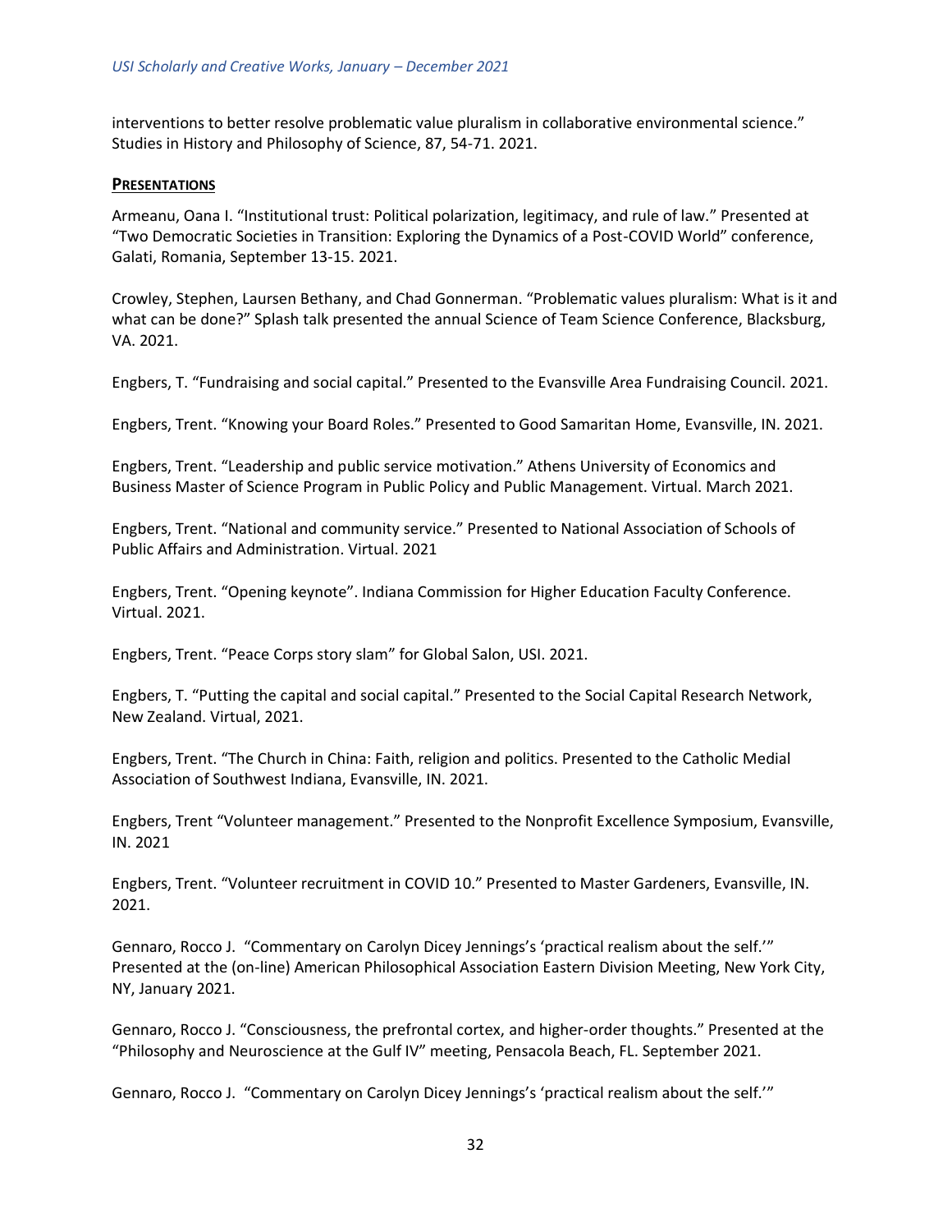interventions to better resolve problematic value pluralism in collaborative environmental science." Studies in History and Philosophy of Science, 87, 54-71. 2021.

## **PRESENTATIONS**

Armeanu, Oana I. "Institutional trust: Political polarization, legitimacy, and rule of law." Presented at "Two Democratic Societies in Transition: Exploring the Dynamics of a Post-COVID World" conference, Galati, Romania, September 13-15. 2021.

Crowley, Stephen, Laursen Bethany, and Chad Gonnerman. "Problematic values pluralism: What is it and what can be done?" Splash talk presented the annual Science of Team Science Conference, Blacksburg, VA. 2021.

Engbers, T. "Fundraising and social capital." Presented to the Evansville Area Fundraising Council. 2021.

Engbers, Trent. "Knowing your Board Roles." Presented to Good Samaritan Home, Evansville, IN. 2021.

Engbers, Trent. "Leadership and public service motivation." Athens University of Economics and Business Master of Science Program in Public Policy and Public Management. Virtual. March 2021.

Engbers, Trent. "National and community service." Presented to National Association of Schools of Public Affairs and Administration. Virtual. 2021

Engbers, Trent. "Opening keynote". Indiana Commission for Higher Education Faculty Conference. Virtual. 2021.

Engbers, Trent. "Peace Corps story slam" for Global Salon, USI. 2021.

Engbers, T. "Putting the capital and social capital." Presented to the Social Capital Research Network, New Zealand. Virtual, 2021.

Engbers, Trent. "The Church in China: Faith, religion and politics. Presented to the Catholic Medial Association of Southwest Indiana, Evansville, IN. 2021.

Engbers, Trent "Volunteer management." Presented to the Nonprofit Excellence Symposium, Evansville, IN. 2021

Engbers, Trent. "Volunteer recruitment in COVID 10." Presented to Master Gardeners, Evansville, IN. 2021.

Gennaro, Rocco J. "Commentary on Carolyn Dicey Jennings's 'practical realism about the self.'" Presented at the (on-line) American Philosophical Association Eastern Division Meeting, New York City, NY, January 2021.

Gennaro, Rocco J. "Consciousness, the prefrontal cortex, and higher-order thoughts." Presented at the "Philosophy and Neuroscience at the Gulf IV" meeting, Pensacola Beach, FL. September 2021.

Gennaro, Rocco J. "Commentary on Carolyn Dicey Jennings's 'practical realism about the self.'"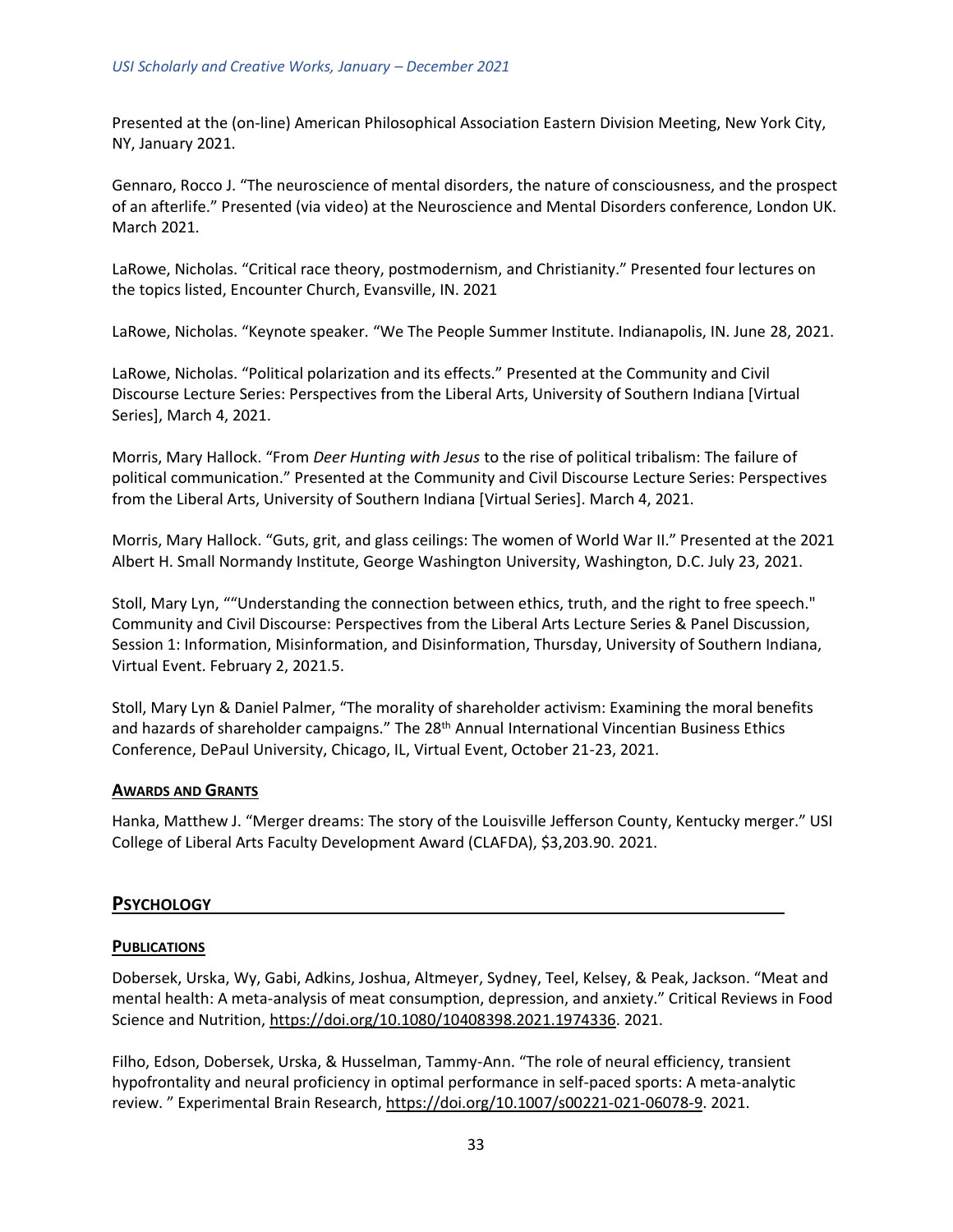Presented at the (on-line) American Philosophical Association Eastern Division Meeting, New York City, NY, January 2021.

Gennaro, Rocco J. "The neuroscience of mental disorders, the nature of consciousness, and the prospect of an afterlife." Presented (via video) at the Neuroscience and Mental Disorders conference, London UK. March 2021.

LaRowe, Nicholas. "Critical race theory, postmodernism, and Christianity." Presented four lectures on the topics listed, Encounter Church, Evansville, IN. 2021

LaRowe, Nicholas. "Keynote speaker. "We The People Summer Institute. Indianapolis, IN. June 28, 2021.

LaRowe, Nicholas. "Political polarization and its effects." Presented at the Community and Civil Discourse Lecture Series: Perspectives from the Liberal Arts, University of Southern Indiana [Virtual Series], March 4, 2021.

Morris, Mary Hallock. "From *Deer Hunting with Jesus* to the rise of political tribalism: The failure of political communication." Presented at the Community and Civil Discourse Lecture Series: Perspectives from the Liberal Arts, University of Southern Indiana [Virtual Series]. March 4, 2021.

Morris, Mary Hallock. "Guts, grit, and glass ceilings: The women of World War II." Presented at the 2021 Albert H. Small Normandy Institute, George Washington University, Washington, D.C. July 23, 2021.

Stoll, Mary Lyn, ""Understanding the connection between ethics, truth, and the right to free speech." Community and Civil Discourse: Perspectives from the Liberal Arts Lecture Series & Panel Discussion, Session 1: Information, Misinformation, and Disinformation, Thursday, University of Southern Indiana, Virtual Event. February 2, 2021.5.

Stoll, Mary Lyn & Daniel Palmer, "The morality of shareholder activism: Examining the moral benefits and hazards of shareholder campaigns." The 28th Annual International Vincentian Business Ethics Conference, DePaul University, Chicago, IL, Virtual Event, October 21-23, 2021.

### Awards and Grants

Hanka, Matthew J. "Merger dreams: The story of the Louisville Jefferson County, Kentucky merger." USI College of Liberal Arts Faculty Development Award (CLAFDA), $3,203.90. 2021.

## Psychology

### Publications

Dobersek, Urska, Wy, Gabi, Adkins, Joshua, Altmeyer, Sydney, Teel, Kelsey, & Peak, Jackson. "Meat and mental health: A meta-analysis of meat consumption, depression, and anxiety." Critical Reviews in Food Science and Nutrition, https://doi.org/10.1080/10408398.2021.1974336. 2021.

Filho, Edson, Dobersek, Urska, & Husselman, Tammy-Ann. "The role of neural efficiency, transient hypofrontality and neural proficiency in optimal performance in self-paced sports: A meta-analytic review. " Experimental Brain Research, https://doi.org/10.1007/s00221-021-06078-9. 2021.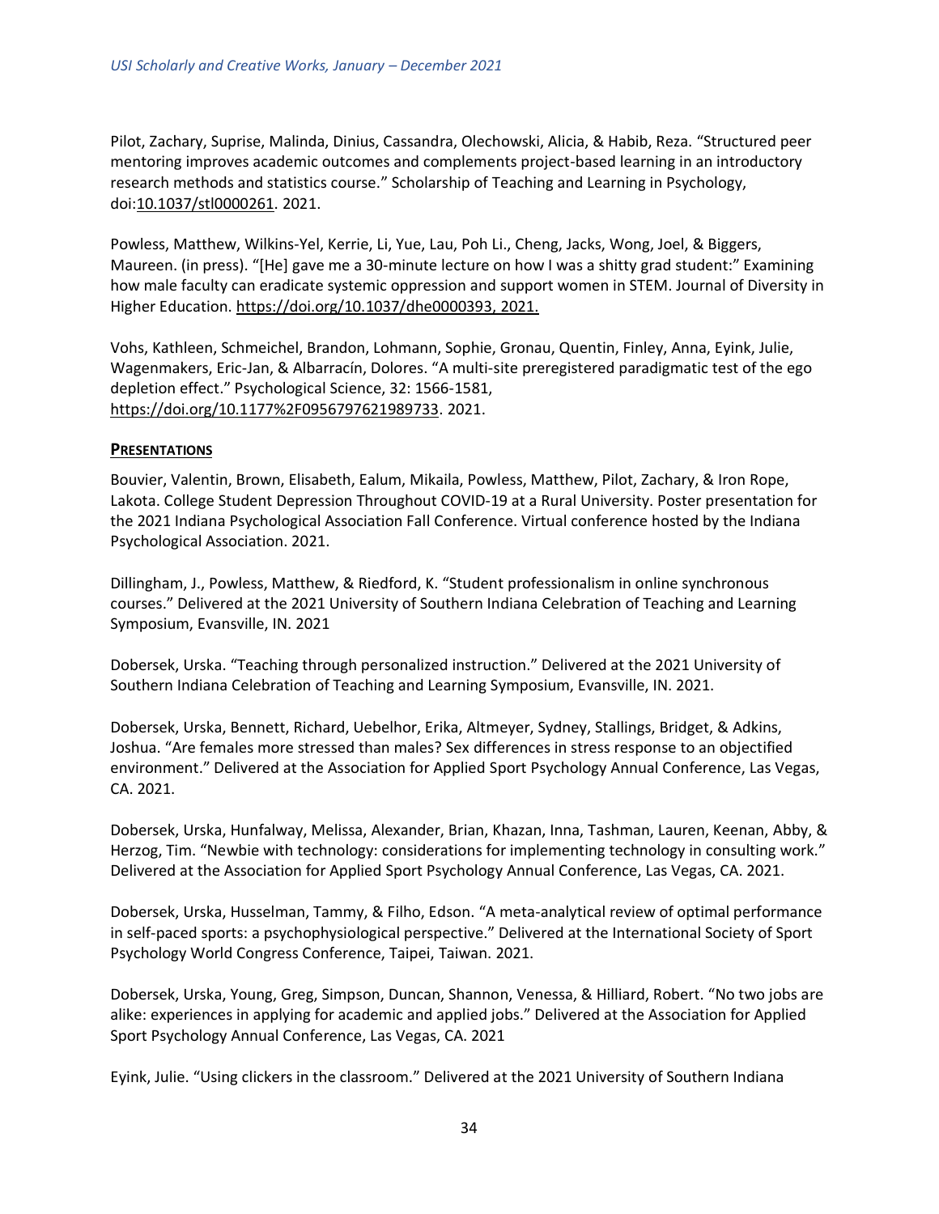Pilot, Zachary, Suprise, Malinda, Dinius, Cassandra, Olechowski, Alicia, & Habib, Reza. "Structured peer mentoring improves academic outcomes and complements project-based learning in an introductory research methods and statistics course." Scholarship of Teaching and Learning in Psychology, doi:10.1037/stl0000261. 2021.

Powless, Matthew, Wilkins-Yel, Kerrie, Li, Yue, Lau, Poh Li., Cheng, Jacks, Wong, Joel, & Biggers, Maureen. (in press). "[He] gave me a 30-minute lecture on how I was a shitty grad student:" Examining how male faculty can eradicate systemic oppression and support women in STEM. Journal of Diversity in Higher Education. https://doi.org/10.1037/dhe0000393, 2021.

Vohs, Kathleen, Schmeichel, Brandon, Lohmann, Sophie, Gronau, Quentin, Finley, Anna, Eyink, Julie, Wagenmakers, Eric-Jan, & Albarracín, Dolores. "A multi-site preregistered paradigmatic test of the ego depletion effect." Psychological Science, 32: 1566-1581, https://doi.org/10.1177%2F0956797621989733. 2021.

## PRESENTATIONS

Bouvier, Valentin, Brown, Elisabeth, Ealum, Mikaila, Powless, Matthew, Pilot, Zachary, & Iron Rope, Lakota. College Student Depression Throughout COVID-19 at a Rural University. Poster presentation for the 2021 Indiana Psychological Association Fall Conference. Virtual conference hosted by the Indiana Psychological Association. 2021.

Dillingham, J., Powless, Matthew, & Riedford, K. "Student professionalism in online synchronous courses." Delivered at the 2021 University of Southern Indiana Celebration of Teaching and Learning Symposium, Evansville, IN. 2021

Dobersek, Urska. "Teaching through personalized instruction." Delivered at the 2021 University of Southern Indiana Celebration of Teaching and Learning Symposium, Evansville, IN. 2021.

Dobersek, Urska, Bennett, Richard, Uebelhor, Erika, Altmeyer, Sydney, Stallings, Bridget, & Adkins, Joshua. "Are females more stressed than males? Sex differences in stress response to an objectified environment." Delivered at the Association for Applied Sport Psychology Annual Conference, Las Vegas, CA. 2021.

Dobersek, Urska, Hunfalway, Melissa, Alexander, Brian, Khazan, Inna, Tashman, Lauren, Keenan, Abby, & Herzog, Tim. "Newbie with technology: considerations for implementing technology in consulting work." Delivered at the Association for Applied Sport Psychology Annual Conference, Las Vegas, CA. 2021.

Dobersek, Urska, Husselman, Tammy, & Filho, Edson. "A meta-analytical review of optimal performance in self-paced sports: a psychophysiological perspective." Delivered at the International Society of Sport Psychology World Congress Conference, Taipei, Taiwan. 2021.

Dobersek, Urska, Young, Greg, Simpson, Duncan, Shannon, Venessa, & Hilliard, Robert. "No two jobs are alike: experiences in applying for academic and applied jobs." Delivered at the Association for Applied Sport Psychology Annual Conference, Las Vegas, CA. 2021

Eyink, Julie. "Using clickers in the classroom." Delivered at the 2021 University of Southern Indiana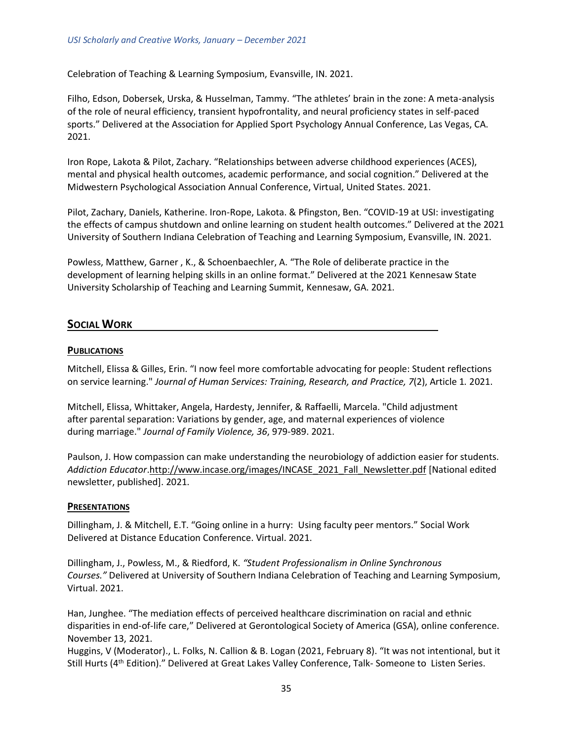Celebration of Teaching & Learning Symposium, Evansville, IN. 2021.

Filho, Edson, Dobersek, Urska, & Husselman, Tammy. "The athletes' brain in the zone: A meta-analysis of the role of neural efficiency, transient hypofrontality, and neural proficiency states in self-paced sports." Delivered at the Association for Applied Sport Psychology Annual Conference, Las Vegas, CA. 2021.

Iron Rope, Lakota & Pilot, Zachary. "Relationships between adverse childhood experiences (ACES), mental and physical health outcomes, academic performance, and social cognition." Delivered at the Midwestern Psychological Association Annual Conference, Virtual, United States. 2021.

Pilot, Zachary, Daniels, Katherine. Iron-Rope, Lakota. & Pfingston, Ben. "COVID-19 at USI: investigating the effects of campus shutdown and online learning on student health outcomes." Delivered at the 2021 University of Southern Indiana Celebration of Teaching and Learning Symposium, Evansville, IN. 2021.

Powless, Matthew, Garner , K., & Schoenbaechler, A. "The Role of deliberate practice in the development of learning helping skills in an online format." Delivered at the 2021 Kennesaw State University Scholarship of Teaching and Learning Summit, Kennesaw, GA. 2021.

## SOCIAL WORK

### PUBLICATIONS

Mitchell, Elissa & Gilles, Erin. "I now feel more comfortable advocating for people: Student reflections on service learning." *Journal of Human Services: Training, Research, and Practice, 7*(2), Article 1*.* 2021.

Mitchell, Elissa, Whittaker, Angela, Hardesty, Jennifer, & Raffaelli, Marcela. "Child adjustment after parental separation: Variations by gender, age, and maternal experiences of violence during marriage." *Journal of Family Violence, 36*, 979-989. 2021.

Paulson, J. How compassion can make understanding the neurobiology of addiction easier for students. *Addiction Educator*.http://www.incase.org/images/INCASE_2021_Fall_Newsletter.pdf [National edited newsletter, published]. 2021.

### PRESENTATIONS

Dillingham, J. & Mitchell, E.T. "Going online in a hurry: Using faculty peer mentors." Social Work Delivered at Distance Education Conference. Virtual. 2021.

Dillingham, J., Powless, M., & Riedford, K. *"Student Professionalism in Online Synchronous Courses."* Delivered at University of Southern Indiana Celebration of Teaching and Learning Symposium, Virtual. 2021.

Han, Junghee. "The mediation effects of perceived healthcare discrimination on racial and ethnic disparities in end-of-life care," Delivered at Gerontological Society of America (GSA), online conference. November 13, 2021.

Huggins, V (Moderator)., L. Folks, N. Callion & B. Logan (2021, February 8). "It was not intentional, but it Still Hurts (4th Edition)." Delivered at Great Lakes Valley Conference, Talk- Someone to Listen Series.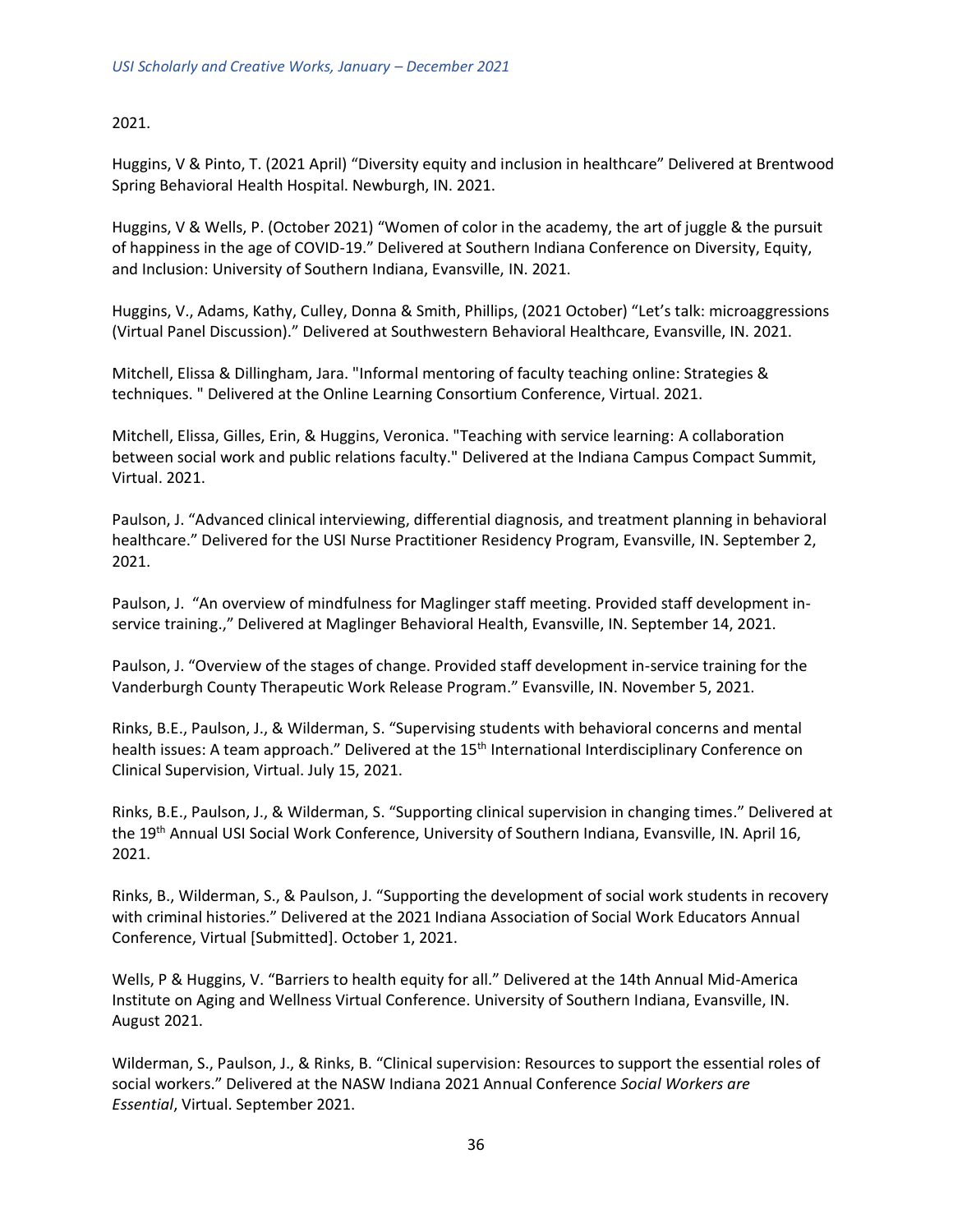2021.

Huggins, V & Pinto, T. (2021 April) "Diversity equity and inclusion in healthcare" Delivered at Brentwood Spring Behavioral Health Hospital. Newburgh, IN. 2021.

Huggins, V & Wells, P. (October 2021) "Women of color in the academy, the art of juggle & the pursuit of happiness in the age of COVID-19." Delivered at Southern Indiana Conference on Diversity, Equity, and Inclusion: University of Southern Indiana, Evansville, IN. 2021.

Huggins, V., Adams, Kathy, Culley, Donna & Smith, Phillips, (2021 October) "Let's talk: microaggressions (Virtual Panel Discussion)." Delivered at Southwestern Behavioral Healthcare, Evansville, IN. 2021.

Mitchell, Elissa & Dillingham, Jara. "Informal mentoring of faculty teaching online: Strategies & techniques. " Delivered at the Online Learning Consortium Conference, Virtual. 2021.

Mitchell, Elissa, Gilles, Erin, & Huggins, Veronica. "Teaching with service learning: A collaboration between social work and public relations faculty." Delivered at the Indiana Campus Compact Summit, Virtual. 2021.

Paulson, J. "Advanced clinical interviewing, differential diagnosis, and treatment planning in behavioral healthcare." Delivered for the USI Nurse Practitioner Residency Program, Evansville, IN. September 2, 2021.

Paulson, J. "An overview of mindfulness for Maglinger staff meeting. Provided staff development in-service training.," Delivered at Maglinger Behavioral Health, Evansville, IN. September 14, 2021.

Paulson, J. "Overview of the stages of change. Provided staff development in-service training for the Vanderburgh County Therapeutic Work Release Program." Evansville, IN. November 5, 2021.

Rinks, B.E., Paulson, J., & Wilderman, S. "Supervising students with behavioral concerns and mental health issues: A team approach." Delivered at the 15th International Interdisciplinary Conference on Clinical Supervision, Virtual. July 15, 2021.

Rinks, B.E., Paulson, J., & Wilderman, S. "Supporting clinical supervision in changing times." Delivered at the 19th Annual USI Social Work Conference, University of Southern Indiana, Evansville, IN. April 16, 2021.

Rinks, B., Wilderman, S., & Paulson, J. "Supporting the development of social work students in recovery with criminal histories." Delivered at the 2021 Indiana Association of Social Work Educators Annual Conference, Virtual [Submitted]. October 1, 2021.

Wells, P & Huggins, V. "Barriers to health equity for all." Delivered at the 14th Annual Mid-America Institute on Aging and Wellness Virtual Conference. University of Southern Indiana, Evansville, IN. August 2021.

Wilderman, S., Paulson, J., & Rinks, B. "Clinical supervision: Resources to support the essential roles of social workers." Delivered at the NASW Indiana 2021 Annual Conference *Social Workers are Essential*, Virtual. September 2021.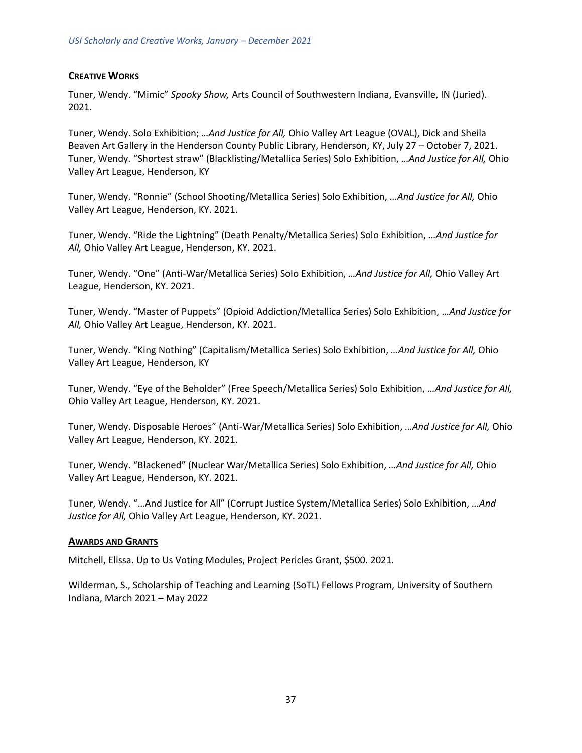## CREATIVE WORKS

Tuner, Wendy. “Mimic” *Spooky Show,* Arts Council of Southwestern Indiana, Evansville, IN (Juried). 2021.

Tuner, Wendy. Solo Exhibition; *…And Justice for All,* Ohio Valley Art League (OVAL), Dick and Sheila Beaven Art Gallery in the Henderson County Public Library, Henderson, KY, July 27 – October 7, 2021.
Tuner, Wendy. “Shortest straw” (Blacklisting/Metallica Series) Solo Exhibition, *…And Justice for All,* Ohio Valley Art League, Henderson, KY

Tuner, Wendy. “Ronnie” (School Shooting/Metallica Series) Solo Exhibition, *…And Justice for All,* Ohio Valley Art League, Henderson, KY. 2021.

Tuner, Wendy. “Ride the Lightning” (Death Penalty/Metallica Series) Solo Exhibition, *…And Justice for All,* Ohio Valley Art League, Henderson, KY. 2021.

Tuner, Wendy. “One” (Anti-War/Metallica Series) Solo Exhibition, *…And Justice for All,* Ohio Valley Art League, Henderson, KY. 2021.

Tuner, Wendy. “Master of Puppets” (Opioid Addiction/Metallica Series) Solo Exhibition, *…And Justice for All,* Ohio Valley Art League, Henderson, KY. 2021.

Tuner, Wendy. “King Nothing” (Capitalism/Metallica Series) Solo Exhibition, *…And Justice for All,* Ohio Valley Art League, Henderson, KY

Tuner, Wendy. “Eye of the Beholder” (Free Speech/Metallica Series) Solo Exhibition, *…And Justice for All,* Ohio Valley Art League, Henderson, KY. 2021.

Tuner, Wendy. Disposable Heroes” (Anti-War/Metallica Series) Solo Exhibition, *…And Justice for All,* Ohio Valley Art League, Henderson, KY. 2021.

Tuner, Wendy. “Blackened” (Nuclear War/Metallica Series) Solo Exhibition, *…And Justice for All,* Ohio Valley Art League, Henderson, KY. 2021.

Tuner, Wendy. “…And Justice for All” (Corrupt Justice System/Metallica Series) Solo Exhibition, *…And Justice for All,* Ohio Valley Art League, Henderson, KY. 2021.

## AWARDS AND GRANTS

Mitchell, Elissa. Up to Us Voting Modules, Project Pericles Grant, $500. 2021.

Wilderman, S., Scholarship of Teaching and Learning (SoTL) Fellows Program, University of Southern Indiana, March 2021 – May 2022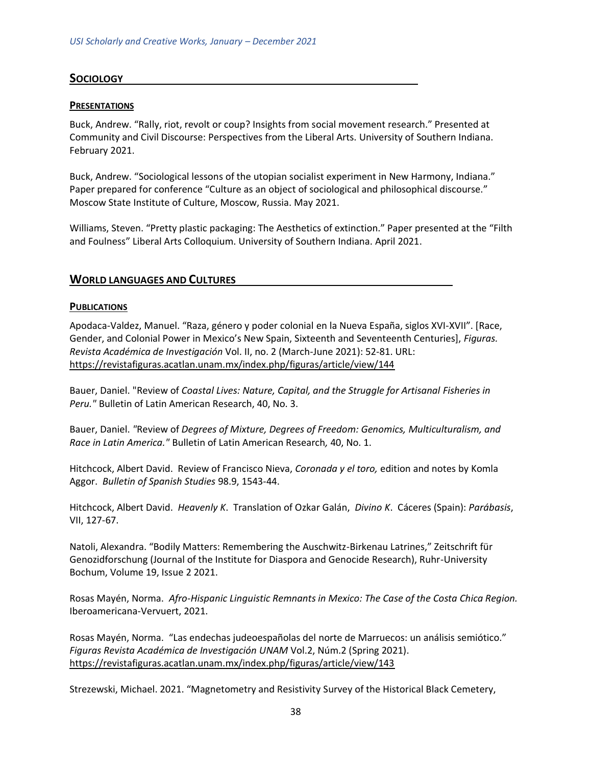## SOCIOLOGY

### PRESENTATIONS

Buck, Andrew. "Rally, riot, revolt or coup? Insights from social movement research." Presented at Community and Civil Discourse: Perspectives from the Liberal Arts. University of Southern Indiana. February 2021.

Buck, Andrew. "Sociological lessons of the utopian socialist experiment in New Harmony, Indiana." Paper prepared for conference "Culture as an object of sociological and philosophical discourse." Moscow State Institute of Culture, Moscow, Russia. May 2021.

Williams, Steven. "Pretty plastic packaging: The Aesthetics of extinction." Paper presented at the "Filth and Foulness" Liberal Arts Colloquium. University of Southern Indiana. April 2021.

## WORLD LANGUAGES AND CULTURES

### PUBLICATIONS

Apodaca-Valdez, Manuel. "Raza, género y poder colonial en la Nueva España, siglos XVI-XVII". [Race, Gender, and Colonial Power in Mexico's New Spain, Sixteenth and Seventeenth Centuries], *Figuras. Revista Académica de Investigación* Vol. II, no. 2 (March-June 2021): 52-81. URL: https://revistafiguras.acatlan.unam.mx/index.php/figuras/article/view/144

Bauer, Daniel. "Review of *Coastal Lives: Nature, Capital, and the Struggle for Artisanal Fisheries in Peru.*" Bulletin of Latin American Research, 40, No. 3.

Bauer, Daniel. "Review of *Degrees of Mixture, Degrees of Freedom: Genomics, Multiculturalism, and Race in Latin America.*" Bulletin of Latin American Research*,* 40, No. 1.

Hitchcock, Albert David. Review of Francisco Nieva, *Coronada y el toro,* edition and notes by Komla Aggor. *Bulletin of Spanish Studies* 98.9, 1543-44.

Hitchcock, Albert David. *Heavenly K*. Translation of Ozkar Galán, *Divino K*. Cáceres (Spain): *Parábasis*, VII, 127-67.

Natoli, Alexandra. "Bodily Matters: Remembering the Auschwitz-Birkenau Latrines," Zeitschrift für Genozidforschung (Journal of the Institute for Diaspora and Genocide Research), Ruhr-University Bochum, Volume 19, Issue 2 2021.

Rosas Mayén, Norma. *Afro-Hispanic Linguistic Remnants in Mexico: The Case of the Costa Chica Region.* Iberoamericana-Vervuert, 2021.

Rosas Mayén, Norma. "Las endechas judeoespañolas del norte de Marruecos: un análisis semiótico." *Figuras Revista Académica de Investigación UNAM* Vol.2, Núm.2 (Spring 2021). https://revistafiguras.acatlan.unam.mx/index.php/figuras/article/view/143

Strezewski, Michael. 2021. "Magnetometry and Resistivity Survey of the Historical Black Cemetery,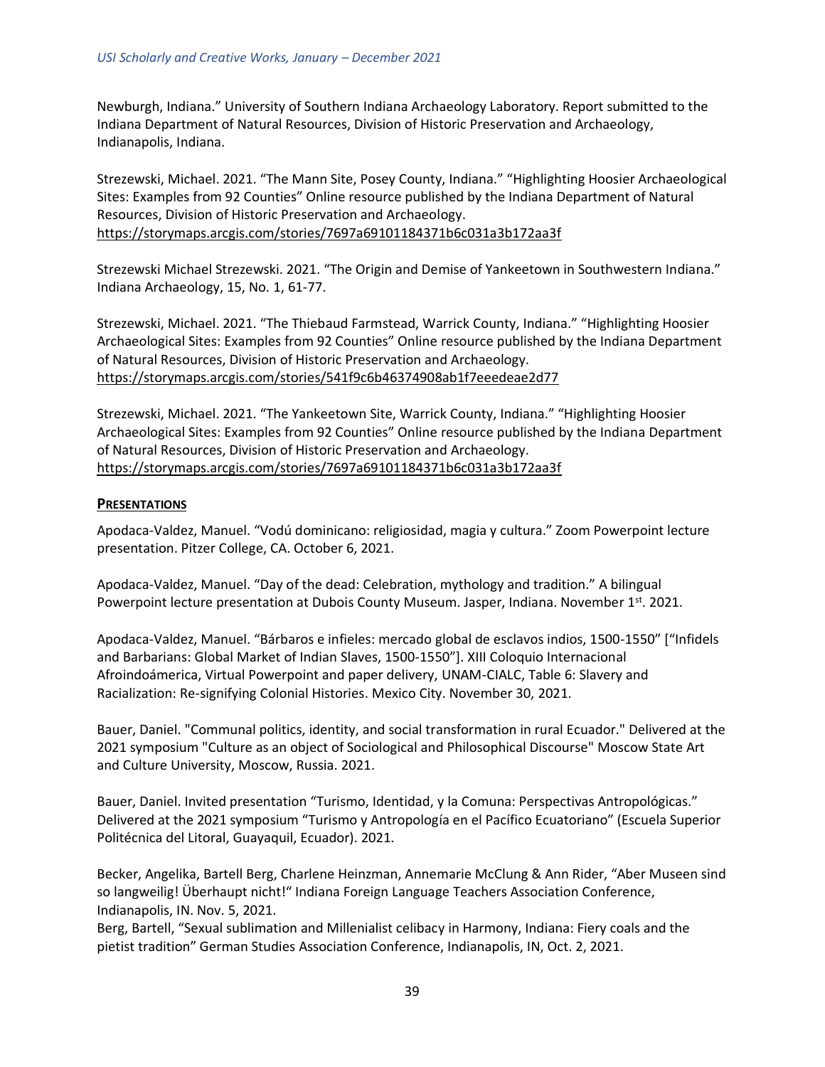Newburgh, Indiana." University of Southern Indiana Archaeology Laboratory. Report submitted to the Indiana Department of Natural Resources, Division of Historic Preservation and Archaeology, Indianapolis, Indiana.

Strezewski, Michael. 2021. "The Mann Site, Posey County, Indiana." "Highlighting Hoosier Archaeological Sites: Examples from 92 Counties" Online resource published by the Indiana Department of Natural Resources, Division of Historic Preservation and Archaeology. https://storymaps.arcgis.com/stories/7697a69101184371b6c031a3b172aa3f

Strezewski Michael Strezewski. 2021. "The Origin and Demise of Yankeetown in Southwestern Indiana." Indiana Archaeology, 15, No. 1, 61-77.

Strezewski, Michael. 2021. "The Thiebaud Farmstead, Warrick County, Indiana." "Highlighting Hoosier Archaeological Sites: Examples from 92 Counties" Online resource published by the Indiana Department of Natural Resources, Division of Historic Preservation and Archaeology. https://storymaps.arcgis.com/stories/541f9c6b46374908ab1f7eeedeae2d77

Strezewski, Michael. 2021. "The Yankeetown Site, Warrick County, Indiana." "Highlighting Hoosier Archaeological Sites: Examples from 92 Counties" Online resource published by the Indiana Department of Natural Resources, Division of Historic Preservation and Archaeology. https://storymaps.arcgis.com/stories/7697a69101184371b6c031a3b172aa3f

## PRESENTATIONS

Apodaca-Valdez, Manuel. "Vodú dominicano: religiosidad, magia y cultura." Zoom Powerpoint lecture presentation. Pitzer College, CA. October 6, 2021.

Apodaca-Valdez, Manuel. "Day of the dead: Celebration, mythology and tradition." A bilingual Powerpoint lecture presentation at Dubois County Museum. Jasper, Indiana. November 1st. 2021.

Apodaca-Valdez, Manuel. "Bárbaros e infieles: mercado global de esclavos indios, 1500-1550" ["Infidels and Barbarians: Global Market of Indian Slaves, 1500-1550"]. XIII Coloquio Internacional Afroindoámerica, Virtual Powerpoint and paper delivery, UNAM-CIALC, Table 6: Slavery and Racialization: Re-signifying Colonial Histories. Mexico City. November 30, 2021.

Bauer, Daniel. "Communal politics, identity, and social transformation in rural Ecuador." Delivered at the 2021 symposium "Culture as an object of Sociological and Philosophical Discourse" Moscow State Art and Culture University, Moscow, Russia. 2021.

Bauer, Daniel. Invited presentation "Turismo, Identidad, y la Comuna: Perspectivas Antropológicas." Delivered at the 2021 symposium "Turismo y Antropología en el Pacífico Ecuatoriano" (Escuela Superior Politécnica del Litoral, Guayaquil, Ecuador). 2021.

Becker, Angelika, Bartell Berg, Charlene Heinzman, Annemarie McClung & Ann Rider, "Aber Museen sind so langweilig! Überhaupt nicht!" Indiana Foreign Language Teachers Association Conference, Indianapolis, IN. Nov. 5, 2021.

Berg, Bartell, "Sexual sublimation and Millenialist celibacy in Harmony, Indiana: Fiery coals and the pietist tradition" German Studies Association Conference, Indianapolis, IN, Oct. 2, 2021.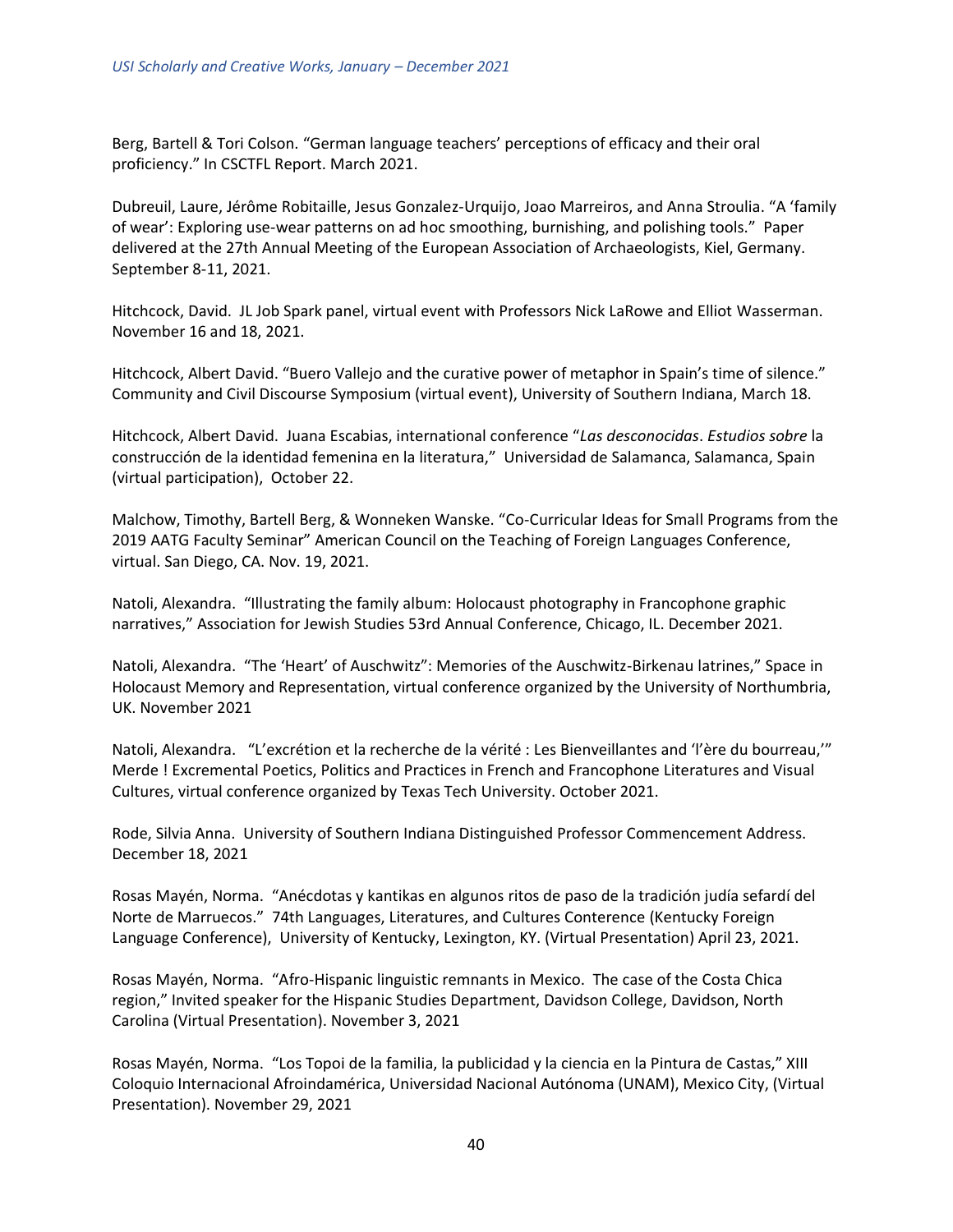Berg, Bartell & Tori Colson. "German language teachers' perceptions of efficacy and their oral proficiency." In CSCTFL Report. March 2021.

Dubreuil, Laure, Jérôme Robitaille, Jesus Gonzalez-Urquijo, Joao Marreiros, and Anna Stroulia. "A 'family of wear': Exploring use-wear patterns on ad hoc smoothing, burnishing, and polishing tools." Paper delivered at the 27th Annual Meeting of the European Association of Archaeologists, Kiel, Germany. September 8-11, 2021.

Hitchcock, David. JL Job Spark panel, virtual event with Professors Nick LaRowe and Elliot Wasserman. November 16 and 18, 2021.

Hitchcock, Albert David. "Buero Vallejo and the curative power of metaphor in Spain's time of silence." Community and Civil Discourse Symposium (virtual event), University of Southern Indiana, March 18.

Hitchcock, Albert David. Juana Escabias, international conference "*Las desconocidas*. *Estudios sobre* la construcción de la identidad femenina en la literatura," Universidad de Salamanca, Salamanca, Spain (virtual participation), October 22.

Malchow, Timothy, Bartell Berg, & Wonneken Wanske. "Co-Curricular Ideas for Small Programs from the 2019 AATG Faculty Seminar" American Council on the Teaching of Foreign Languages Conference, virtual. San Diego, CA. Nov. 19, 2021.

Natoli, Alexandra. "Illustrating the family album: Holocaust photography in Francophone graphic narratives," Association for Jewish Studies 53rd Annual Conference, Chicago, IL. December 2021.

Natoli, Alexandra. "The 'Heart' of Auschwitz": Memories of the Auschwitz-Birkenau latrines," Space in Holocaust Memory and Representation, virtual conference organized by the University of Northumbria, UK. November 2021

Natoli, Alexandra. "L'excrétion et la recherche de la vérité : Les Bienveillantes and 'l'ère du bourreau,'" Merde ! Excremental Poetics, Politics and Practices in French and Francophone Literatures and Visual Cultures, virtual conference organized by Texas Tech University. October 2021.

Rode, Silvia Anna. University of Southern Indiana Distinguished Professor Commencement Address. December 18, 2021

Rosas Mayén, Norma. "Anécdotas y kantikas en algunos ritos de paso de la tradición judía sefardí del Norte de Marruecos." 74th Languages, Literatures, and Cultures Conterence (Kentucky Foreign Language Conference), University of Kentucky, Lexington, KY. (Virtual Presentation) April 23, 2021.

Rosas Mayén, Norma. "Afro-Hispanic linguistic remnants in Mexico. The case of the Costa Chica region," Invited speaker for the Hispanic Studies Department, Davidson College, Davidson, North Carolina (Virtual Presentation). November 3, 2021

Rosas Mayén, Norma. "Los Topoi de la familia, la publicidad y la ciencia en la Pintura de Castas," XIII Coloquio Internacional Afroindamérica, Universidad Nacional Autónoma (UNAM), Mexico City, (Virtual Presentation). November 29, 2021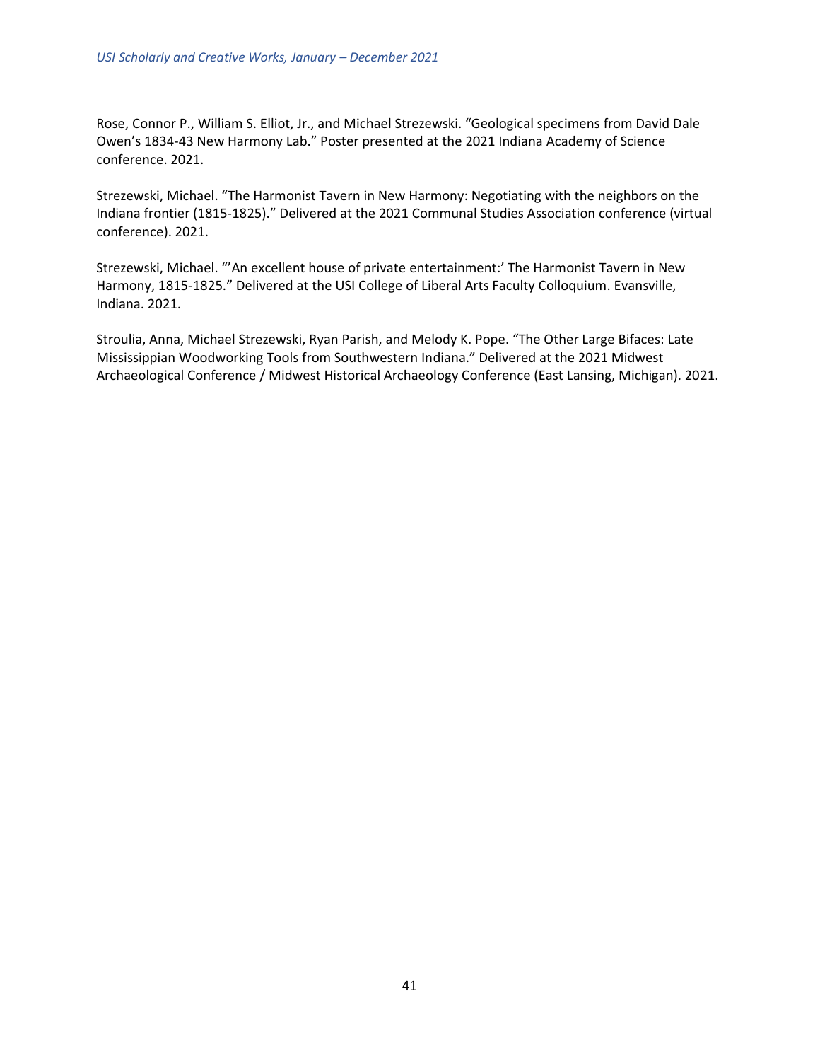Rose, Connor P., William S. Elliot, Jr., and Michael Strezewski. "Geological specimens from David Dale Owen's 1834-43 New Harmony Lab." Poster presented at the 2021 Indiana Academy of Science conference. 2021.

Strezewski, Michael. "The Harmonist Tavern in New Harmony: Negotiating with the neighbors on the Indiana frontier (1815-1825)." Delivered at the 2021 Communal Studies Association conference (virtual conference). 2021.

Strezewski, Michael. "'An excellent house of private entertainment:' The Harmonist Tavern in New Harmony, 1815-1825." Delivered at the USI College of Liberal Arts Faculty Colloquium. Evansville, Indiana. 2021.

Stroulia, Anna, Michael Strezewski, Ryan Parish, and Melody K. Pope. "The Other Large Bifaces: Late Mississippian Woodworking Tools from Southwestern Indiana." Delivered at the 2021 Midwest Archaeological Conference / Midwest Historical Archaeology Conference (East Lansing, Michigan). 2021.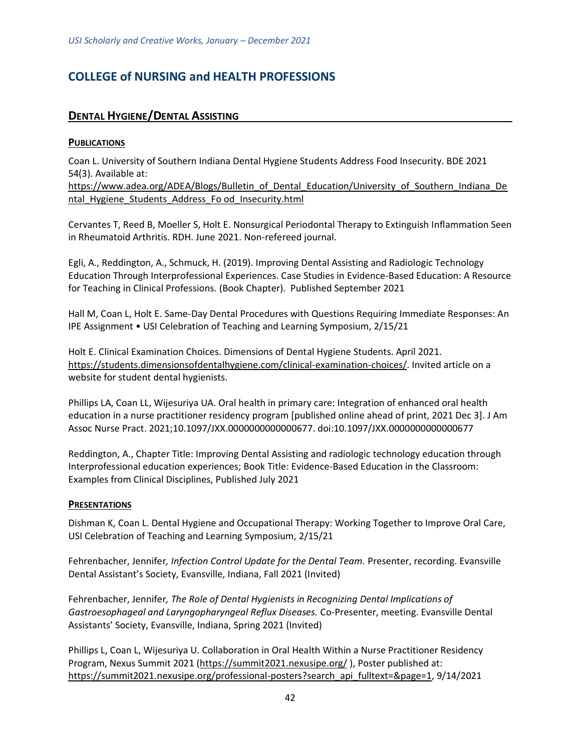# COLLEGE of NURSING and HEALTH PROFESSIONS

## DENTAL HYGIENE/DENTAL ASSISTING

### PUBLICATIONS

Coan L. University of Southern Indiana Dental Hygiene Students Address Food Insecurity. BDE 2021 54(3). Available at: https://www.adea.org/ADEA/Blogs/Bulletin_of_Dental_Education/University_of_Southern_Indiana_Dental_Hygiene_Students_Address_Fo od_Insecurity.html

Cervantes T, Reed B, Moeller S, Holt E. Nonsurgical Periodontal Therapy to Extinguish Inflammation Seen in Rheumatoid Arthritis. RDH. June 2021. Non-refereed journal.

Egli, A., Reddington, A., Schmuck, H. (2019). Improving Dental Assisting and Radiologic Technology Education Through Interprofessional Experiences. Case Studies in Evidence-Based Education: A Resource for Teaching in Clinical Professions. (Book Chapter). Published September 2021

Hall M, Coan L, Holt E. Same-Day Dental Procedures with Questions Requiring Immediate Responses: An IPE Assignment • USI Celebration of Teaching and Learning Symposium, 2/15/21

Holt E. Clinical Examination Choices. Dimensions of Dental Hygiene Students. April 2021. https://students.dimensionsofdentalhygiene.com/clinical-examination-choices/. Invited article on a website for student dental hygienists.

Phillips LA, Coan LL, Wijesuriya UA. Oral health in primary care: Integration of enhanced oral health education in a nurse practitioner residency program [published online ahead of print, 2021 Dec 3]. J Am Assoc Nurse Pract. 2021;10.1097/JXX.0000000000000677. doi:10.1097/JXX.0000000000000677

Reddington, A., Chapter Title: Improving Dental Assisting and radiologic technology education through Interprofessional education experiences; Book Title: Evidence-Based Education in the Classroom: Examples from Clinical Disciplines, Published July 2021

### PRESENTATIONS

Dishman K, Coan L. Dental Hygiene and Occupational Therapy: Working Together to Improve Oral Care, USI Celebration of Teaching and Learning Symposium, 2/15/21

Fehrenbacher, Jennifer*, Infection Control Update for the Dental Team.* Presenter, recording. Evansville Dental Assistant's Society, Evansville, Indiana, Fall 2021 (Invited)

Fehrenbacher, Jennifer*, The Role of Dental Hygienists in Recognizing Dental Implications of Gastroesophageal and Laryngopharyngeal Reflux Diseases.* Co-Presenter, meeting. Evansville Dental Assistants' Society, Evansville, Indiana, Spring 2021 (Invited)

Phillips L, Coan L, Wijesuriya U. Collaboration in Oral Health Within a Nurse Practitioner Residency Program, Nexus Summit 2021 (https://summit2021.nexusipe.org/ ), Poster published at: https://summit2021.nexusipe.org/professional-posters?search_api_fulltext=&page=1, 9/14/2021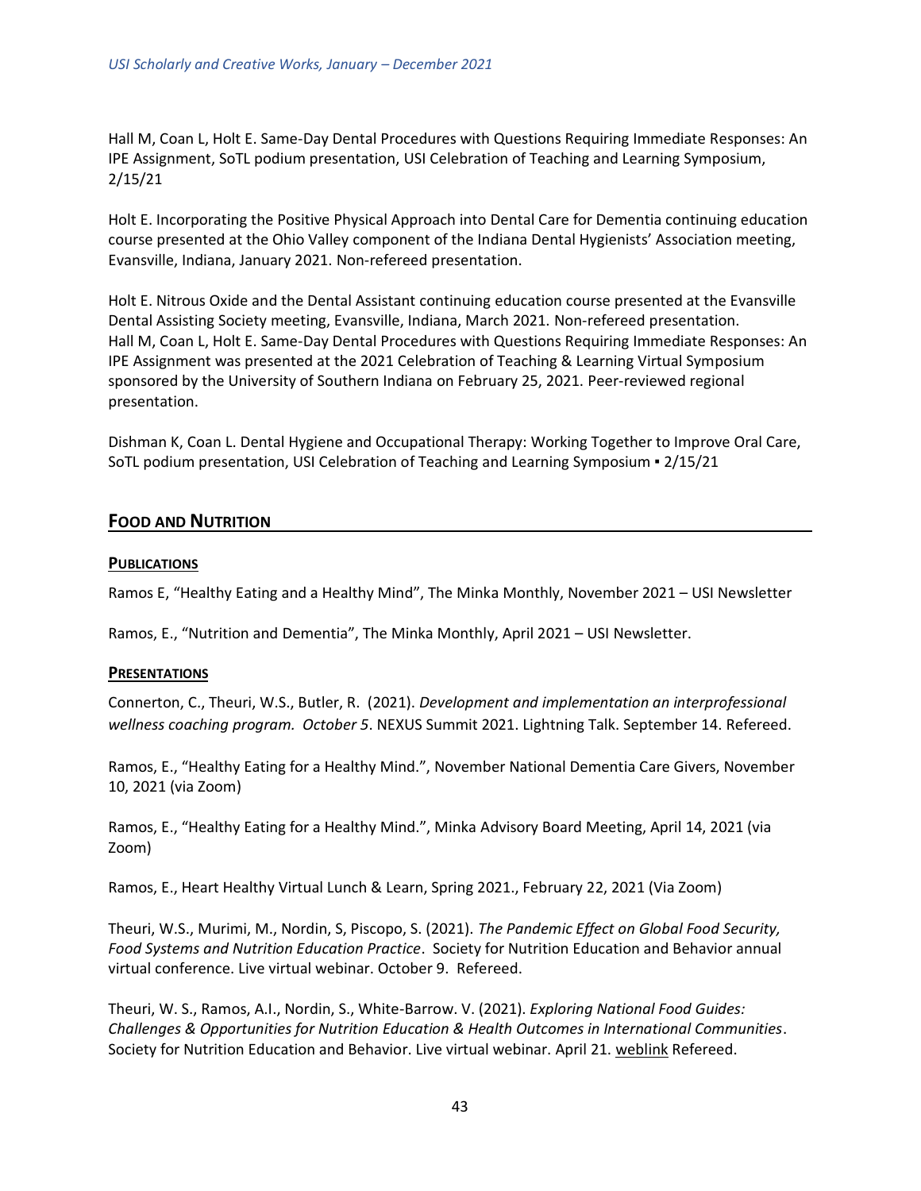Hall M, Coan L, Holt E. Same-Day Dental Procedures with Questions Requiring Immediate Responses: An IPE Assignment, SoTL podium presentation, USI Celebration of Teaching and Learning Symposium, 2/15/21

Holt E. Incorporating the Positive Physical Approach into Dental Care for Dementia continuing education course presented at the Ohio Valley component of the Indiana Dental Hygienists' Association meeting, Evansville, Indiana, January 2021. Non-refereed presentation.

Holt E. Nitrous Oxide and the Dental Assistant continuing education course presented at the Evansville Dental Assisting Society meeting, Evansville, Indiana, March 2021. Non-refereed presentation.
Hall M, Coan L, Holt E. Same-Day Dental Procedures with Questions Requiring Immediate Responses: An IPE Assignment was presented at the 2021 Celebration of Teaching & Learning Virtual Symposium sponsored by the University of Southern Indiana on February 25, 2021. Peer-reviewed regional presentation.

Dishman K, Coan L. Dental Hygiene and Occupational Therapy: Working Together to Improve Oral Care, SoTL podium presentation, USI Celebration of Teaching and Learning Symposium ▪ 2/15/21

## Food and Nutrition

### Publications

Ramos E, "Healthy Eating and a Healthy Mind", The Minka Monthly, November 2021 – USI Newsletter

Ramos, E., "Nutrition and Dementia", The Minka Monthly, April 2021 – USI Newsletter.

### Presentations

Connerton, C., Theuri, W.S., Butler, R. (2021). *Development and implementation an interprofessional wellness coaching program. October 5*. NEXUS Summit 2021. Lightning Talk. September 14. Refereed.

Ramos, E., "Healthy Eating for a Healthy Mind.", November National Dementia Care Givers, November 10, 2021 (via Zoom)

Ramos, E., "Healthy Eating for a Healthy Mind.", Minka Advisory Board Meeting, April 14, 2021 (via Zoom)

Ramos, E., Heart Healthy Virtual Lunch & Learn, Spring 2021., February 22, 2021 (Via Zoom)

Theuri, W.S., Murimi, M., Nordin, S, Piscopo, S. (2021). *The Pandemic Effect on Global Food Security, Food Systems and Nutrition Education Practice*. Society for Nutrition Education and Behavior annual virtual conference. Live virtual webinar. October 9. Refereed.

Theuri, W. S., Ramos, A.I., Nordin, S., White-Barrow. V. (2021). *Exploring National Food Guides: Challenges & Opportunities for Nutrition Education & Health Outcomes in International Communities*. Society for Nutrition Education and Behavior. Live virtual webinar. April 21. weblink Refereed.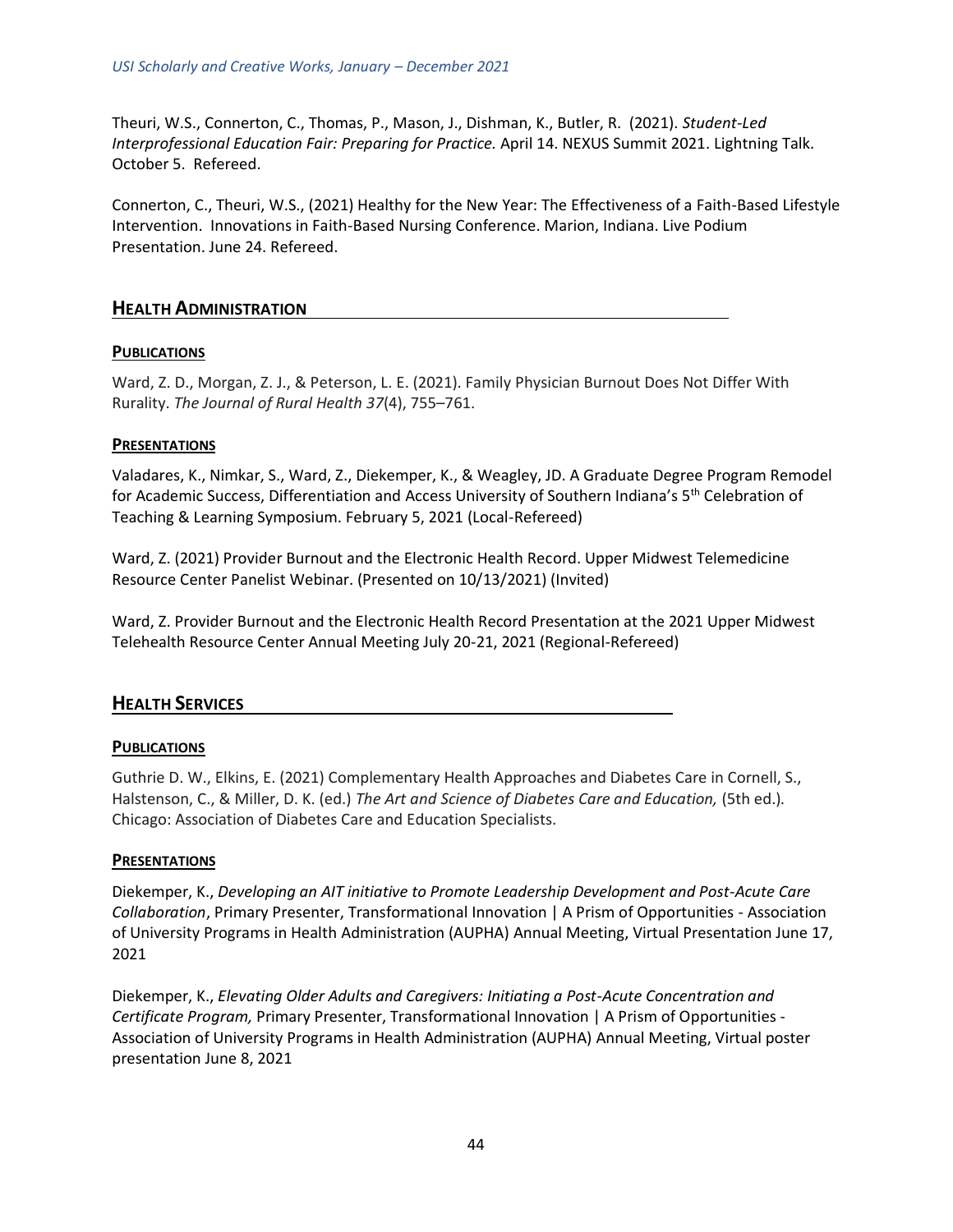Theuri, W.S., Connerton, C., Thomas, P., Mason, J., Dishman, K., Butler, R. (2021). *Student-Led Interprofessional Education Fair: Preparing for Practice.* April 14. NEXUS Summit 2021. Lightning Talk. October 5. Refereed.

Connerton, C., Theuri, W.S., (2021) Healthy for the New Year: The Effectiveness of a Faith-Based Lifestyle Intervention. Innovations in Faith-Based Nursing Conference. Marion, Indiana. Live Podium Presentation. June 24. Refereed.

## HEALTH ADMINISTRATION

### PUBLICATIONS

Ward, Z. D., Morgan, Z. J., & Peterson, L. E. (2021). Family Physician Burnout Does Not Differ With Rurality. *The Journal of Rural Health 37*(4), 755–761.

### PRESENTATIONS

Valadares, K., Nimkar, S., Ward, Z., Diekemper, K., & Weagley, JD. A Graduate Degree Program Remodel for Academic Success, Differentiation and Access University of Southern Indiana's 5th Celebration of Teaching & Learning Symposium. February 5, 2021 (Local-Refereed)

Ward, Z. (2021) Provider Burnout and the Electronic Health Record. Upper Midwest Telemedicine Resource Center Panelist Webinar. (Presented on 10/13/2021) (Invited)

Ward, Z. Provider Burnout and the Electronic Health Record Presentation at the 2021 Upper Midwest Telehealth Resource Center Annual Meeting July 20-21, 2021 (Regional-Refereed)

## HEALTH SERVICES

### PUBLICATIONS

Guthrie D. W., Elkins, E. (2021) Complementary Health Approaches and Diabetes Care in Cornell, S., Halstenson, C., & Miller, D. K. (ed.) *The Art and Science of Diabetes Care and Education,* (5th ed.). Chicago: Association of Diabetes Care and Education Specialists.

### PRESENTATIONS

Diekemper, K., *Developing an AIT initiative to Promote Leadership Development and Post-Acute Care Collaboration*, Primary Presenter, Transformational Innovation | A Prism of Opportunities - Association of University Programs in Health Administration (AUPHA) Annual Meeting, Virtual Presentation June 17, 2021

Diekemper, K., *Elevating Older Adults and Caregivers: Initiating a Post-Acute Concentration and Certificate Program,* Primary Presenter, Transformational Innovation | A Prism of Opportunities - Association of University Programs in Health Administration (AUPHA) Annual Meeting, Virtual poster presentation June 8, 2021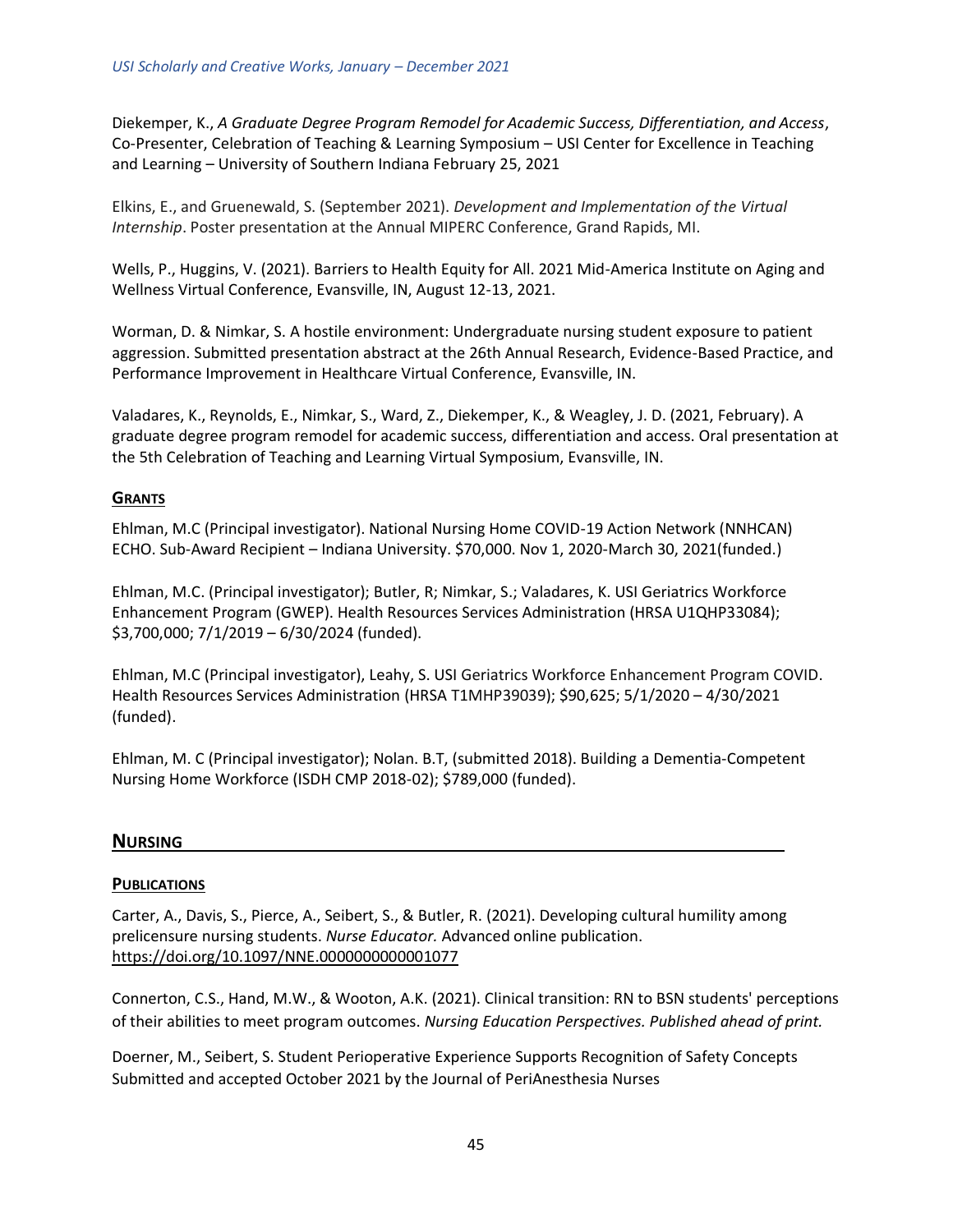Diekemper, K., *A Graduate Degree Program Remodel for Academic Success, Differentiation, and Access*, Co-Presenter, Celebration of Teaching & Learning Symposium – USI Center for Excellence in Teaching and Learning – University of Southern Indiana February 25, 2021

Elkins, E., and Gruenewald, S. (September 2021). *Development and Implementation of the Virtual Internship*. Poster presentation at the Annual MIPERC Conference, Grand Rapids, MI.

Wells, P., Huggins, V. (2021). Barriers to Health Equity for All. 2021 Mid-America Institute on Aging and Wellness Virtual Conference, Evansville, IN, August 12-13, 2021.

Worman, D. & Nimkar, S. A hostile environment: Undergraduate nursing student exposure to patient aggression. Submitted presentation abstract at the 26th Annual Research, Evidence-Based Practice, and Performance Improvement in Healthcare Virtual Conference, Evansville, IN.

Valadares, K., Reynolds, E., Nimkar, S., Ward, Z., Diekemper, K., & Weagley, J. D. (2021, February). A graduate degree program remodel for academic success, differentiation and access. Oral presentation at the 5th Celebration of Teaching and Learning Virtual Symposium, Evansville, IN.

### GRANTS

Ehlman, M.C (Principal investigator). National Nursing Home COVID-19 Action Network (NNHCAN) ECHO. Sub-Award Recipient – Indiana University. $70,000. Nov 1, 2020-March 30, 2021(funded.)

Ehlman, M.C. (Principal investigator); Butler, R; Nimkar, S.; Valadares, K. USI Geriatrics Workforce Enhancement Program (GWEP). Health Resources Services Administration (HRSA U1QHP33084); $3,700,000; 7/1/2019 – 6/30/2024 (funded).

Ehlman, M.C (Principal investigator), Leahy, S. USI Geriatrics Workforce Enhancement Program COVID. Health Resources Services Administration (HRSA T1MHP39039); $90,625; 5/1/2020 – 4/30/2021 (funded).

Ehlman, M. C (Principal investigator); Nolan. B.T, (submitted 2018). Building a Dementia-Competent Nursing Home Workforce (ISDH CMP 2018-02); $789,000 (funded).

## NURSING

### PUBLICATIONS

Carter, A., Davis, S., Pierce, A., Seibert, S., & Butler, R. (2021). Developing cultural humility among prelicensure nursing students. *Nurse Educator.* Advanced online publication. https://doi.org/10.1097/NNE.0000000000001077

Connerton, C.S., Hand, M.W., & Wooton, A.K. (2021). Clinical transition: RN to BSN students' perceptions of their abilities to meet program outcomes. *Nursing Education Perspectives. Published ahead of print.*

Doerner, M., Seibert, S. Student Perioperative Experience Supports Recognition of Safety Concepts Submitted and accepted October 2021 by the Journal of PeriAnesthesia Nurses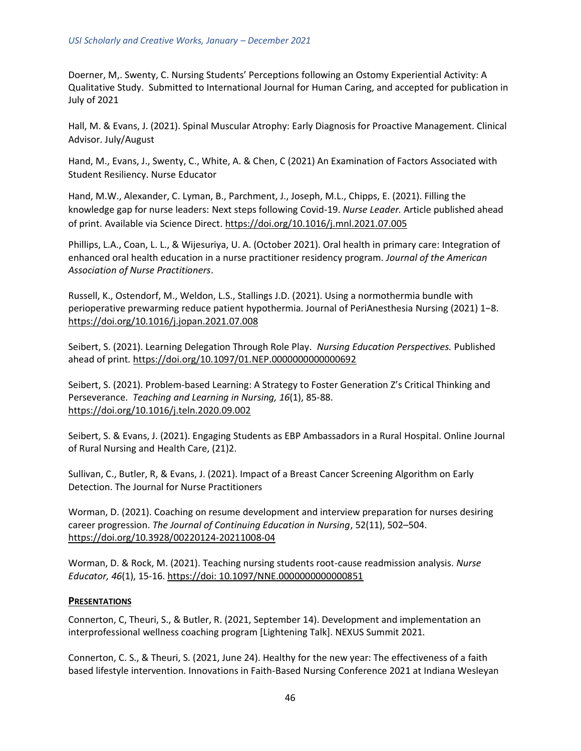Doerner, M,. Swenty, C. Nursing Students' Perceptions following an Ostomy Experiential Activity: A Qualitative Study. Submitted to International Journal for Human Caring, and accepted for publication in July of 2021

Hall, M. & Evans, J. (2021). Spinal Muscular Atrophy: Early Diagnosis for Proactive Management. Clinical Advisor. July/August

Hand, M., Evans, J., Swenty, C., White, A. & Chen, C (2021) An Examination of Factors Associated with Student Resiliency. Nurse Educator

Hand, M.W., Alexander, C. Lyman, B., Parchment, J., Joseph, M.L., Chipps, E. (2021). Filling the knowledge gap for nurse leaders: Next steps following Covid-19. *Nurse Leader.* Article published ahead of print. Available via Science Direct. https://doi.org/10.1016/j.mnl.2021.07.005

Phillips, L.A., Coan, L. L., & Wijesuriya, U. A. (October 2021). Oral health in primary care: Integration of enhanced oral health education in a nurse practitioner residency program. *Journal of the American Association of Nurse Practitioners*.

Russell, K., Ostendorf, M., Weldon, L.S., Stallings J.D. (2021). Using a normothermia bundle with perioperative prewarming reduce patient hypothermia. Journal of PeriAnesthesia Nursing (2021) 1−8. https://doi.org/10.1016/j.jopan.2021.07.008

Seibert, S. (2021). Learning Delegation Through Role Play. *Nursing Education Perspectives.* Published ahead of print. https://doi.org/10.1097/01.NEP.0000000000000692

Seibert, S. (2021). Problem-based Learning: A Strategy to Foster Generation Z's Critical Thinking and Perseverance. *Teaching and Learning in Nursing, 16*(1), 85-88. https://doi.org/10.1016/j.teln.2020.09.002

Seibert, S. & Evans, J. (2021). Engaging Students as EBP Ambassadors in a Rural Hospital. Online Journal of Rural Nursing and Health Care, (21)2.

Sullivan, C., Butler, R, & Evans, J. (2021). Impact of a Breast Cancer Screening Algorithm on Early Detection. The Journal for Nurse Practitioners

Worman, D. (2021). Coaching on resume development and interview preparation for nurses desiring career progression. *The Journal of Continuing Education in Nursing*, 52(11), 502–504. https://doi.org/10.3928/00220124-20211008-04

Worman, D. & Rock, M. (2021). Teaching nursing students root-cause readmission analysis. *Nurse Educator, 46*(1), 15-16. https://doi: 10.1097/NNE.0000000000000851

## Presentations

Connerton, C, Theuri, S., & Butler, R. (2021, September 14). Development and implementation an interprofessional wellness coaching program [Lightening Talk]. NEXUS Summit 2021.

Connerton, C. S., & Theuri, S. (2021, June 24). Healthy for the new year: The effectiveness of a faith based lifestyle intervention. Innovations in Faith-Based Nursing Conference 2021 at Indiana Wesleyan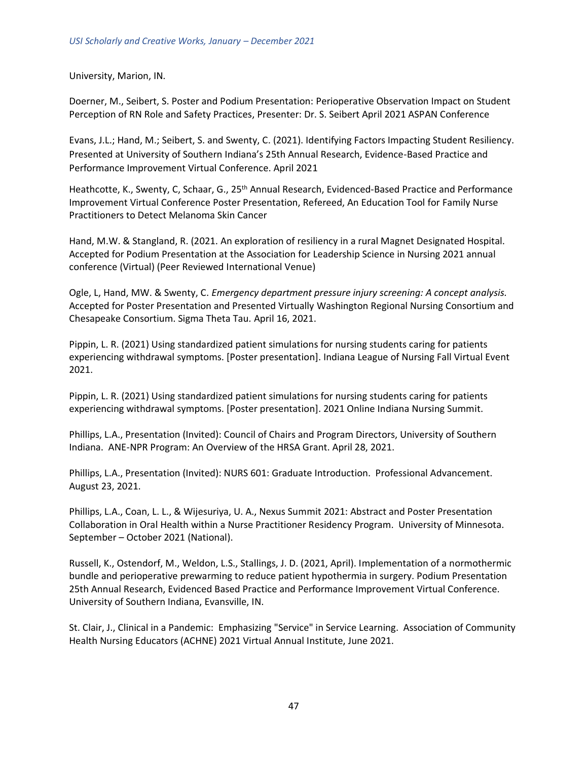University, Marion, IN.

Doerner, M., Seibert, S. Poster and Podium Presentation: Perioperative Observation Impact on Student Perception of RN Role and Safety Practices, Presenter: Dr. S. Seibert April 2021 ASPAN Conference

Evans, J.L.; Hand, M.; Seibert, S. and Swenty, C. (2021). Identifying Factors Impacting Student Resiliency. Presented at University of Southern Indiana's 25th Annual Research, Evidence-Based Practice and Performance Improvement Virtual Conference. April 2021

Heathcotte, K., Swenty, C, Schaar, G., 25th Annual Research, Evidenced-Based Practice and Performance Improvement Virtual Conference Poster Presentation, Refereed, An Education Tool for Family Nurse Practitioners to Detect Melanoma Skin Cancer

Hand, M.W. & Stangland, R. (2021. An exploration of resiliency in a rural Magnet Designated Hospital. Accepted for Podium Presentation at the Association for Leadership Science in Nursing 2021 annual conference (Virtual) (Peer Reviewed International Venue)

Ogle, L, Hand, MW. & Swenty, C. *Emergency department pressure injury screening: A concept analysis.* Accepted for Poster Presentation and Presented Virtually Washington Regional Nursing Consortium and Chesapeake Consortium. Sigma Theta Tau. April 16, 2021.

Pippin, L. R. (2021) Using standardized patient simulations for nursing students caring for patients experiencing withdrawal symptoms. [Poster presentation]. Indiana League of Nursing Fall Virtual Event 2021.

Pippin, L. R. (2021) Using standardized patient simulations for nursing students caring for patients experiencing withdrawal symptoms. [Poster presentation]. 2021 Online Indiana Nursing Summit.

Phillips, L.A., Presentation (Invited): Council of Chairs and Program Directors, University of Southern Indiana. ANE-NPR Program: An Overview of the HRSA Grant. April 28, 2021.

Phillips, L.A., Presentation (Invited): NURS 601: Graduate Introduction. Professional Advancement. August 23, 2021.

Phillips, L.A., Coan, L. L., & Wijesuriya, U. A., Nexus Summit 2021: Abstract and Poster Presentation Collaboration in Oral Health within a Nurse Practitioner Residency Program. University of Minnesota. September – October 2021 (National).

Russell, K., Ostendorf, M., Weldon, L.S., Stallings, J. D. (2021, April). Implementation of a normothermic bundle and perioperative prewarming to reduce patient hypothermia in surgery. Podium Presentation 25th Annual Research, Evidenced Based Practice and Performance Improvement Virtual Conference. University of Southern Indiana, Evansville, IN.

St. Clair, J., Clinical in a Pandemic: Emphasizing "Service" in Service Learning. Association of Community Health Nursing Educators (ACHNE) 2021 Virtual Annual Institute, June 2021.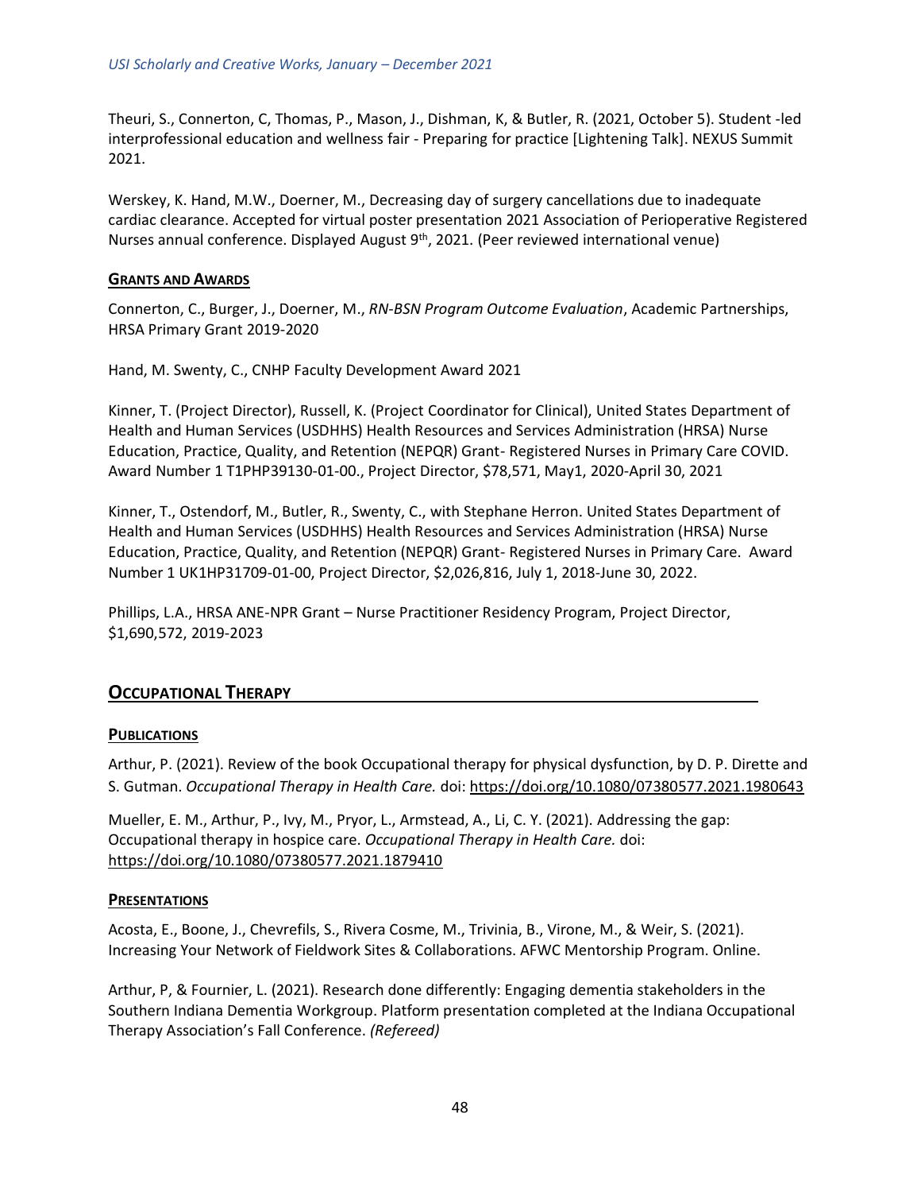Theuri, S., Connerton, C, Thomas, P., Mason, J., Dishman, K, & Butler, R. (2021, October 5). Student -led interprofessional education and wellness fair - Preparing for practice [Lightening Talk]. NEXUS Summit 2021.

Werskey, K. Hand, M.W., Doerner, M., Decreasing day of surgery cancellations due to inadequate cardiac clearance. Accepted for virtual poster presentation 2021 Association of Perioperative Registered Nurses annual conference. Displayed August 9th, 2021. (Peer reviewed international venue)

#### GRANTS AND AWARDS

Connerton, C., Burger, J., Doerner, M., *RN-BSN Program Outcome Evaluation*, Academic Partnerships, HRSA Primary Grant 2019-2020

Hand, M. Swenty, C., CNHP Faculty Development Award 2021

Kinner, T. (Project Director), Russell, K. (Project Coordinator for Clinical), United States Department of Health and Human Services (USDHHS) Health Resources and Services Administration (HRSA) Nurse Education, Practice, Quality, and Retention (NEPQR) Grant- Registered Nurses in Primary Care COVID. Award Number 1 T1PHP39130-01-00., Project Director, $78,571, May1, 2020-April 30, 2021

Kinner, T., Ostendorf, M., Butler, R., Swenty, C., with Stephane Herron. United States Department of Health and Human Services (USDHHS) Health Resources and Services Administration (HRSA) Nurse Education, Practice, Quality, and Retention (NEPQR) Grant- Registered Nurses in Primary Care. Award Number 1 UK1HP31709-01-00, Project Director, $2,026,816, July 1, 2018-June 30, 2022.

Phillips, L.A., HRSA ANE-NPR Grant – Nurse Practitioner Residency Program, Project Director, $1,690,572, 2019-2023

## OCCUPATIONAL THERAPY

#### PUBLICATIONS

Arthur, P. (2021). Review of the book Occupational therapy for physical dysfunction, by D. P. Dirette and S. Gutman. *Occupational Therapy in Health Care.* doi: https://doi.org/10.1080/07380577.2021.1980643

Mueller, E. M., Arthur, P., Ivy, M., Pryor, L., Armstead, A., Li, C. Y. (2021). Addressing the gap: Occupational therapy in hospice care. *Occupational Therapy in Health Care.* doi: https://doi.org/10.1080/07380577.2021.1879410

#### PRESENTATIONS

Acosta, E., Boone, J., Chevrefils, S., Rivera Cosme, M., Trivinia, B., Virone, M., & Weir, S. (2021). Increasing Your Network of Fieldwork Sites & Collaborations. AFWC Mentorship Program. Online.

Arthur, P, & Fournier, L. (2021). Research done differently: Engaging dementia stakeholders in the Southern Indiana Dementia Workgroup. Platform presentation completed at the Indiana Occupational Therapy Association's Fall Conference. *(Refereed)*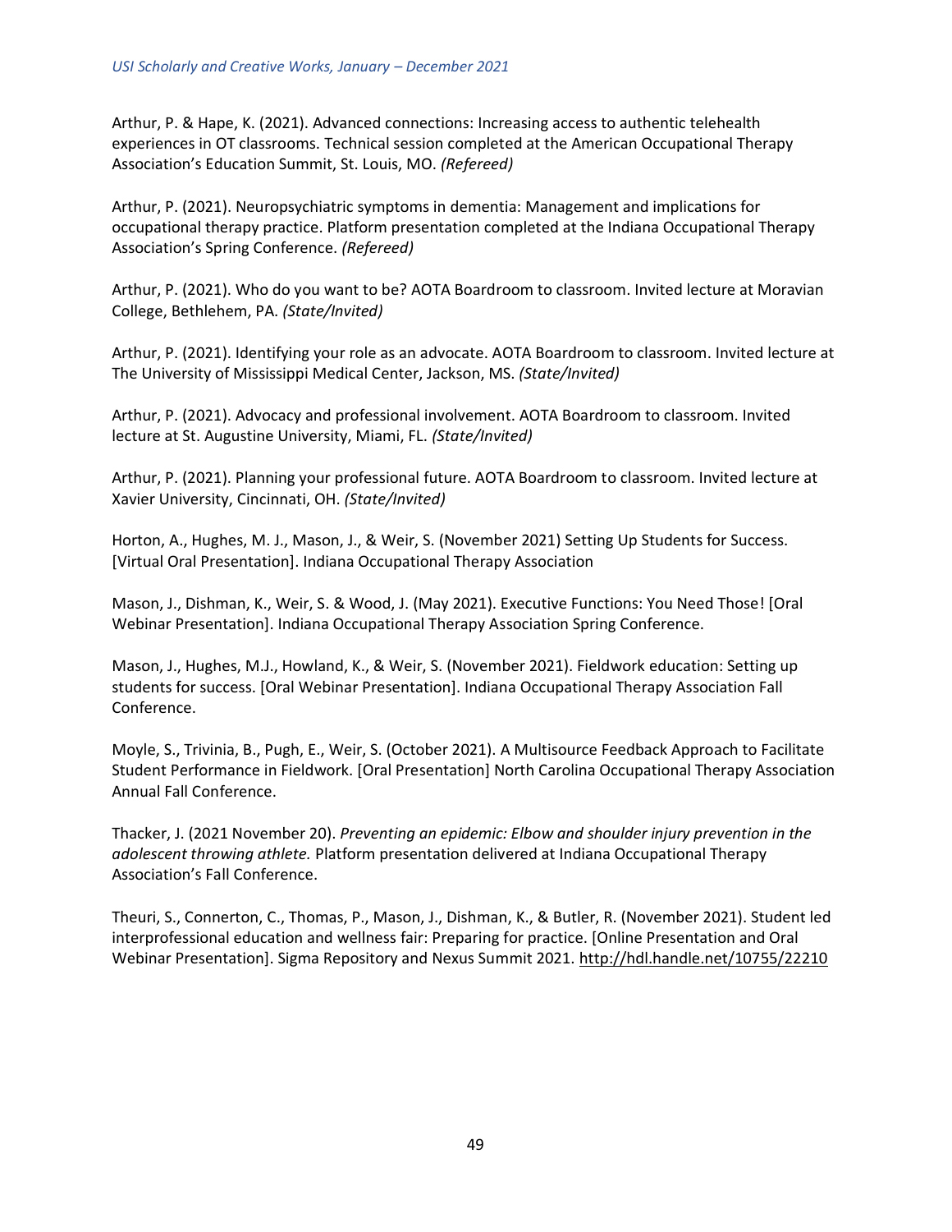Arthur, P. & Hape, K. (2021). Advanced connections: Increasing access to authentic telehealth experiences in OT classrooms. Technical session completed at the American Occupational Therapy Association's Education Summit, St. Louis, MO. *(Refereed)*

Arthur, P. (2021). Neuropsychiatric symptoms in dementia: Management and implications for occupational therapy practice. Platform presentation completed at the Indiana Occupational Therapy Association's Spring Conference. *(Refereed)*

Arthur, P. (2021). Who do you want to be? AOTA Boardroom to classroom. Invited lecture at Moravian College, Bethlehem, PA. *(State/Invited)*

Arthur, P. (2021). Identifying your role as an advocate. AOTA Boardroom to classroom. Invited lecture at The University of Mississippi Medical Center, Jackson, MS. *(State/Invited)*

Arthur, P. (2021). Advocacy and professional involvement. AOTA Boardroom to classroom. Invited lecture at St. Augustine University, Miami, FL. *(State/Invited)*

Arthur, P. (2021). Planning your professional future. AOTA Boardroom to classroom. Invited lecture at Xavier University, Cincinnati, OH. *(State/Invited)*

Horton, A., Hughes, M. J., Mason, J., & Weir, S. (November 2021) Setting Up Students for Success. [Virtual Oral Presentation]. Indiana Occupational Therapy Association

Mason, J., Dishman, K., Weir, S. & Wood, J. (May 2021). Executive Functions: You Need Those! [Oral Webinar Presentation]. Indiana Occupational Therapy Association Spring Conference.

Mason, J., Hughes, M.J., Howland, K., & Weir, S. (November 2021). Fieldwork education: Setting up students for success. [Oral Webinar Presentation]. Indiana Occupational Therapy Association Fall Conference.

Moyle, S., Trivinia, B., Pugh, E., Weir, S. (October 2021). A Multisource Feedback Approach to Facilitate Student Performance in Fieldwork. [Oral Presentation] North Carolina Occupational Therapy Association Annual Fall Conference.

Thacker, J. (2021 November 20). *Preventing an epidemic: Elbow and shoulder injury prevention in the adolescent throwing athlete.* Platform presentation delivered at Indiana Occupational Therapy Association's Fall Conference.

Theuri, S., Connerton, C., Thomas, P., Mason, J., Dishman, K., & Butler, R. (November 2021). Student led interprofessional education and wellness fair: Preparing for practice. [Online Presentation and Oral Webinar Presentation]. Sigma Repository and Nexus Summit 2021. http://hdl.handle.net/10755/22210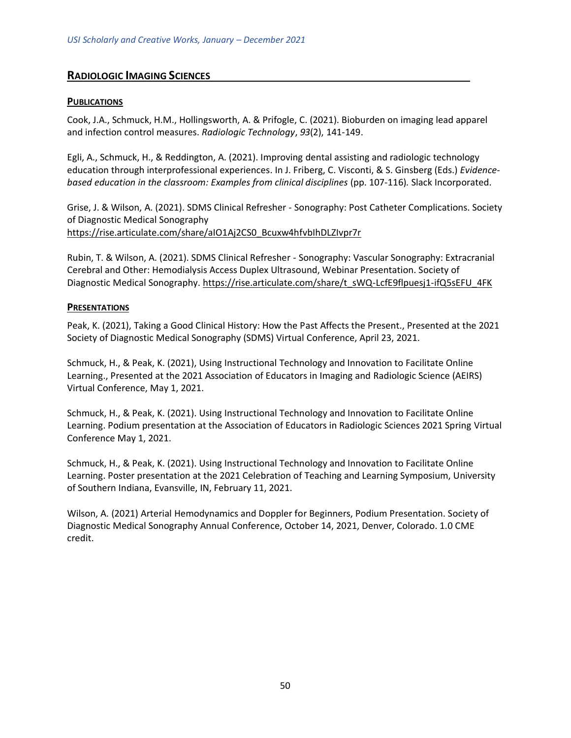## RADIOLOGIC IMAGING SCIENCES

### PUBLICATIONS

Cook, J.A., Schmuck, H.M., Hollingsworth, A. & Prifogle, C. (2021). Bioburden on imaging lead apparel and infection control measures. *Radiologic Technology*, *93*(2), 141-149.

Egli, A., Schmuck, H., & Reddington, A. (2021). Improving dental assisting and radiologic technology education through interprofessional experiences. In J. Friberg, C. Visconti, & S. Ginsberg (Eds.) *Evidence-based education in the classroom: Examples from clinical disciplines* (pp. 107-116)*.* Slack Incorporated.

Grise, J. & Wilson, A. (2021). SDMS Clinical Refresher - Sonography: Post Catheter Complications. Society of Diagnostic Medical Sonography https://rise.articulate.com/share/aIO1Aj2CS0_Bcuxw4hfvbIhDLZIvpr7r

Rubin, T. & Wilson, A. (2021). SDMS Clinical Refresher - Sonography: Vascular Sonography: Extracranial Cerebral and Other: Hemodialysis Access Duplex Ultrasound, Webinar Presentation. Society of Diagnostic Medical Sonography. https://rise.articulate.com/share/t_sWQ-LcfE9flpuesj1-ifQ5sEFU_4FK

### PRESENTATIONS

Peak, K. (2021), Taking a Good Clinical History: How the Past Affects the Present., Presented at the 2021 Society of Diagnostic Medical Sonography (SDMS) Virtual Conference, April 23, 2021.

Schmuck, H., & Peak, K. (2021), Using Instructional Technology and Innovation to Facilitate Online Learning., Presented at the 2021 Association of Educators in Imaging and Radiologic Science (AEIRS) Virtual Conference, May 1, 2021.

Schmuck, H., & Peak, K. (2021). Using Instructional Technology and Innovation to Facilitate Online Learning. Podium presentation at the Association of Educators in Radiologic Sciences 2021 Spring Virtual Conference May 1, 2021.

Schmuck, H., & Peak, K. (2021). Using Instructional Technology and Innovation to Facilitate Online Learning. Poster presentation at the 2021 Celebration of Teaching and Learning Symposium, University of Southern Indiana, Evansville, IN, February 11, 2021.

Wilson, A. (2021) Arterial Hemodynamics and Doppler for Beginners, Podium Presentation. Society of Diagnostic Medical Sonography Annual Conference, October 14, 2021, Denver, Colorado. 1.0 CME credit.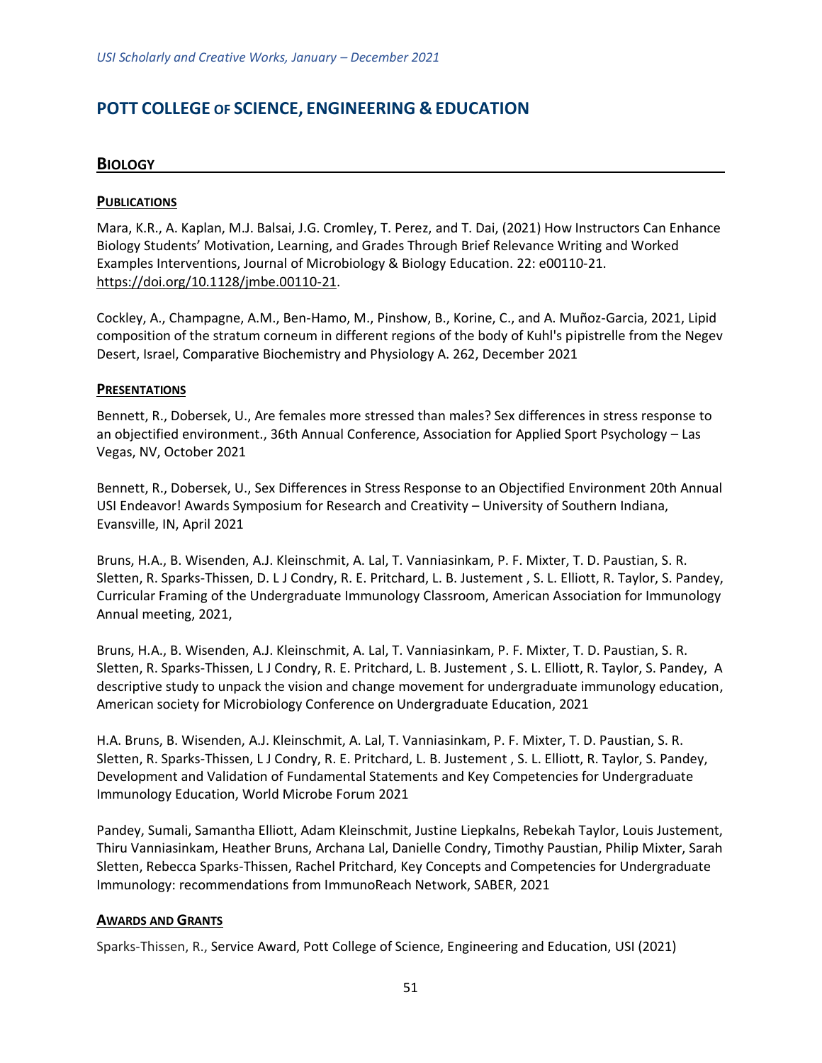# POTT COLLEGE OF SCIENCE, ENGINEERING & EDUCATION

## BIOLOGY

### PUBLICATIONS

Mara, K.R., A. Kaplan, M.J. Balsai, J.G. Cromley, T. Perez, and T. Dai, (2021) How Instructors Can Enhance Biology Students' Motivation, Learning, and Grades Through Brief Relevance Writing and Worked Examples Interventions, Journal of Microbiology & Biology Education. 22: e00110-21. https://doi.org/10.1128/jmbe.00110-21.

Cockley, A., Champagne, A.M., Ben-Hamo, M., Pinshow, B., Korine, C., and A. Muñoz-Garcia, 2021, Lipid composition of the stratum corneum in different regions of the body of Kuhl's pipistrelle from the Negev Desert, Israel, Comparative Biochemistry and Physiology A. 262, December 2021

### PRESENTATIONS

Bennett, R., Dobersek, U., Are females more stressed than males? Sex differences in stress response to an objectified environment., 36th Annual Conference, Association for Applied Sport Psychology – Las Vegas, NV, October 2021

Bennett, R., Dobersek, U., Sex Differences in Stress Response to an Objectified Environment 20th Annual USI Endeavor! Awards Symposium for Research and Creativity – University of Southern Indiana, Evansville, IN, April 2021

Bruns, H.A., B. Wisenden, A.J. Kleinschmit, A. Lal, T. Vanniasinkam, P. F. Mixter, T. D. Paustian, S. R. Sletten, R. Sparks-Thissen, D. L J Condry, R. E. Pritchard, L. B. Justement , S. L. Elliott, R. Taylor, S. Pandey, Curricular Framing of the Undergraduate Immunology Classroom, American Association for Immunology Annual meeting, 2021,

Bruns, H.A., B. Wisenden, A.J. Kleinschmit, A. Lal, T. Vanniasinkam, P. F. Mixter, T. D. Paustian, S. R. Sletten, R. Sparks-Thissen, L J Condry, R. E. Pritchard, L. B. Justement , S. L. Elliott, R. Taylor, S. Pandey, A descriptive study to unpack the vision and change movement for undergraduate immunology education, American society for Microbiology Conference on Undergraduate Education, 2021

H.A. Bruns, B. Wisenden, A.J. Kleinschmit, A. Lal, T. Vanniasinkam, P. F. Mixter, T. D. Paustian, S. R. Sletten, R. Sparks-Thissen, L J Condry, R. E. Pritchard, L. B. Justement , S. L. Elliott, R. Taylor, S. Pandey, Development and Validation of Fundamental Statements and Key Competencies for Undergraduate Immunology Education, World Microbe Forum 2021

Pandey, Sumali, Samantha Elliott, Adam Kleinschmit, Justine Liepkalns, Rebekah Taylor, Louis Justement, Thiru Vanniasinkam, Heather Bruns, Archana Lal, Danielle Condry, Timothy Paustian, Philip Mixter, Sarah Sletten, Rebecca Sparks-Thissen, Rachel Pritchard, Key Concepts and Competencies for Undergraduate Immunology: recommendations from ImmunoReach Network, SABER, 2021

### AWARDS AND GRANTS

Sparks-Thissen, R., Service Award, Pott College of Science, Engineering and Education, USI (2021)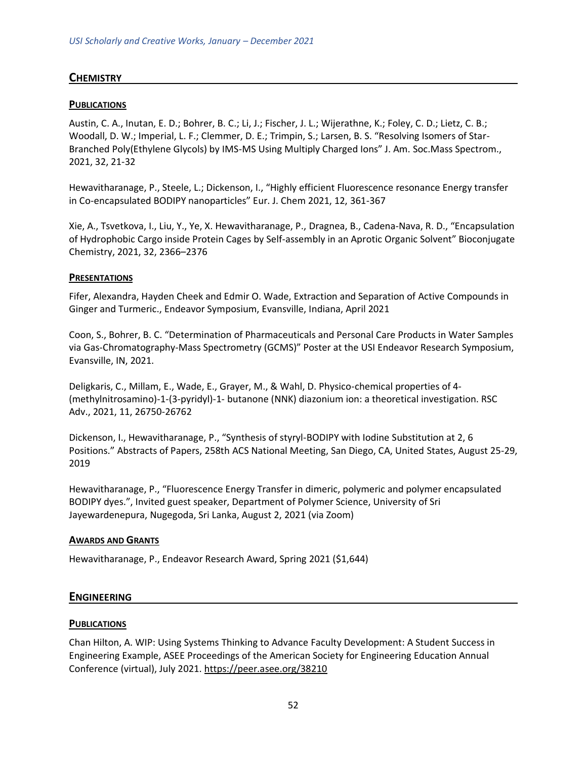## CHEMISTRY

### PUBLICATIONS

Austin, C. A., Inutan, E. D.; Bohrer, B. C.; Li, J.; Fischer, J. L.; Wijerathne, K.; Foley, C. D.; Lietz, C. B.; Woodall, D. W.; Imperial, L. F.; Clemmer, D. E.; Trimpin, S.; Larsen, B. S. "Resolving Isomers of Star-Branched Poly(Ethylene Glycols) by IMS-MS Using Multiply Charged Ions" J. Am. Soc.Mass Spectrom., 2021, 32, 21-32

Hewavitharanage, P., Steele, L.; Dickenson, I., "Highly efficient Fluorescence resonance Energy transfer in Co-encapsulated BODIPY nanoparticles" Eur. J. Chem 2021, 12, 361-367

Xie, A., Tsvetkova, I., Liu, Y., Ye, X. Hewavitharanage, P., Dragnea, B., Cadena-Nava, R. D., "Encapsulation of Hydrophobic Cargo inside Protein Cages by Self-assembly in an Aprotic Organic Solvent" Bioconjugate Chemistry, 2021, 32, 2366–2376

### PRESENTATIONS

Fifer, Alexandra, Hayden Cheek and Edmir O. Wade, Extraction and Separation of Active Compounds in Ginger and Turmeric., Endeavor Symposium, Evansville, Indiana, April 2021

Coon, S., Bohrer, B. C. "Determination of Pharmaceuticals and Personal Care Products in Water Samples via Gas-Chromatography-Mass Spectrometry (GCMS)" Poster at the USI Endeavor Research Symposium, Evansville, IN, 2021.

Deligkaris, C., Millam, E., Wade, E., Grayer, M., & Wahl, D. Physico-chemical properties of 4-(methylnitrosamino)-1-(3-pyridyl)-1- butanone (NNK) diazonium ion: a theoretical investigation. RSC Adv., 2021, 11, 26750-26762

Dickenson, I., Hewavitharanage, P., "Synthesis of styryl-BODIPY with Iodine Substitution at 2, 6 Positions." Abstracts of Papers, 258th ACS National Meeting, San Diego, CA, United States, August 25-29, 2019

Hewavitharanage, P., "Fluorescence Energy Transfer in dimeric, polymeric and polymer encapsulated BODIPY dyes.", Invited guest speaker, Department of Polymer Science, University of Sri Jayewardenepura, Nugegoda, Sri Lanka, August 2, 2021 (via Zoom)

### AWARDS AND GRANTS

Hewavitharanage, P., Endeavor Research Award, Spring 2021 ($1,644)

## ENGINEERING

### PUBLICATIONS

Chan Hilton, A. WIP: Using Systems Thinking to Advance Faculty Development: A Student Success in Engineering Example, ASEE Proceedings of the American Society for Engineering Education Annual Conference (virtual), July 2021. https://peer.asee.org/38210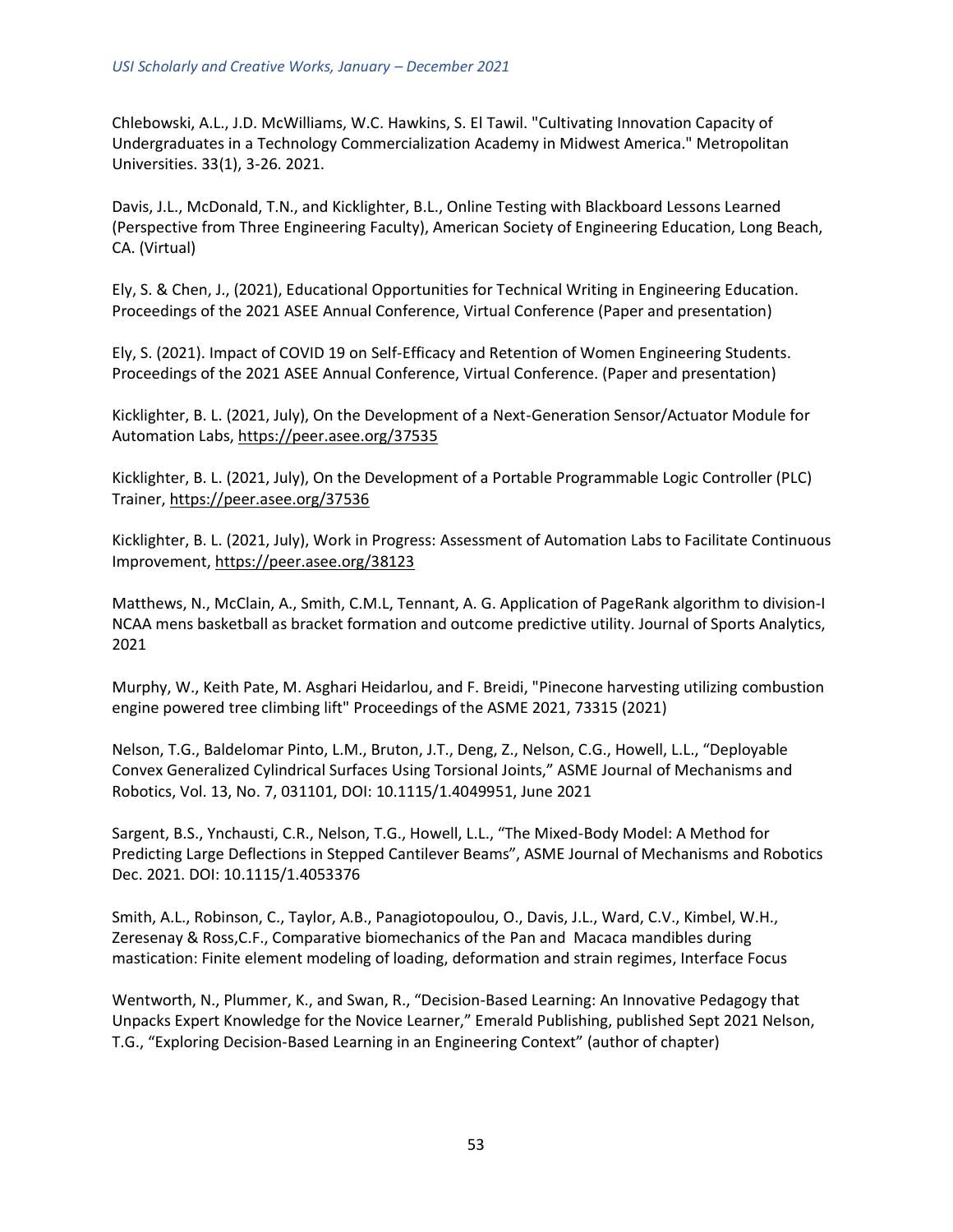Chlebowski, A.L., J.D. McWilliams, W.C. Hawkins, S. El Tawil. "Cultivating Innovation Capacity of Undergraduates in a Technology Commercialization Academy in Midwest America." Metropolitan Universities. 33(1), 3-26. 2021.

Davis, J.L., McDonald, T.N., and Kicklighter, B.L., Online Testing with Blackboard Lessons Learned (Perspective from Three Engineering Faculty), American Society of Engineering Education, Long Beach, CA. (Virtual)

Ely, S. & Chen, J., (2021), Educational Opportunities for Technical Writing in Engineering Education. Proceedings of the 2021 ASEE Annual Conference, Virtual Conference (Paper and presentation)

Ely, S. (2021). Impact of COVID 19 on Self-Efficacy and Retention of Women Engineering Students. Proceedings of the 2021 ASEE Annual Conference, Virtual Conference. (Paper and presentation)

Kicklighter, B. L. (2021, July), On the Development of a Next-Generation Sensor/Actuator Module for Automation Labs, https://peer.asee.org/37535

Kicklighter, B. L. (2021, July), On the Development of a Portable Programmable Logic Controller (PLC) Trainer, https://peer.asee.org/37536

Kicklighter, B. L. (2021, July), Work in Progress: Assessment of Automation Labs to Facilitate Continuous Improvement, https://peer.asee.org/38123

Matthews, N., McClain, A., Smith, C.M.L, Tennant, A. G. Application of PageRank algorithm to division-I NCAA mens basketball as bracket formation and outcome predictive utility. Journal of Sports Analytics, 2021

Murphy, W., Keith Pate, M. Asghari Heidarlou, and F. Breidi, "Pinecone harvesting utilizing combustion engine powered tree climbing lift" Proceedings of the ASME 2021, 73315 (2021)

Nelson, T.G., Baldelomar Pinto, L.M., Bruton, J.T., Deng, Z., Nelson, C.G., Howell, L.L., "Deployable Convex Generalized Cylindrical Surfaces Using Torsional Joints," ASME Journal of Mechanisms and Robotics, Vol. 13, No. 7, 031101, DOI: 10.1115/1.4049951, June 2021

Sargent, B.S., Ynchausti, C.R., Nelson, T.G., Howell, L.L., "The Mixed-Body Model: A Method for Predicting Large Deflections in Stepped Cantilever Beams", ASME Journal of Mechanisms and Robotics Dec. 2021. DOI: 10.1115/1.4053376

Smith, A.L., Robinson, C., Taylor, A.B., Panagiotopoulou, O., Davis, J.L., Ward, C.V., Kimbel, W.H., Zeresenay & Ross,C.F., Comparative biomechanics of the Pan and Macaca mandibles during mastication: Finite element modeling of loading, deformation and strain regimes, Interface Focus

Wentworth, N., Plummer, K., and Swan, R., "Decision-Based Learning: An Innovative Pedagogy that Unpacks Expert Knowledge for the Novice Learner," Emerald Publishing, published Sept 2021 Nelson, T.G., "Exploring Decision-Based Learning in an Engineering Context" (author of chapter)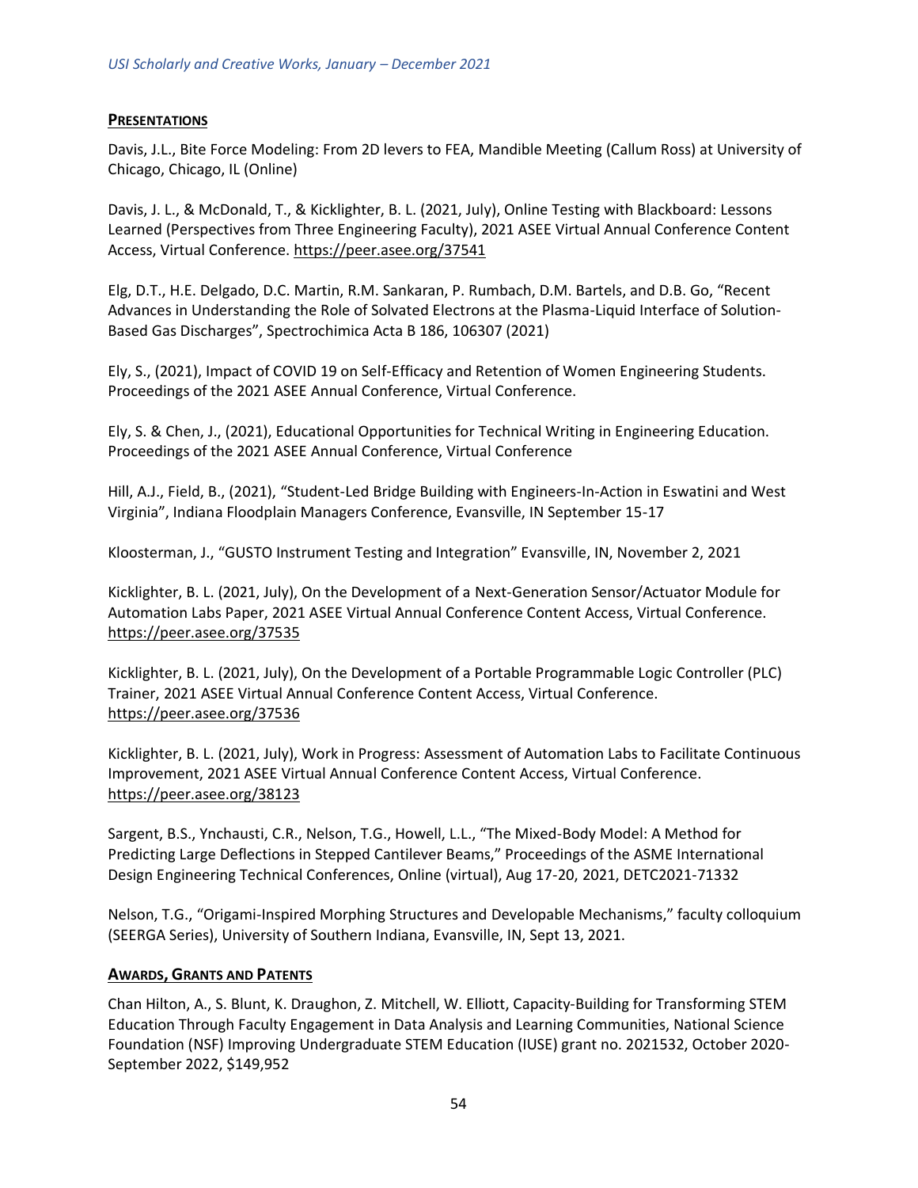## **PRESENTATIONS**

Davis, J.L., Bite Force Modeling: From 2D levers to FEA, Mandible Meeting (Callum Ross) at University of Chicago, Chicago, IL (Online)

Davis, J. L., & McDonald, T., & Kicklighter, B. L. (2021, July), Online Testing with Blackboard: Lessons Learned (Perspectives from Three Engineering Faculty), 2021 ASEE Virtual Annual Conference Content Access, Virtual Conference. https://peer.asee.org/37541

Elg, D.T., H.E. Delgado, D.C. Martin, R.M. Sankaran, P. Rumbach, D.M. Bartels, and D.B. Go, "Recent Advances in Understanding the Role of Solvated Electrons at the Plasma-Liquid Interface of Solution-Based Gas Discharges", Spectrochimica Acta B 186, 106307 (2021)

Ely, S., (2021), Impact of COVID 19 on Self-Efficacy and Retention of Women Engineering Students. Proceedings of the 2021 ASEE Annual Conference, Virtual Conference.

Ely, S. & Chen, J., (2021), Educational Opportunities for Technical Writing in Engineering Education. Proceedings of the 2021 ASEE Annual Conference, Virtual Conference

Hill, A.J., Field, B., (2021), "Student-Led Bridge Building with Engineers-In-Action in Eswatini and West Virginia", Indiana Floodplain Managers Conference, Evansville, IN September 15-17

Kloosterman, J., "GUSTO Instrument Testing and Integration" Evansville, IN, November 2, 2021

Kicklighter, B. L. (2021, July), On the Development of a Next-Generation Sensor/Actuator Module for Automation Labs Paper, 2021 ASEE Virtual Annual Conference Content Access, Virtual Conference. https://peer.asee.org/37535

Kicklighter, B. L. (2021, July), On the Development of a Portable Programmable Logic Controller (PLC) Trainer, 2021 ASEE Virtual Annual Conference Content Access, Virtual Conference. https://peer.asee.org/37536

Kicklighter, B. L. (2021, July), Work in Progress: Assessment of Automation Labs to Facilitate Continuous Improvement, 2021 ASEE Virtual Annual Conference Content Access, Virtual Conference. https://peer.asee.org/38123

Sargent, B.S., Ynchausti, C.R., Nelson, T.G., Howell, L.L., "The Mixed-Body Model: A Method for Predicting Large Deflections in Stepped Cantilever Beams," Proceedings of the ASME International Design Engineering Technical Conferences, Online (virtual), Aug 17-20, 2021, DETC2021-71332

Nelson, T.G., "Origami-Inspired Morphing Structures and Developable Mechanisms," faculty colloquium (SEERGA Series), University of Southern Indiana, Evansville, IN, Sept 13, 2021.

## **AWARDS, GRANTS AND PATENTS**

Chan Hilton, A., S. Blunt, K. Draughon, Z. Mitchell, W. Elliott, Capacity-Building for Transforming STEM Education Through Faculty Engagement in Data Analysis and Learning Communities, National Science Foundation (NSF) Improving Undergraduate STEM Education (IUSE) grant no. 2021532, October 2020-September 2022, $149,952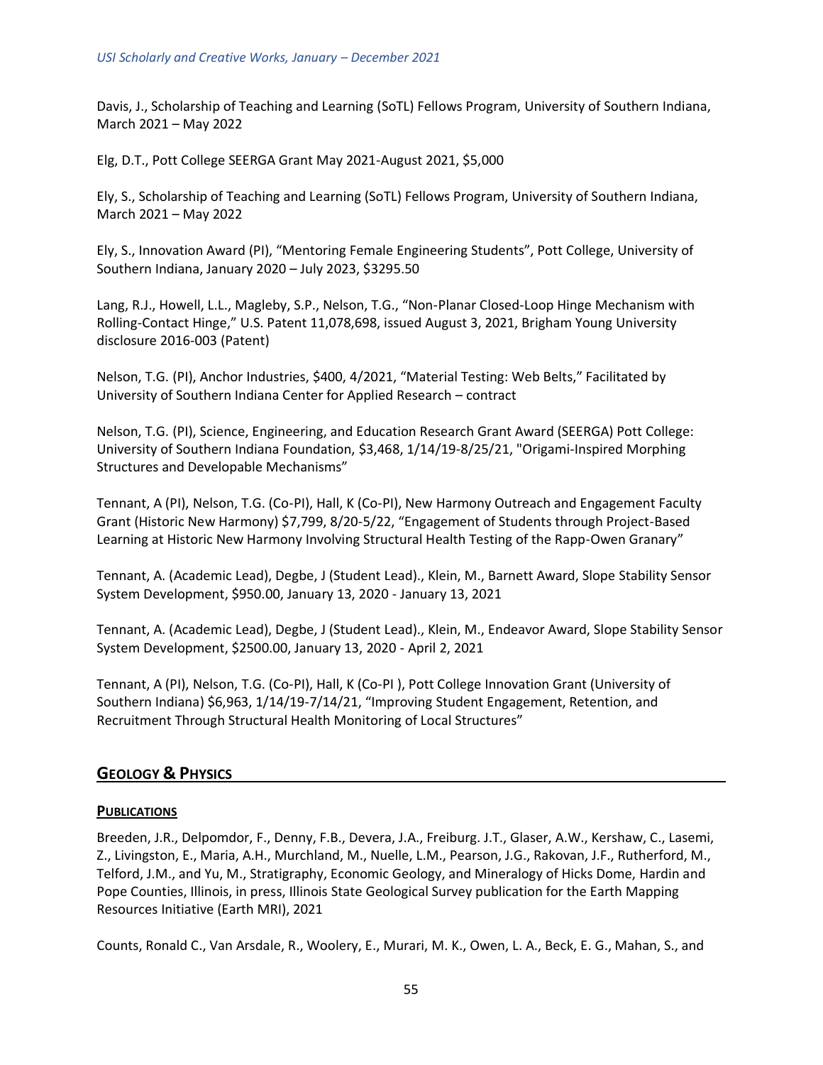Davis, J., Scholarship of Teaching and Learning (SoTL) Fellows Program, University of Southern Indiana, March 2021 – May 2022

Elg, D.T., Pott College SEERGA Grant May 2021-August 2021, $5,000

Ely, S., Scholarship of Teaching and Learning (SoTL) Fellows Program, University of Southern Indiana, March 2021 – May 2022

Ely, S., Innovation Award (PI), "Mentoring Female Engineering Students", Pott College, University of Southern Indiana, January 2020 – July 2023, $3295.50

Lang, R.J., Howell, L.L., Magleby, S.P., Nelson, T.G., "Non-Planar Closed-Loop Hinge Mechanism with Rolling-Contact Hinge," U.S. Patent 11,078,698, issued August 3, 2021, Brigham Young University disclosure 2016-003 (Patent)

Nelson, T.G. (PI), Anchor Industries, $400, 4/2021, "Material Testing: Web Belts," Facilitated by University of Southern Indiana Center for Applied Research – contract

Nelson, T.G. (PI), Science, Engineering, and Education Research Grant Award (SEERGA) Pott College: University of Southern Indiana Foundation, $3,468, 1/14/19-8/25/21, "Origami-Inspired Morphing Structures and Developable Mechanisms"

Tennant, A (PI), Nelson, T.G. (Co-PI), Hall, K (Co-PI), New Harmony Outreach and Engagement Faculty Grant (Historic New Harmony) $7,799, 8/20-5/22, "Engagement of Students through Project-Based Learning at Historic New Harmony Involving Structural Health Testing of the Rapp-Owen Granary"

Tennant, A. (Academic Lead), Degbe, J (Student Lead)., Klein, M., Barnett Award, Slope Stability Sensor System Development, $950.00, January 13, 2020 - January 13, 2021

Tennant, A. (Academic Lead), Degbe, J (Student Lead)., Klein, M., Endeavor Award, Slope Stability Sensor System Development, $2500.00, January 13, 2020 - April 2, 2021

Tennant, A (PI), Nelson, T.G. (Co-PI), Hall, K (Co-PI ), Pott College Innovation Grant (University of Southern Indiana) $6,963, 1/14/19-7/14/21, "Improving Student Engagement, Retention, and Recruitment Through Structural Health Monitoring of Local Structures"

## GEOLOGY & PHYSICS

### PUBLICATIONS

Breeden, J.R., Delpomdor, F., Denny, F.B., Devera, J.A., Freiburg. J.T., Glaser, A.W., Kershaw, C., Lasemi, Z., Livingston, E., Maria, A.H., Murchland, M., Nuelle, L.M., Pearson, J.G., Rakovan, J.F., Rutherford, M., Telford, J.M., and Yu, M., Stratigraphy, Economic Geology, and Mineralogy of Hicks Dome, Hardin and Pope Counties, Illinois, in press, Illinois State Geological Survey publication for the Earth Mapping Resources Initiative (Earth MRI), 2021

Counts, Ronald C., Van Arsdale, R., Woolery, E., Murari, M. K., Owen, L. A., Beck, E. G., Mahan, S., and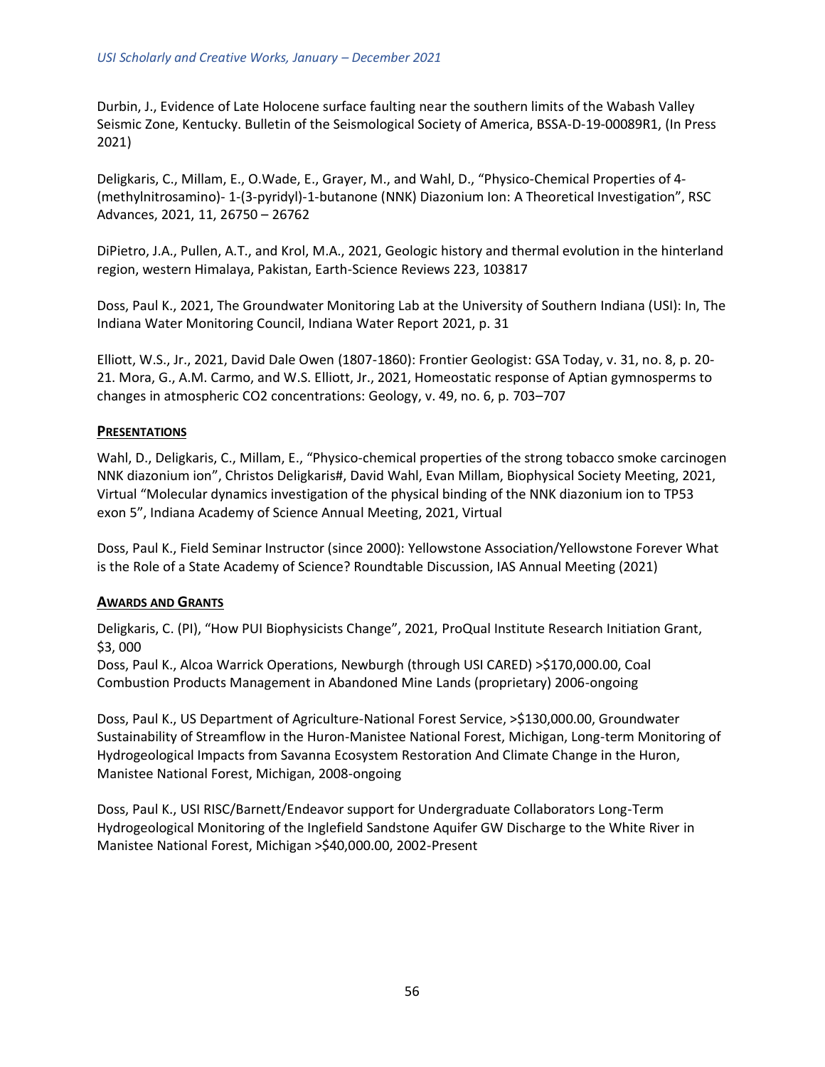Durbin, J., Evidence of Late Holocene surface faulting near the southern limits of the Wabash Valley Seismic Zone, Kentucky. Bulletin of the Seismological Society of America, BSSA-D-19-00089R1, (In Press 2021)

Deligkaris, C., Millam, E., O.Wade, E., Grayer, M., and Wahl, D., "Physico-Chemical Properties of 4-(methylnitrosamino)- 1-(3-pyridyl)-1-butanone (NNK) Diazonium Ion: A Theoretical Investigation", RSC Advances, 2021, 11, 26750 – 26762

DiPietro, J.A., Pullen, A.T., and Krol, M.A., 2021, Geologic history and thermal evolution in the hinterland region, western Himalaya, Pakistan, Earth-Science Reviews 223, 103817

Doss, Paul K., 2021, The Groundwater Monitoring Lab at the University of Southern Indiana (USI): In, The Indiana Water Monitoring Council, Indiana Water Report 2021, p. 31

Elliott, W.S., Jr., 2021, David Dale Owen (1807-1860): Frontier Geologist: GSA Today, v. 31, no. 8, p. 20-21. Mora, G., A.M. Carmo, and W.S. Elliott, Jr., 2021, Homeostatic response of Aptian gymnosperms to changes in atmospheric CO2 concentrations: Geology, v. 49, no. 6, p. 703–707

## Presentations

Wahl, D., Deligkaris, C., Millam, E., "Physico-chemical properties of the strong tobacco smoke carcinogen NNK diazonium ion", Christos Deligkaris#, David Wahl, Evan Millam, Biophysical Society Meeting, 2021, Virtual "Molecular dynamics investigation of the physical binding of the NNK diazonium ion to TP53 exon 5", Indiana Academy of Science Annual Meeting, 2021, Virtual

Doss, Paul K., Field Seminar Instructor (since 2000): Yellowstone Association/Yellowstone Forever What is the Role of a State Academy of Science? Roundtable Discussion, IAS Annual Meeting (2021)

## Awards and Grants

Deligkaris, C. (PI), "How PUI Biophysicists Change", 2021, ProQual Institute Research Initiation Grant, $3, 000
Doss, Paul K., Alcoa Warrick Operations, Newburgh (through USI CARED) >$170,000.00, Coal Combustion Products Management in Abandoned Mine Lands (proprietary) 2006-ongoing

Doss, Paul K., US Department of Agriculture-National Forest Service, >$130,000.00, Groundwater Sustainability of Streamflow in the Huron-Manistee National Forest, Michigan, Long-term Monitoring of Hydrogeological Impacts from Savanna Ecosystem Restoration And Climate Change in the Huron, Manistee National Forest, Michigan, 2008-ongoing

Doss, Paul K., USI RISC/Barnett/Endeavor support for Undergraduate Collaborators Long-Term Hydrogeological Monitoring of the Inglefield Sandstone Aquifer GW Discharge to the White River in Manistee National Forest, Michigan >$40,000.00, 2002-Present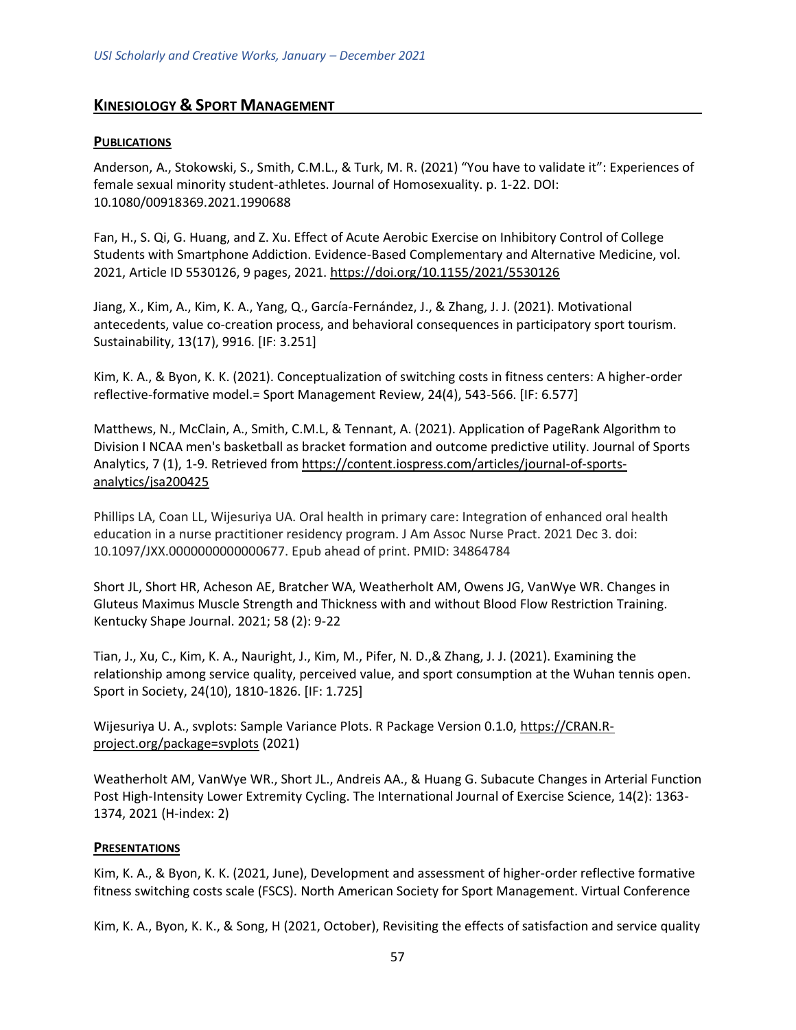## KINESIOLOGY & SPORT MANAGEMENT

### PUBLICATIONS

Anderson, A., Stokowski, S., Smith, C.M.L., & Turk, M. R. (2021) "You have to validate it": Experiences of female sexual minority student-athletes. Journal of Homosexuality. p. 1-22. DOI: 10.1080/00918369.2021.1990688

Fan, H., S. Qi, G. Huang, and Z. Xu. Effect of Acute Aerobic Exercise on Inhibitory Control of College Students with Smartphone Addiction. Evidence-Based Complementary and Alternative Medicine, vol. 2021, Article ID 5530126, 9 pages, 2021. https://doi.org/10.1155/2021/5530126

Jiang, X., Kim, A., Kim, K. A., Yang, Q., García-Fernández, J., & Zhang, J. J. (2021). Motivational antecedents, value co-creation process, and behavioral consequences in participatory sport tourism. Sustainability, 13(17), 9916. [IF: 3.251]

Kim, K. A., & Byon, K. K. (2021). Conceptualization of switching costs in fitness centers: A higher-order reflective-formative model.= Sport Management Review, 24(4), 543-566. [IF: 6.577]

Matthews, N., McClain, A., Smith, C.M.L, & Tennant, A. (2021). Application of PageRank Algorithm to Division I NCAA men's basketball as bracket formation and outcome predictive utility. Journal of Sports Analytics, 7 (1), 1-9. Retrieved from https://content.iospress.com/articles/journal-of-sports-analytics/jsa200425

Phillips LA, Coan LL, Wijesuriya UA. Oral health in primary care: Integration of enhanced oral health education in a nurse practitioner residency program. J Am Assoc Nurse Pract. 2021 Dec 3. doi: 10.1097/JXX.0000000000000677. Epub ahead of print. PMID: 34864784

Short JL, Short HR, Acheson AE, Bratcher WA, Weatherholt AM, Owens JG, VanWye WR. Changes in Gluteus Maximus Muscle Strength and Thickness with and without Blood Flow Restriction Training. Kentucky Shape Journal. 2021; 58 (2): 9-22

Tian, J., Xu, C., Kim, K. A., Nauright, J., Kim, M., Pifer, N. D.,& Zhang, J. J. (2021). Examining the relationship among service quality, perceived value, and sport consumption at the Wuhan tennis open. Sport in Society, 24(10), 1810-1826. [IF: 1.725]

Wijesuriya U. A., svplots: Sample Variance Plots. R Package Version 0.1.0, https://CRAN.R-project.org/package=svplots (2021)

Weatherholt AM, VanWye WR., Short JL., Andreis AA., & Huang G. Subacute Changes in Arterial Function Post High-Intensity Lower Extremity Cycling. The International Journal of Exercise Science, 14(2): 1363-1374, 2021 (H-index: 2)

### PRESENTATIONS

Kim, K. A., & Byon, K. K. (2021, June), Development and assessment of higher-order reflective formative fitness switching costs scale (FSCS). North American Society for Sport Management. Virtual Conference

Kim, K. A., Byon, K. K., & Song, H (2021, October), Revisiting the effects of satisfaction and service quality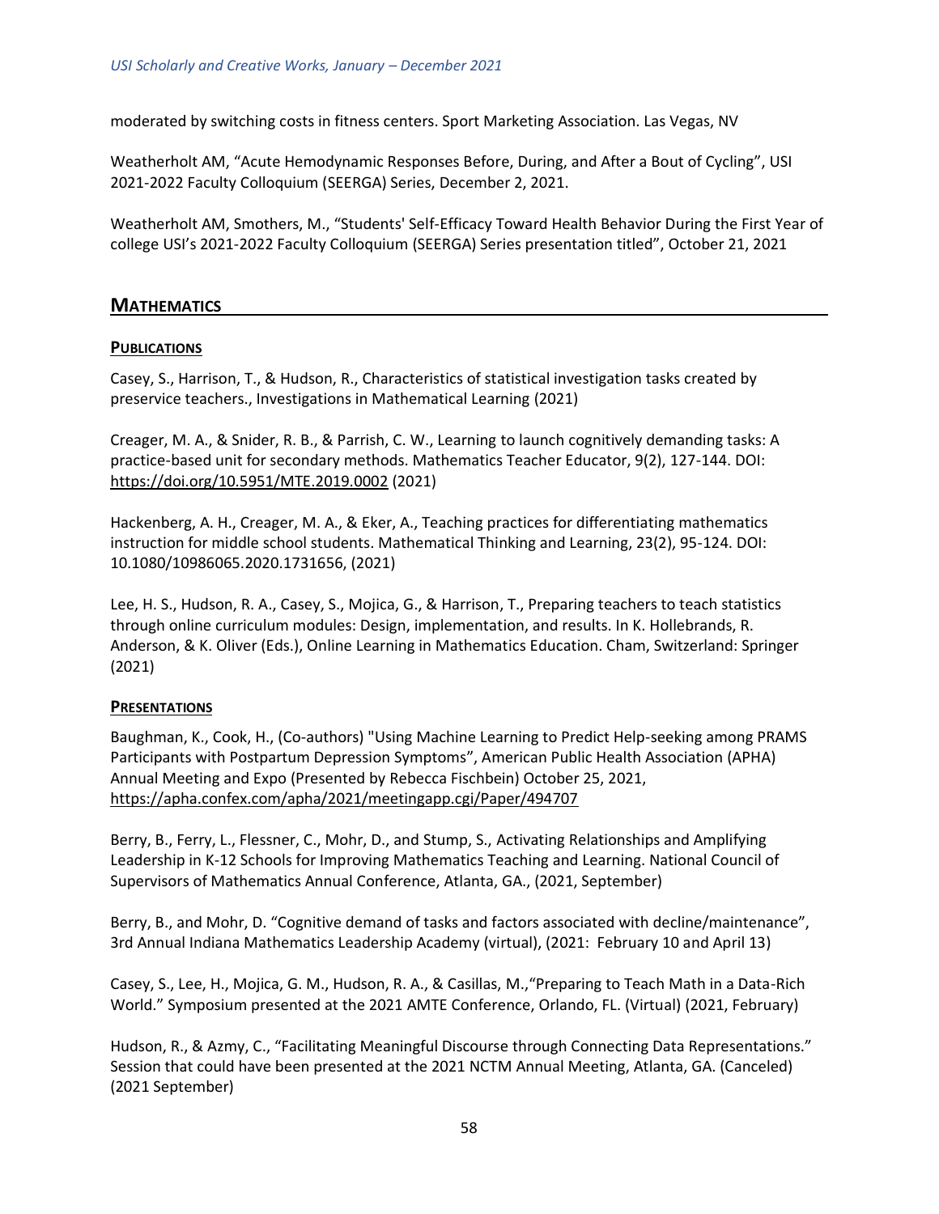moderated by switching costs in fitness centers. Sport Marketing Association. Las Vegas, NV

Weatherholt AM, "Acute Hemodynamic Responses Before, During, and After a Bout of Cycling", USI 2021-2022 Faculty Colloquium (SEERGA) Series, December 2, 2021.

Weatherholt AM, Smothers, M., "Students' Self-Efficacy Toward Health Behavior During the First Year of college USI's 2021-2022 Faculty Colloquium (SEERGA) Series presentation titled", October 21, 2021

## MATHEMATICS

### PUBLICATIONS

Casey, S., Harrison, T., & Hudson, R., Characteristics of statistical investigation tasks created by preservice teachers., Investigations in Mathematical Learning (2021)

Creager, M. A., & Snider, R. B., & Parrish, C. W., Learning to launch cognitively demanding tasks: A practice-based unit for secondary methods. Mathematics Teacher Educator, 9(2), 127-144. DOI: https://doi.org/10.5951/MTE.2019.0002 (2021)

Hackenberg, A. H., Creager, M. A., & Eker, A., Teaching practices for differentiating mathematics instruction for middle school students. Mathematical Thinking and Learning, 23(2), 95-124. DOI: 10.1080/10986065.2020.1731656, (2021)

Lee, H. S., Hudson, R. A., Casey, S., Mojica, G., & Harrison, T., Preparing teachers to teach statistics through online curriculum modules: Design, implementation, and results. In K. Hollebrands, R. Anderson, & K. Oliver (Eds.), Online Learning in Mathematics Education. Cham, Switzerland: Springer (2021)

### PRESENTATIONS

Baughman, K., Cook, H., (Co-authors) "Using Machine Learning to Predict Help-seeking among PRAMS Participants with Postpartum Depression Symptoms", American Public Health Association (APHA) Annual Meeting and Expo (Presented by Rebecca Fischbein) October 25, 2021, https://apha.confex.com/apha/2021/meetingapp.cgi/Paper/494707

Berry, B., Ferry, L., Flessner, C., Mohr, D., and Stump, S., Activating Relationships and Amplifying Leadership in K-12 Schools for Improving Mathematics Teaching and Learning. National Council of Supervisors of Mathematics Annual Conference, Atlanta, GA., (2021, September)

Berry, B., and Mohr, D. "Cognitive demand of tasks and factors associated with decline/maintenance", 3rd Annual Indiana Mathematics Leadership Academy (virtual), (2021: February 10 and April 13)

Casey, S., Lee, H., Mojica, G. M., Hudson, R. A., & Casillas, M.,"Preparing to Teach Math in a Data-Rich World." Symposium presented at the 2021 AMTE Conference, Orlando, FL. (Virtual) (2021, February)

Hudson, R., & Azmy, C., "Facilitating Meaningful Discourse through Connecting Data Representations." Session that could have been presented at the 2021 NCTM Annual Meeting, Atlanta, GA. (Canceled) (2021 September)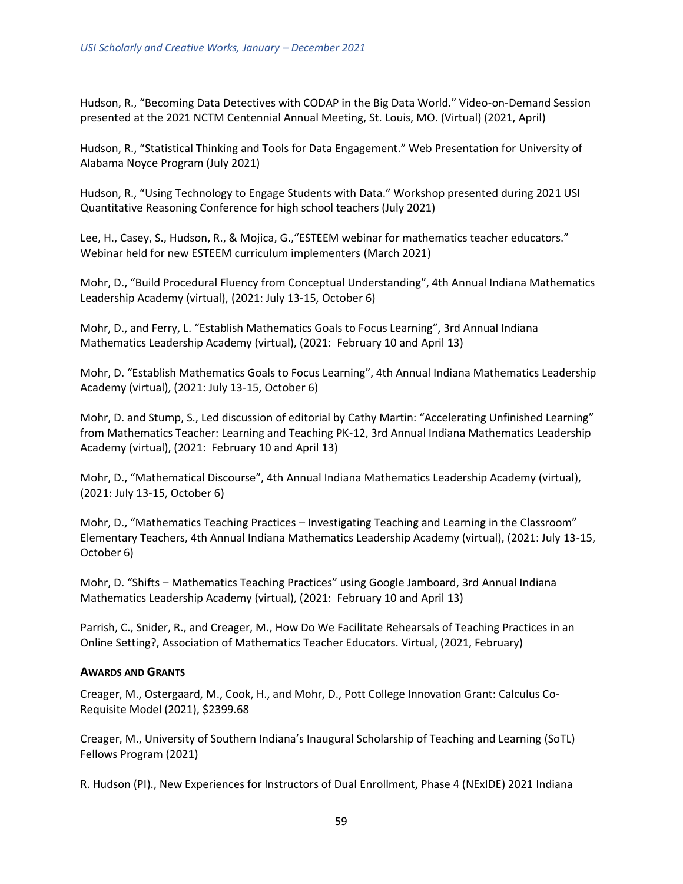Hudson, R., "Becoming Data Detectives with CODAP in the Big Data World." Video-on-Demand Session presented at the 2021 NCTM Centennial Annual Meeting, St. Louis, MO. (Virtual) (2021, April)

Hudson, R., "Statistical Thinking and Tools for Data Engagement." Web Presentation for University of Alabama Noyce Program (July 2021)

Hudson, R., "Using Technology to Engage Students with Data." Workshop presented during 2021 USI Quantitative Reasoning Conference for high school teachers (July 2021)

Lee, H., Casey, S., Hudson, R., & Mojica, G.,"ESTEEM webinar for mathematics teacher educators." Webinar held for new ESTEEM curriculum implementers (March 2021)

Mohr, D., "Build Procedural Fluency from Conceptual Understanding", 4th Annual Indiana Mathematics Leadership Academy (virtual), (2021: July 13-15, October 6)

Mohr, D., and Ferry, L. "Establish Mathematics Goals to Focus Learning", 3rd Annual Indiana Mathematics Leadership Academy (virtual), (2021: February 10 and April 13)

Mohr, D. "Establish Mathematics Goals to Focus Learning", 4th Annual Indiana Mathematics Leadership Academy (virtual), (2021: July 13-15, October 6)

Mohr, D. and Stump, S., Led discussion of editorial by Cathy Martin: "Accelerating Unfinished Learning" from Mathematics Teacher: Learning and Teaching PK-12, 3rd Annual Indiana Mathematics Leadership Academy (virtual), (2021: February 10 and April 13)

Mohr, D., "Mathematical Discourse", 4th Annual Indiana Mathematics Leadership Academy (virtual), (2021: July 13-15, October 6)

Mohr, D., "Mathematics Teaching Practices – Investigating Teaching and Learning in the Classroom" Elementary Teachers, 4th Annual Indiana Mathematics Leadership Academy (virtual), (2021: July 13-15, October 6)

Mohr, D. "Shifts – Mathematics Teaching Practices" using Google Jamboard, 3rd Annual Indiana Mathematics Leadership Academy (virtual), (2021: February 10 and April 13)

Parrish, C., Snider, R., and Creager, M., How Do We Facilitate Rehearsals of Teaching Practices in an Online Setting?, Association of Mathematics Teacher Educators. Virtual, (2021, February)

## AWARDS AND GRANTS

Creager, M., Ostergaard, M., Cook, H., and Mohr, D., Pott College Innovation Grant: Calculus Co-Requisite Model (2021), $2399.68

Creager, M., University of Southern Indiana's Inaugural Scholarship of Teaching and Learning (SoTL) Fellows Program (2021)

R. Hudson (PI)., New Experiences for Instructors of Dual Enrollment, Phase 4 (NExIDE) 2021 Indiana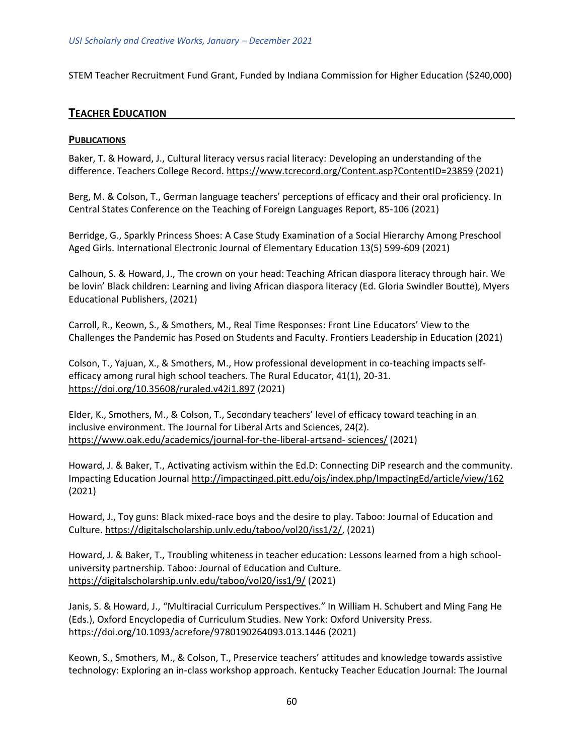STEM Teacher Recruitment Fund Grant, Funded by Indiana Commission for Higher Education ($240,000)

## TEACHER EDUCATION

### PUBLICATIONS

Baker, T. & Howard, J., Cultural literacy versus racial literacy: Developing an understanding of the difference. Teachers College Record. https://www.tcrecord.org/Content.asp?ContentID=23859 (2021)

Berg, M. & Colson, T., German language teachers' perceptions of efficacy and their oral proficiency. In Central States Conference on the Teaching of Foreign Languages Report, 85-106 (2021)

Berridge, G., Sparkly Princess Shoes: A Case Study Examination of a Social Hierarchy Among Preschool Aged Girls. International Electronic Journal of Elementary Education 13(5) 599-609 (2021)

Calhoun, S. & Howard, J., The crown on your head: Teaching African diaspora literacy through hair. We be lovin' Black children: Learning and living African diaspora literacy (Ed. Gloria Swindler Boutte), Myers Educational Publishers, (2021)

Carroll, R., Keown, S., & Smothers, M., Real Time Responses: Front Line Educators' View to the Challenges the Pandemic has Posed on Students and Faculty. Frontiers Leadership in Education (2021)

Colson, T., Yajuan, X., & Smothers, M., How professional development in co-teaching impacts self-efficacy among rural high school teachers. The Rural Educator, 41(1), 20-31. https://doi.org/10.35608/ruraled.v42i1.897 (2021)

Elder, K., Smothers, M., & Colson, T., Secondary teachers' level of efficacy toward teaching in an inclusive environment. The Journal for Liberal Arts and Sciences, 24(2). https://www.oak.edu/academics/journal-for-the-liberal-artsand- sciences/ (2021)

Howard, J. & Baker, T., Activating activism within the Ed.D: Connecting DiP research and the community. Impacting Education Journal http://impactinged.pitt.edu/ojs/index.php/ImpactingEd/article/view/162 (2021)

Howard, J., Toy guns: Black mixed-race boys and the desire to play. Taboo: Journal of Education and Culture. https://digitalscholarship.unlv.edu/taboo/vol20/iss1/2/, (2021)

Howard, J. & Baker, T., Troubling whiteness in teacher education: Lessons learned from a high school-university partnership. Taboo: Journal of Education and Culture. https://digitalscholarship.unlv.edu/taboo/vol20/iss1/9/ (2021)

Janis, S. & Howard, J., "Multiracial Curriculum Perspectives." In William H. Schubert and Ming Fang He (Eds.), Oxford Encyclopedia of Curriculum Studies. New York: Oxford University Press. https://doi.org/10.1093/acrefore/9780190264093.013.1446 (2021)

Keown, S., Smothers, M., & Colson, T., Preservice teachers' attitudes and knowledge towards assistive technology: Exploring an in-class workshop approach. Kentucky Teacher Education Journal: The Journal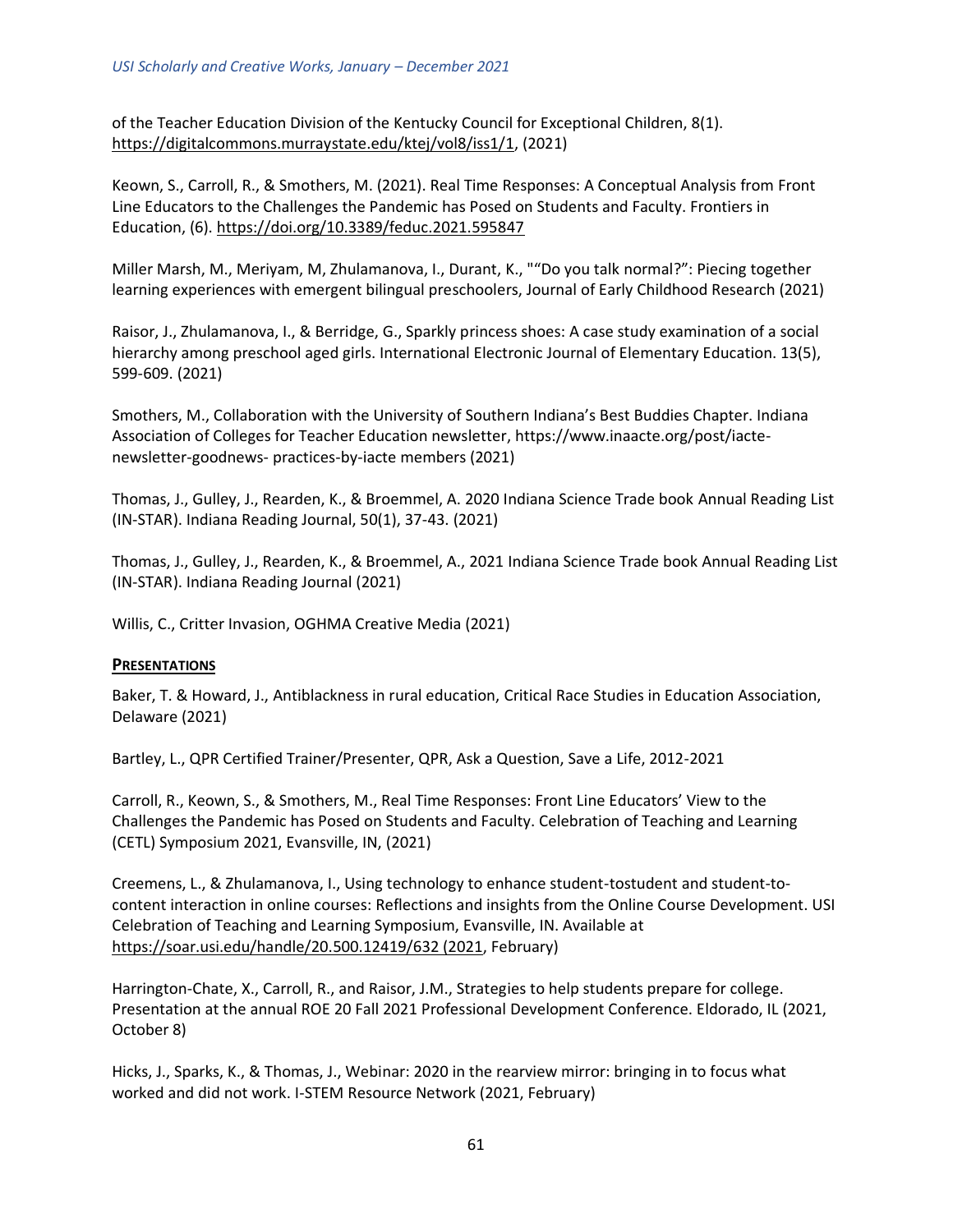of the Teacher Education Division of the Kentucky Council for Exceptional Children, 8(1). https://digitalcommons.murraystate.edu/ktej/vol8/iss1/1, (2021)

Keown, S., Carroll, R., & Smothers, M. (2021). Real Time Responses: A Conceptual Analysis from Front Line Educators to the Challenges the Pandemic has Posed on Students and Faculty. Frontiers in Education, (6). https://doi.org/10.3389/feduc.2021.595847

Miller Marsh, M., Meriyam, M, Zhulamanova, I., Durant, K., "“Do you talk normal?”: Piecing together learning experiences with emergent bilingual preschoolers, Journal of Early Childhood Research (2021)

Raisor, J., Zhulamanova, I., & Berridge, G., Sparkly princess shoes: A case study examination of a social hierarchy among preschool aged girls. International Electronic Journal of Elementary Education. 13(5), 599-609. (2021)

Smothers, M., Collaboration with the University of Southern Indiana's Best Buddies Chapter. Indiana Association of Colleges for Teacher Education newsletter, https://www.inaacte.org/post/iacte-newsletter-goodnews- practices-by-iacte members (2021)

Thomas, J., Gulley, J., Rearden, K., & Broemmel, A. 2020 Indiana Science Trade book Annual Reading List (IN-STAR). Indiana Reading Journal, 50(1), 37-43. (2021)

Thomas, J., Gulley, J., Rearden, K., & Broemmel, A., 2021 Indiana Science Trade book Annual Reading List (IN-STAR). Indiana Reading Journal (2021)

Willis, C., Critter Invasion, OGHMA Creative Media (2021)

## PRESENTATIONS

Baker, T. & Howard, J., Antiblackness in rural education, Critical Race Studies in Education Association, Delaware (2021)

Bartley, L., QPR Certified Trainer/Presenter, QPR, Ask a Question, Save a Life, 2012-2021

Carroll, R., Keown, S., & Smothers, M., Real Time Responses: Front Line Educators' View to the Challenges the Pandemic has Posed on Students and Faculty. Celebration of Teaching and Learning (CETL) Symposium 2021, Evansville, IN, (2021)

Creemens, L., & Zhulamanova, I., Using technology to enhance student-tostudent and student-to-content interaction in online courses: Reflections and insights from the Online Course Development. USI Celebration of Teaching and Learning Symposium, Evansville, IN. Available at https://soar.usi.edu/handle/20.500.12419/632 (2021, February)

Harrington-Chate, X., Carroll, R., and Raisor, J.M., Strategies to help students prepare for college. Presentation at the annual ROE 20 Fall 2021 Professional Development Conference. Eldorado, IL (2021, October 8)

Hicks, J., Sparks, K., & Thomas, J., Webinar: 2020 in the rearview mirror: bringing in to focus what worked and did not work. I-STEM Resource Network (2021, February)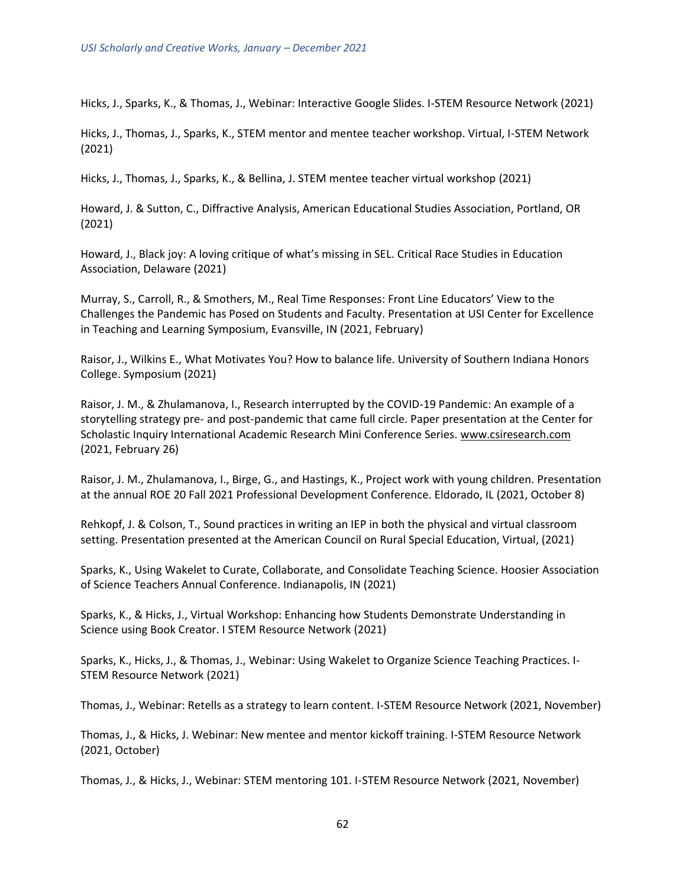Hicks, J., Sparks, K., & Thomas, J., Webinar: Interactive Google Slides. I-STEM Resource Network (2021)

Hicks, J., Thomas, J., Sparks, K., STEM mentor and mentee teacher workshop. Virtual, I-STEM Network (2021)

Hicks, J., Thomas, J., Sparks, K., & Bellina, J. STEM mentee teacher virtual workshop (2021)

Howard, J. & Sutton, C., Diffractive Analysis, American Educational Studies Association, Portland, OR (2021)

Howard, J., Black joy: A loving critique of what's missing in SEL. Critical Race Studies in Education Association, Delaware (2021)

Murray, S., Carroll, R., & Smothers, M., Real Time Responses: Front Line Educators' View to the Challenges the Pandemic has Posed on Students and Faculty. Presentation at USI Center for Excellence in Teaching and Learning Symposium, Evansville, IN (2021, February)

Raisor, J., Wilkins E., What Motivates You? How to balance life. University of Southern Indiana Honors College. Symposium (2021)

Raisor, J. M., & Zhulamanova, I., Research interrupted by the COVID-19 Pandemic: An example of a storytelling strategy pre- and post-pandemic that came full circle. Paper presentation at the Center for Scholastic Inquiry International Academic Research Mini Conference Series. www.csiresearch.com (2021, February 26)

Raisor, J. M., Zhulamanova, I., Birge, G., and Hastings, K., Project work with young children. Presentation at the annual ROE 20 Fall 2021 Professional Development Conference. Eldorado, IL (2021, October 8)

Rehkopf, J. & Colson, T., Sound practices in writing an IEP in both the physical and virtual classroom setting. Presentation presented at the American Council on Rural Special Education, Virtual, (2021)

Sparks, K., Using Wakelet to Curate, Collaborate, and Consolidate Teaching Science. Hoosier Association of Science Teachers Annual Conference. Indianapolis, IN (2021)

Sparks, K., & Hicks, J., Virtual Workshop: Enhancing how Students Demonstrate Understanding in Science using Book Creator. I STEM Resource Network (2021)

Sparks, K., Hicks, J., & Thomas, J., Webinar: Using Wakelet to Organize Science Teaching Practices. I-STEM Resource Network (2021)

Thomas, J., Webinar: Retells as a strategy to learn content. I-STEM Resource Network (2021, November)

Thomas, J., & Hicks, J. Webinar: New mentee and mentor kickoff training. I-STEM Resource Network (2021, October)

Thomas, J., & Hicks, J., Webinar: STEM mentoring 101. I-STEM Resource Network (2021, November)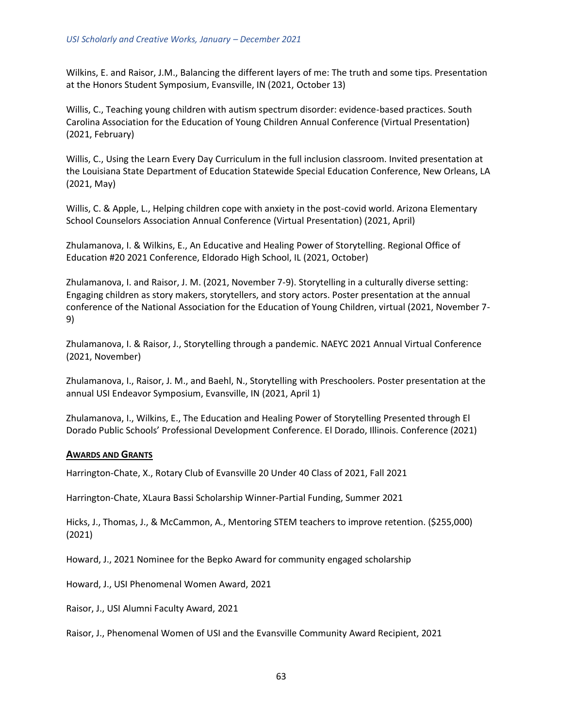Wilkins, E. and Raisor, J.M., Balancing the different layers of me: The truth and some tips. Presentation at the Honors Student Symposium, Evansville, IN (2021, October 13)

Willis, C., Teaching young children with autism spectrum disorder: evidence-based practices. South Carolina Association for the Education of Young Children Annual Conference (Virtual Presentation) (2021, February)

Willis, C., Using the Learn Every Day Curriculum in the full inclusion classroom. Invited presentation at the Louisiana State Department of Education Statewide Special Education Conference, New Orleans, LA (2021, May)

Willis, C. & Apple, L., Helping children cope with anxiety in the post-covid world. Arizona Elementary School Counselors Association Annual Conference (Virtual Presentation) (2021, April)

Zhulamanova, I. & Wilkins, E., An Educative and Healing Power of Storytelling. Regional Office of Education #20 2021 Conference, Eldorado High School, IL (2021, October)

Zhulamanova, I. and Raisor, J. M. (2021, November 7-9). Storytelling in a culturally diverse setting: Engaging children as story makers, storytellers, and story actors. Poster presentation at the annual conference of the National Association for the Education of Young Children, virtual (2021, November 7-9)

Zhulamanova, I. & Raisor, J., Storytelling through a pandemic. NAEYC 2021 Annual Virtual Conference (2021, November)

Zhulamanova, I., Raisor, J. M., and Baehl, N., Storytelling with Preschoolers. Poster presentation at the annual USI Endeavor Symposium, Evansville, IN (2021, April 1)

Zhulamanova, I., Wilkins, E., The Education and Healing Power of Storytelling Presented through El Dorado Public Schools' Professional Development Conference. El Dorado, Illinois. Conference (2021)

## Awards and Grants

Harrington-Chate, X., Rotary Club of Evansville 20 Under 40 Class of 2021, Fall 2021

Harrington-Chate, XLaura Bassi Scholarship Winner-Partial Funding, Summer 2021

Hicks, J., Thomas, J., & McCammon, A., Mentoring STEM teachers to improve retention. ($255,000) (2021)

Howard, J., 2021 Nominee for the Bepko Award for community engaged scholarship

Howard, J., USI Phenomenal Women Award, 2021

Raisor, J., USI Alumni Faculty Award, 2021

Raisor, J., Phenomenal Women of USI and the Evansville Community Award Recipient, 2021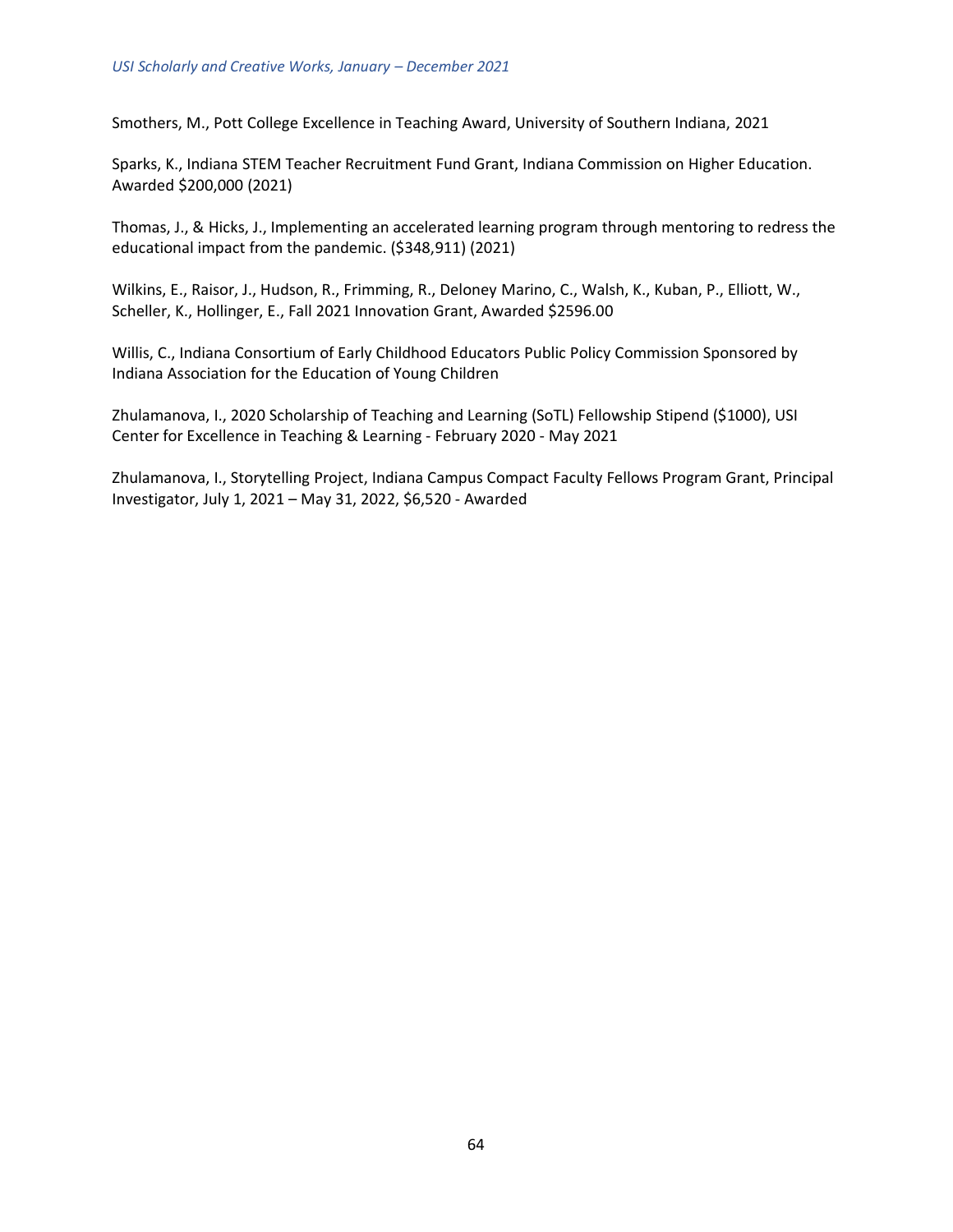Smothers, M., Pott College Excellence in Teaching Award, University of Southern Indiana, 2021

Sparks, K., Indiana STEM Teacher Recruitment Fund Grant, Indiana Commission on Higher Education. Awarded $200,000 (2021)

Thomas, J., & Hicks, J., Implementing an accelerated learning program through mentoring to redress the educational impact from the pandemic. ($348,911) (2021)

Wilkins, E., Raisor, J., Hudson, R., Frimming, R., Deloney Marino, C., Walsh, K., Kuban, P., Elliott, W., Scheller, K., Hollinger, E., Fall 2021 Innovation Grant, Awarded $2596.00

Willis, C., Indiana Consortium of Early Childhood Educators Public Policy Commission Sponsored by Indiana Association for the Education of Young Children

Zhulamanova, I., 2020 Scholarship of Teaching and Learning (SoTL) Fellowship Stipend ($1000), USI Center for Excellence in Teaching & Learning - February 2020 - May 2021

Zhulamanova, I., Storytelling Project, Indiana Campus Compact Faculty Fellows Program Grant, Principal Investigator, July 1, 2021 – May 31, 2022, $6,520 - Awarded